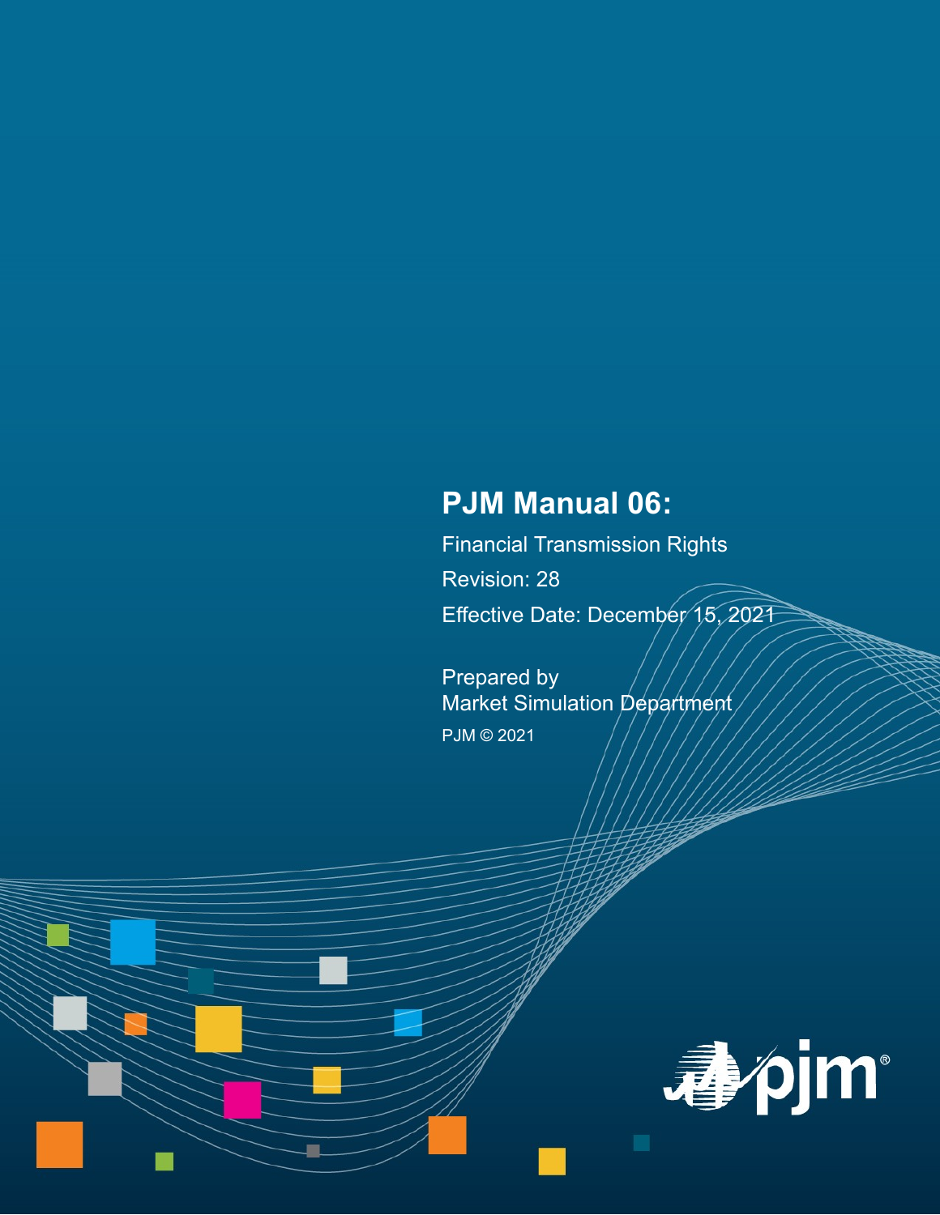# PJM Manual 06:

Financial Transmission Rights

Revision: 28

Effective Date: December 15, 2021

Prepared by
Market Simulation Department

PJM © 2021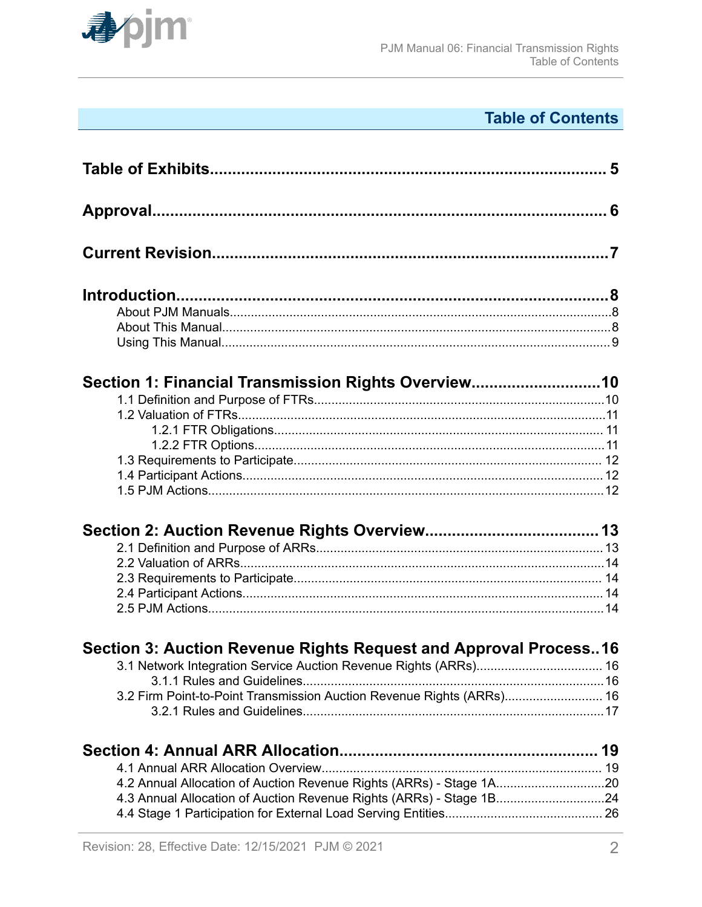## Table of Contents

**Table of Exhibits** 5

**Approval** 6

**Current Revision** 7

**Introduction** 8
- About PJM Manuals 8
- About This Manual 8
- Using This Manual 9

**Section 1: Financial Transmission Rights Overview** 10
- 1.1 Definition and Purpose of FTRs 10
- 1.2 Valuation of FTRs 11
  - 1.2.1 FTR Obligations 11
  - 1.2.2 FTR Options 11
- 1.3 Requirements to Participate 12
- 1.4 Participant Actions 12
- 1.5 PJM Actions 12

**Section 2: Auction Revenue Rights Overview** 13
- 2.1 Definition and Purpose of ARRs 13
- 2.2 Valuation of ARRs 14
- 2.3 Requirements to Participate 14
- 2.4 Participant Actions 14
- 2.5 PJM Actions 14

**Section 3: Auction Revenue Rights Request and Approval Process** 16
- 3.1 Network Integration Service Auction Revenue Rights (ARRs) 16
  - 3.1.1 Rules and Guidelines 16
- 3.2 Firm Point-to-Point Transmission Auction Revenue Rights (ARRs) 16
  - 3.2.1 Rules and Guidelines 17

**Section 4: Annual ARR Allocation** 19
- 4.1 Annual ARR Allocation Overview 19
- 4.2 Annual Allocation of Auction Revenue Rights (ARRs) - Stage 1A 20
- 4.3 Annual Allocation of Auction Revenue Rights (ARRs) - Stage 1B 24
- 4.4 Stage 1 Participation for External Load Serving Entities 26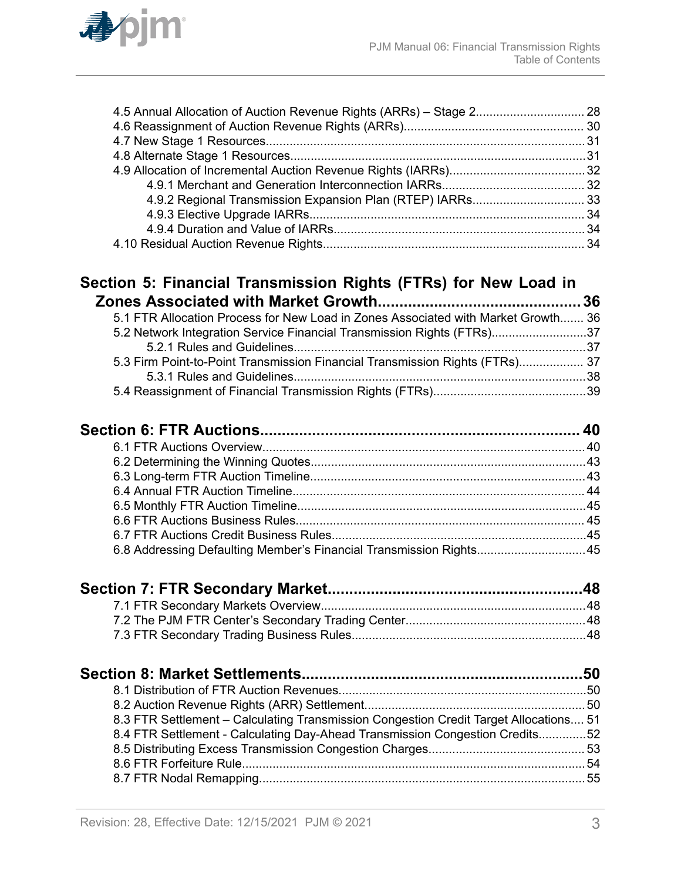4.5 Annual Allocation of Auction Revenue Rights (ARRs) – Stage 2................................ 28
4.6 Reassignment of Auction Revenue Rights (ARRs)..................................................... 30
4.7 New Stage 1 Resources............................................................................................. 31
4.8 Alternate Stage 1 Resources...................................................................................... 31
4.9 Allocation of Incremental Auction Revenue Rights (IARRs)........................................ 32
    4.9.1 Merchant and Generation Interconnection IARRs........................................... 32
    4.9.2 Regional Transmission Expansion Plan (RTEP) IARRs................................. 33
    4.9.3 Elective Upgrade IARRs................................................................................ 34
    4.9.4 Duration and Value of IARRs......................................................................... 34
4.10 Residual Auction Revenue Rights............................................................................ 34

**Section 5: Financial Transmission Rights (FTRs) for New Load in Zones Associated with Market Growth............................................. 36**

5.1 FTR Allocation Process for New Load in Zones Associated with Market Growth....... 36
5.2 Network Integration Service Financial Transmission Rights (FTRs)............................37
    5.2.1 Rules and Guidelines.....................................................................................37
5.3 Firm Point-to-Point Transmission Financial Transmission Rights (FTRs)................... 37
    5.3.1 Rules and Guidelines.....................................................................................38
5.4 Reassignment of Financial Transmission Rights (FTRs).............................................39

**Section 6: FTR Auctions........................................................................ 40**

6.1 FTR Auctions Overview.............................................................................................. 40
6.2 Determining the Winning Quotes................................................................................43
6.3 Long-term FTR Auction Timeline................................................................................43
6.4 Annual FTR Auction Timeline..................................................................................... 44
6.5 Monthly FTR Auction Timeline....................................................................................45
6.6 FTR Auctions Business Rules.................................................................................... 45
6.7 FTR Auctions Credit Business Rules..........................................................................45
6.8 Addressing Defaulting Member's Financial Transmission Rights................................45

**Section 7: FTR Secondary Market..........................................................48**

7.1 FTR Secondary Markets Overview.............................................................................48
7.2 The PJM FTR Center's Secondary Trading Center....................................................48
7.3 FTR Secondary Trading Business Rules....................................................................48

**Section 8: Market Settlements................................................................50**

8.1 Distribution of FTR Auction Revenues........................................................................50
8.2 Auction Revenue Rights (ARR) Settlement................................................................ 50
8.3 FTR Settlement – Calculating Transmission Congestion Credit Target Allocations.... 51
8.4 FTR Settlement - Calculating Day-Ahead Transmission Congestion Credits..............52
8.5 Distributing Excess Transmission Congestion Charges............................................. 53
8.6 FTR Forfeiture Rule.................................................................................................... 54
8.7 FTR Nodal Remapping............................................................................................... 55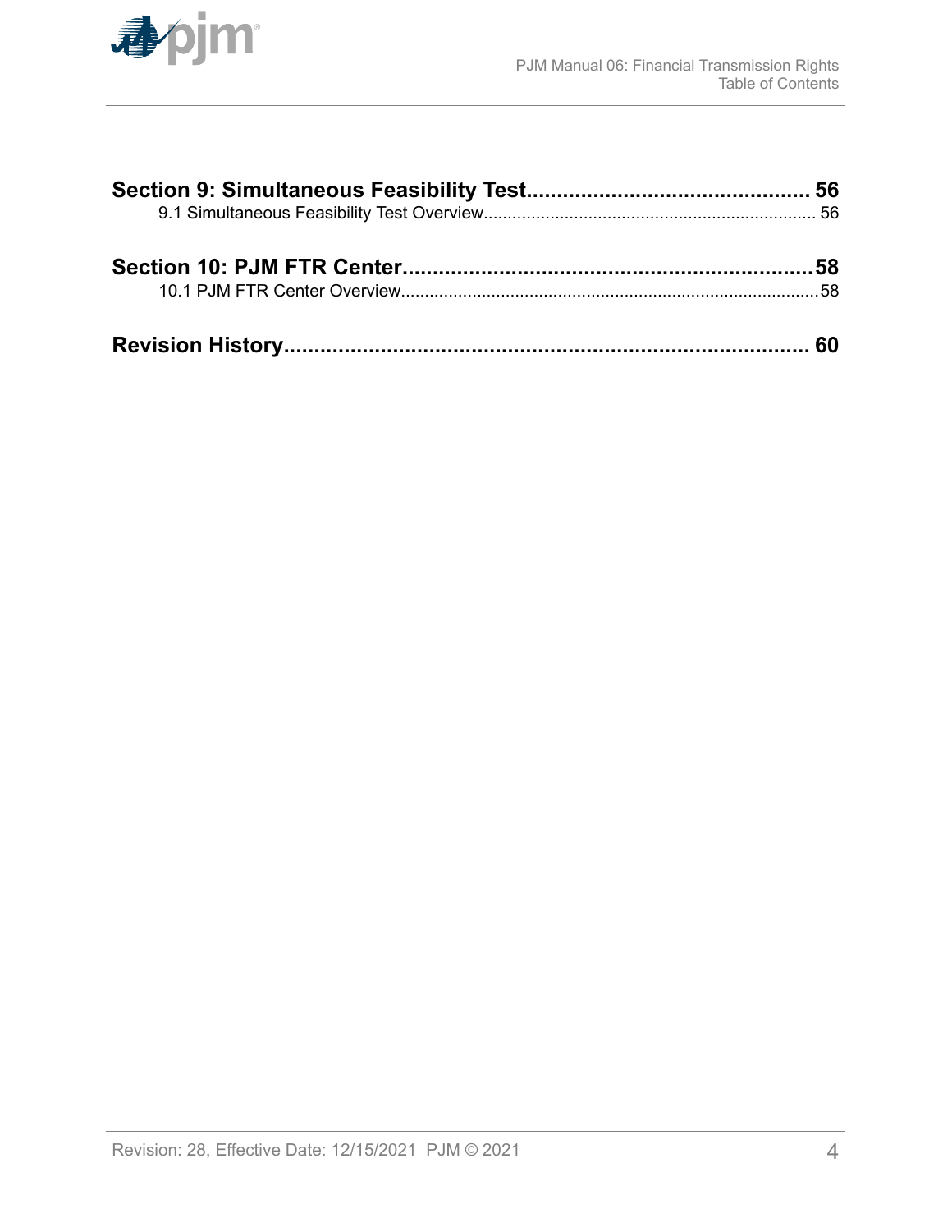**Section 9: Simultaneous Feasibility Test............................................... 56**

9.1 Simultaneous Feasibility Test Overview...................................................................... 56

**Section 10: PJM FTR Center...................................................................58**

10.1 PJM FTR Center Overview.........................................................................................58

**Revision History....................................................................................... 60**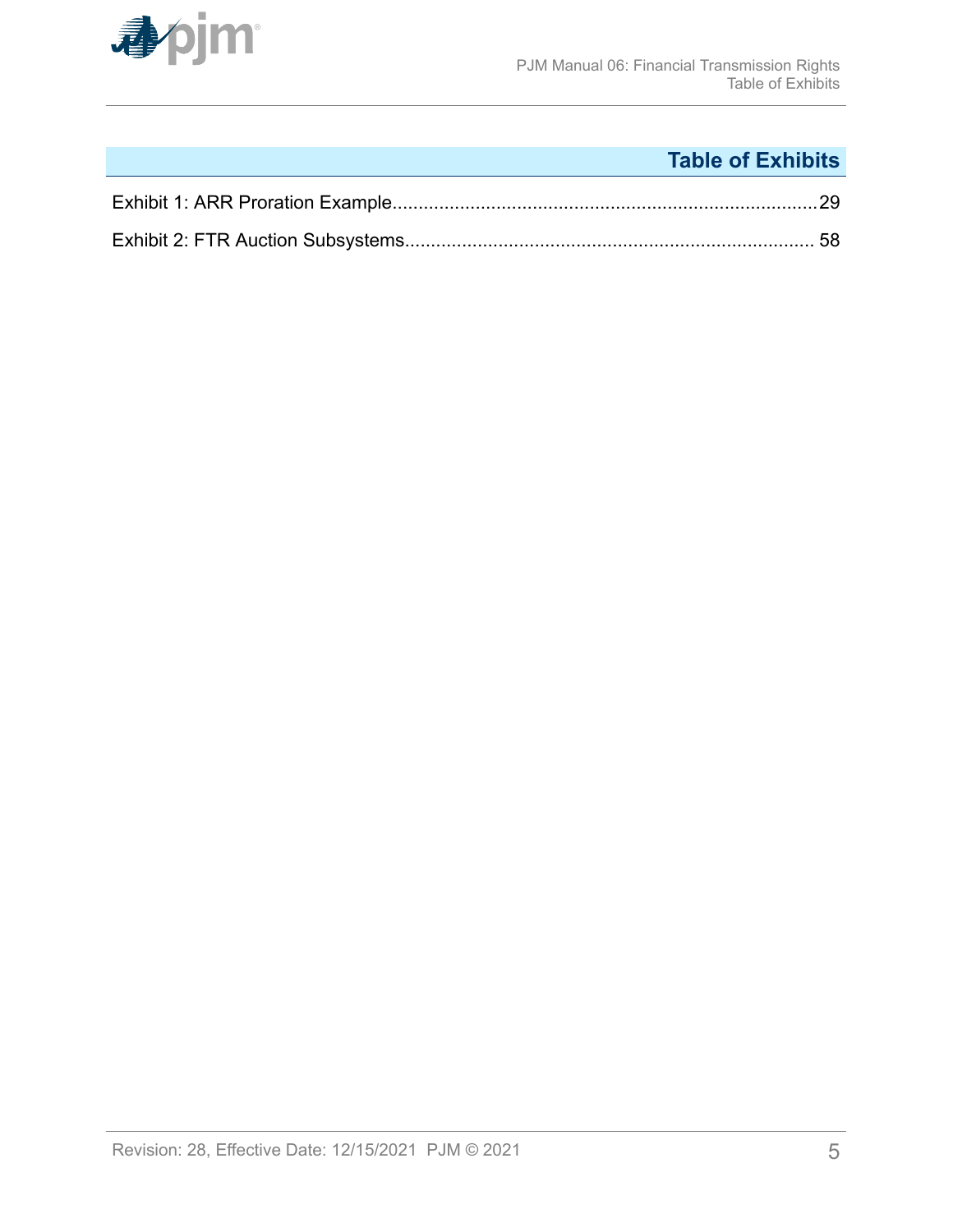# Table of Exhibits

Exhibit 1: ARR Proration Example....................................................................................29

Exhibit 2: FTR Auction Subsystems................................................................................ 58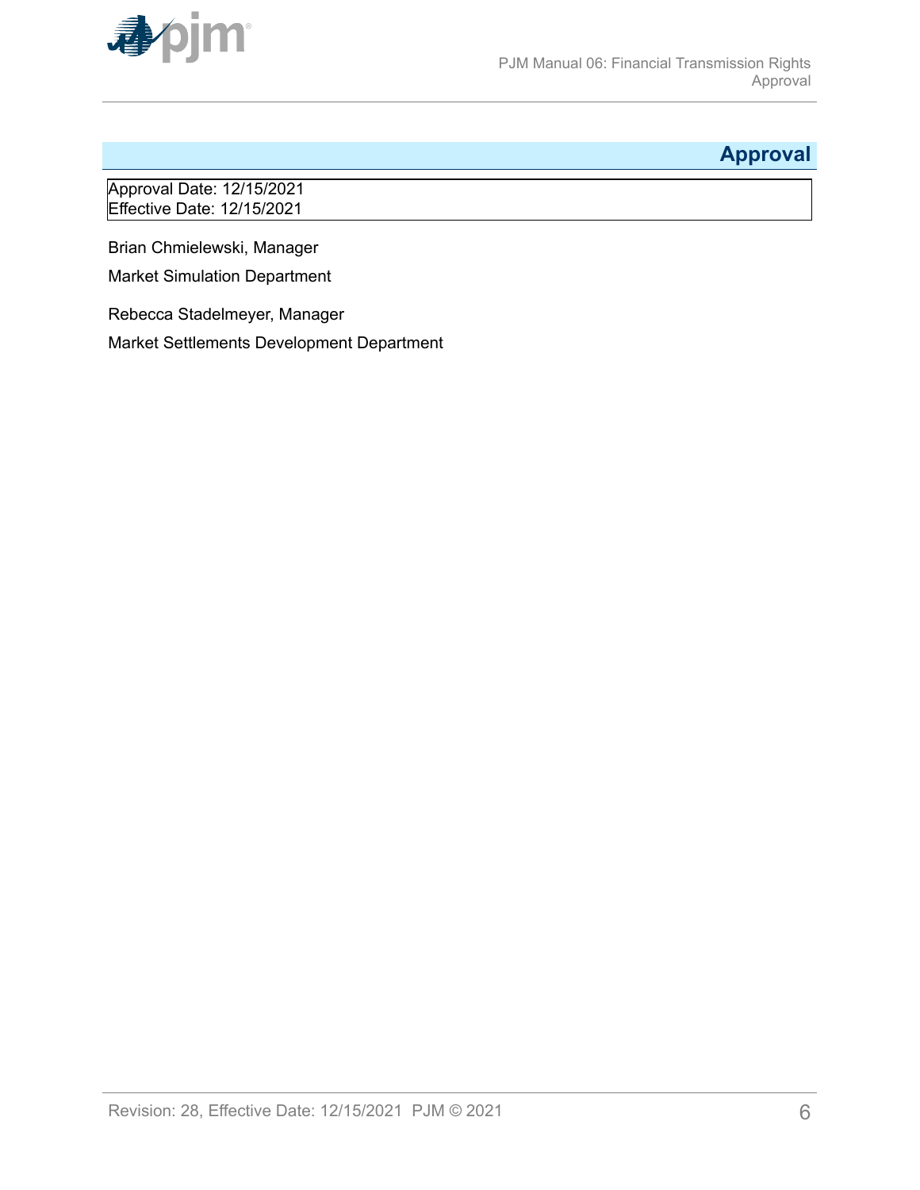# Approval

Approval Date: 12/15/2021
Effective Date: 12/15/2021

Brian Chmielewski, Manager

Market Simulation Department

Rebecca Stadelmeyer, Manager

Market Settlements Development Department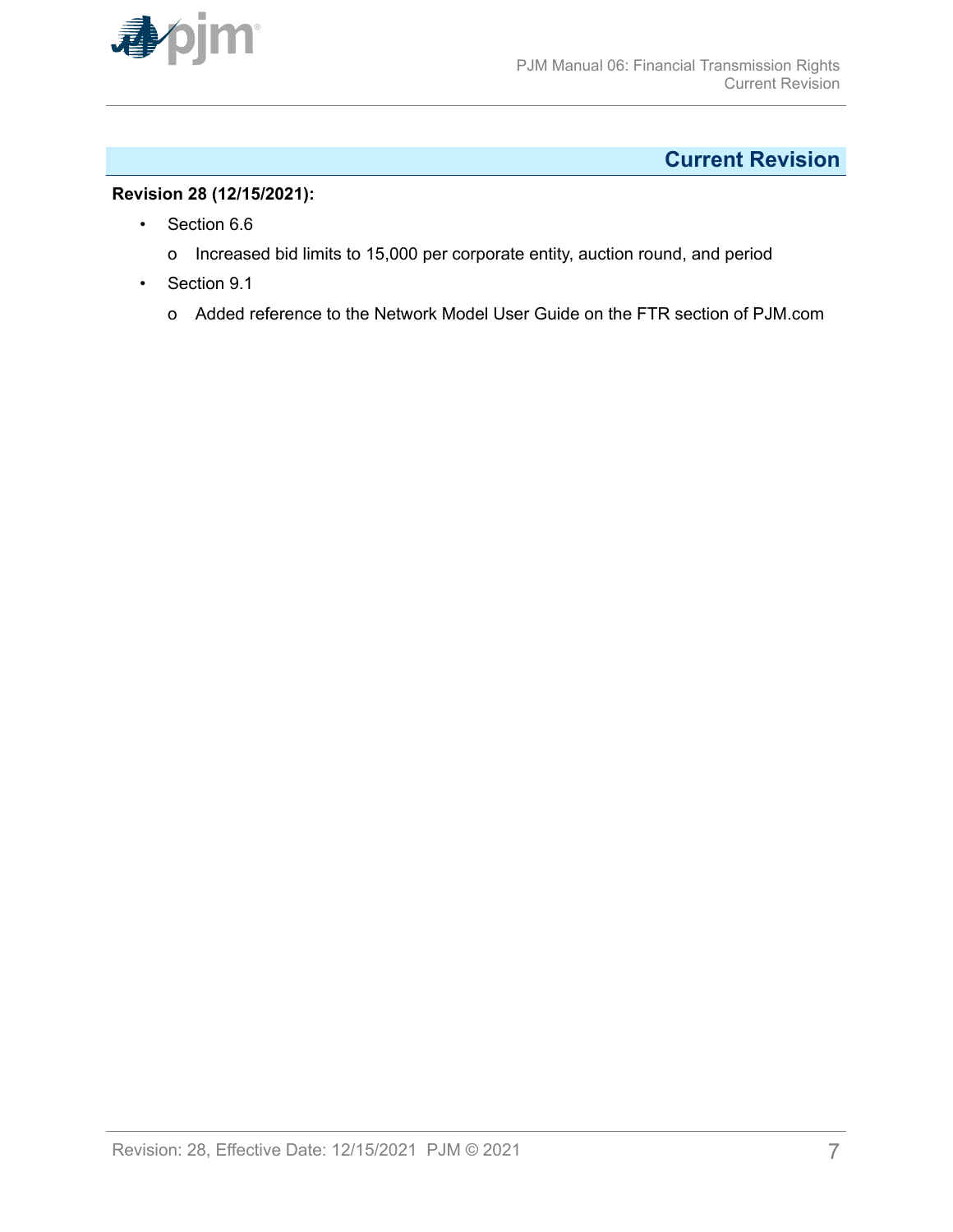## Current Revision

**Revision 28 (12/15/2021):**

- Section 6.6
  - Increased bid limits to 15,000 per corporate entity, auction round, and period
- Section 9.1
  - Added reference to the Network Model User Guide on the FTR section of PJM.com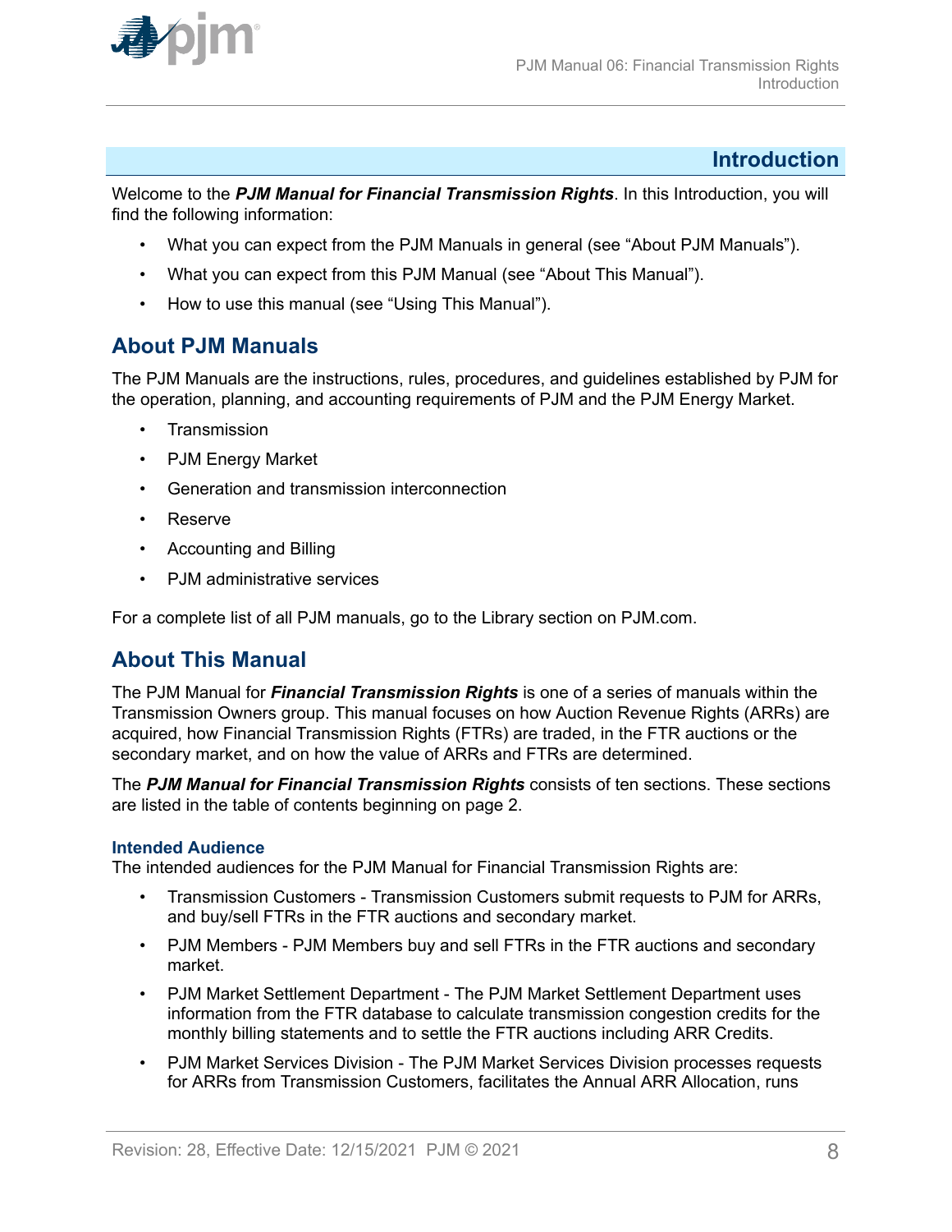# Introduction

Welcome to the ***PJM Manual for Financial Transmission Rights***. In this Introduction, you will find the following information:

- What you can expect from the PJM Manuals in general (see "About PJM Manuals").
- What you can expect from this PJM Manual (see "About This Manual").
- How to use this manual (see "Using This Manual").

## About PJM Manuals

The PJM Manuals are the instructions, rules, procedures, and guidelines established by PJM for the operation, planning, and accounting requirements of PJM and the PJM Energy Market.

- Transmission
- PJM Energy Market
- Generation and transmission interconnection
- Reserve
- Accounting and Billing
- PJM administrative services

For a complete list of all PJM manuals, go to the Library section on PJM.com.

## About This Manual

The PJM Manual for ***Financial Transmission Rights*** is one of a series of manuals within the Transmission Owners group. This manual focuses on how Auction Revenue Rights (ARRs) are acquired, how Financial Transmission Rights (FTRs) are traded, in the FTR auctions or the secondary market, and on how the value of ARRs and FTRs are determined.

The ***PJM Manual for Financial Transmission Rights*** consists of ten sections. These sections are listed in the table of contents beginning on page 2.

### Intended Audience

The intended audiences for the PJM Manual for Financial Transmission Rights are:

- Transmission Customers - Transmission Customers submit requests to PJM for ARRs, and buy/sell FTRs in the FTR auctions and secondary market.
- PJM Members - PJM Members buy and sell FTRs in the FTR auctions and secondary market.
- PJM Market Settlement Department - The PJM Market Settlement Department uses information from the FTR database to calculate transmission congestion credits for the monthly billing statements and to settle the FTR auctions including ARR Credits.
- PJM Market Services Division - The PJM Market Services Division processes requests for ARRs from Transmission Customers, facilitates the Annual ARR Allocation, runs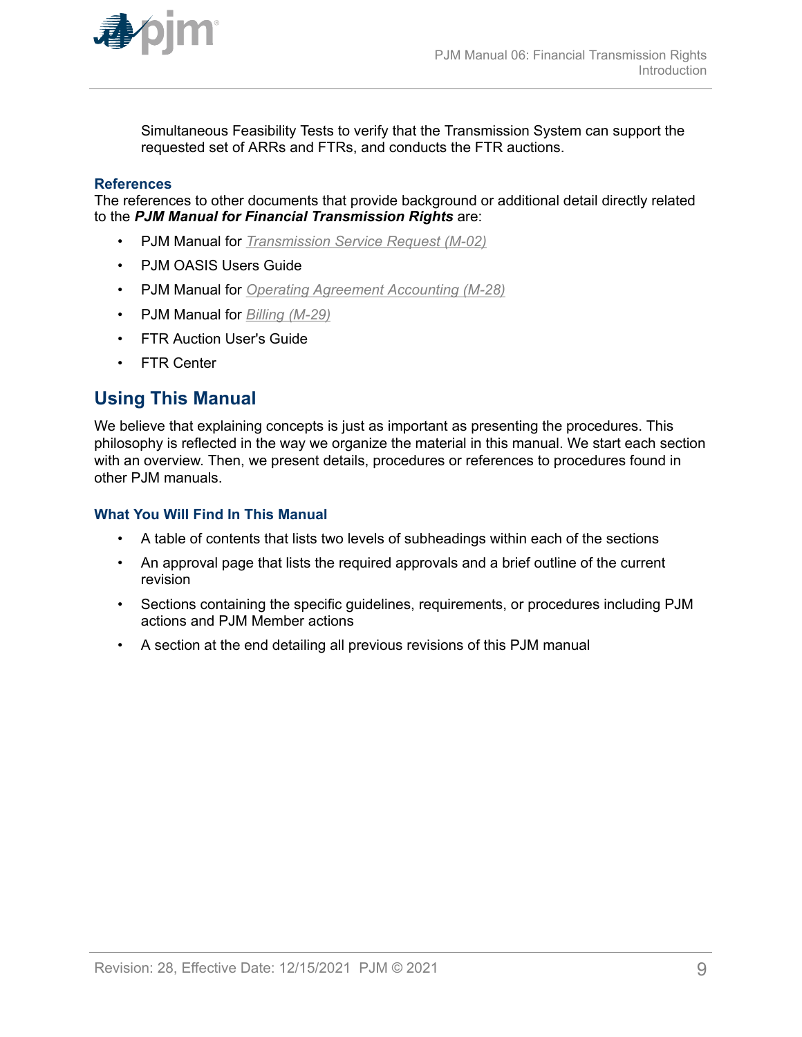Simultaneous Feasibility Tests to verify that the Transmission System can support the requested set of ARRs and FTRs, and conducts the FTR auctions.

### References

The references to other documents that provide background or additional detail directly related to the ***PJM Manual for Financial Transmission Rights*** are:

- PJM Manual for *Transmission Service Request (M-02)*
- PJM OASIS Users Guide
- PJM Manual for *Operating Agreement Accounting (M-28)*
- PJM Manual for *Billing (M-29)*
- FTR Auction User's Guide
- FTR Center

## Using This Manual

We believe that explaining concepts is just as important as presenting the procedures. This philosophy is reflected in the way we organize the material in this manual. We start each section with an overview. Then, we present details, procedures or references to procedures found in other PJM manuals.

### What You Will Find In This Manual

- A table of contents that lists two levels of subheadings within each of the sections
- An approval page that lists the required approvals and a brief outline of the current revision
- Sections containing the specific guidelines, requirements, or procedures including PJM actions and PJM Member actions
- A section at the end detailing all previous revisions of this PJM manual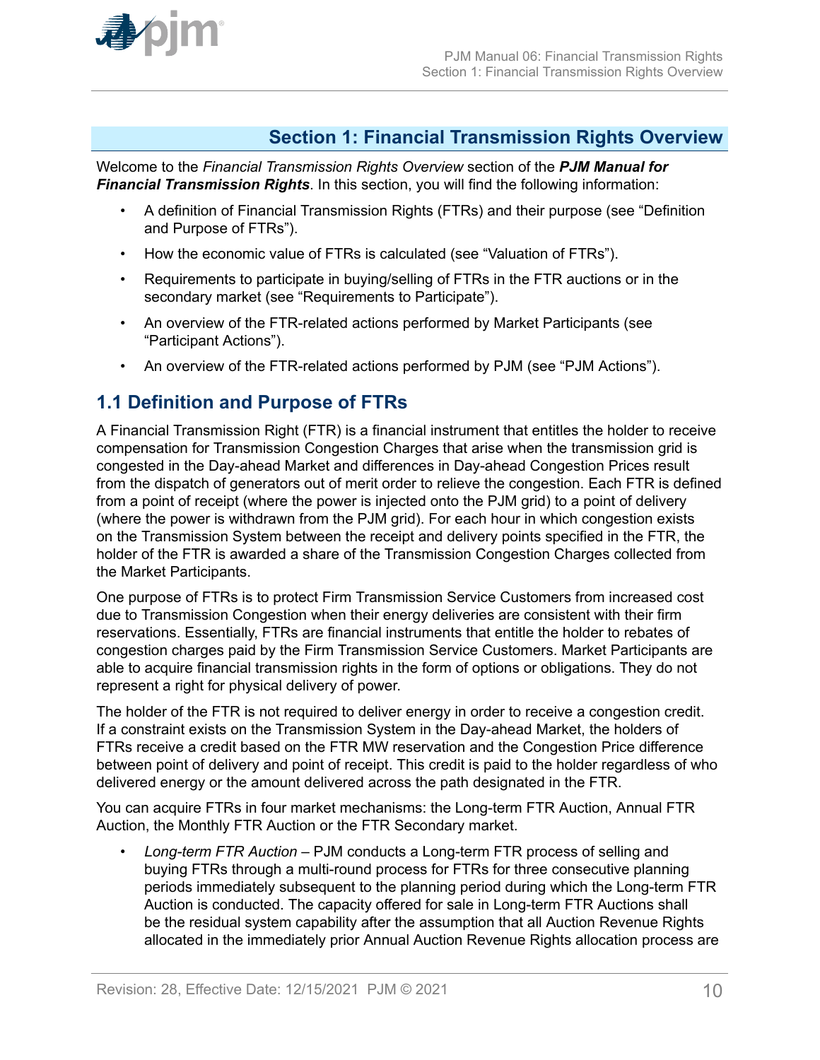# Section 1: Financial Transmission Rights Overview

Welcome to the *Financial Transmission Rights Overview* section of the ***PJM Manual for Financial Transmission Rights***. In this section, you will find the following information:

- A definition of Financial Transmission Rights (FTRs) and their purpose (see "Definition and Purpose of FTRs").
- How the economic value of FTRs is calculated (see "Valuation of FTRs").
- Requirements to participate in buying/selling of FTRs in the FTR auctions or in the secondary market (see "Requirements to Participate").
- An overview of the FTR-related actions performed by Market Participants (see "Participant Actions").
- An overview of the FTR-related actions performed by PJM (see "PJM Actions").

## 1.1 Definition and Purpose of FTRs

A Financial Transmission Right (FTR) is a financial instrument that entitles the holder to receive compensation for Transmission Congestion Charges that arise when the transmission grid is congested in the Day-ahead Market and differences in Day-ahead Congestion Prices result from the dispatch of generators out of merit order to relieve the congestion. Each FTR is defined from a point of receipt (where the power is injected onto the PJM grid) to a point of delivery (where the power is withdrawn from the PJM grid). For each hour in which congestion exists on the Transmission System between the receipt and delivery points specified in the FTR, the holder of the FTR is awarded a share of the Transmission Congestion Charges collected from the Market Participants.

One purpose of FTRs is to protect Firm Transmission Service Customers from increased cost due to Transmission Congestion when their energy deliveries are consistent with their firm reservations. Essentially, FTRs are financial instruments that entitle the holder to rebates of congestion charges paid by the Firm Transmission Service Customers. Market Participants are able to acquire financial transmission rights in the form of options or obligations. They do not represent a right for physical delivery of power.

The holder of the FTR is not required to deliver energy in order to receive a congestion credit. If a constraint exists on the Transmission System in the Day-ahead Market, the holders of FTRs receive a credit based on the FTR MW reservation and the Congestion Price difference between point of delivery and point of receipt. This credit is paid to the holder regardless of who delivered energy or the amount delivered across the path designated in the FTR.

You can acquire FTRs in four market mechanisms: the Long-term FTR Auction, Annual FTR Auction, the Monthly FTR Auction or the FTR Secondary market.

- *Long-term FTR Auction* – PJM conducts a Long-term FTR process of selling and buying FTRs through a multi-round process for FTRs for three consecutive planning periods immediately subsequent to the planning period during which the Long-term FTR Auction is conducted. The capacity offered for sale in Long-term FTR Auctions shall be the residual system capability after the assumption that all Auction Revenue Rights allocated in the immediately prior Annual Auction Revenue Rights allocation process are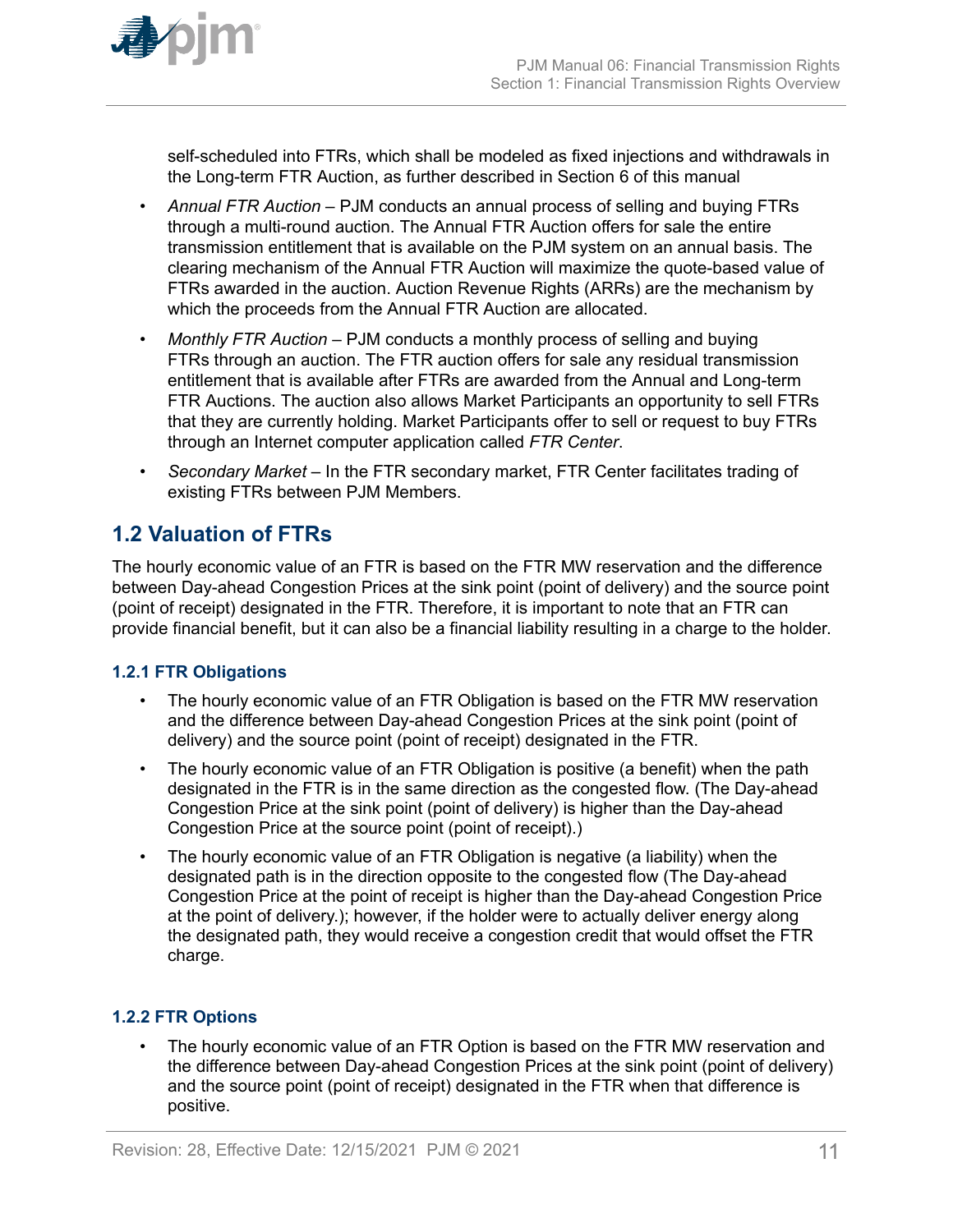self-scheduled into FTRs, which shall be modeled as fixed injections and withdrawals in the Long-term FTR Auction, as further described in Section 6 of this manual

- *Annual FTR Auction* – PJM conducts an annual process of selling and buying FTRs through a multi-round auction. The Annual FTR Auction offers for sale the entire transmission entitlement that is available on the PJM system on an annual basis. The clearing mechanism of the Annual FTR Auction will maximize the quote-based value of FTRs awarded in the auction. Auction Revenue Rights (ARRs) are the mechanism by which the proceeds from the Annual FTR Auction are allocated.
- *Monthly FTR Auction* – PJM conducts a monthly process of selling and buying FTRs through an auction. The FTR auction offers for sale any residual transmission entitlement that is available after FTRs are awarded from the Annual and Long-term FTR Auctions. The auction also allows Market Participants an opportunity to sell FTRs that they are currently holding. Market Participants offer to sell or request to buy FTRs through an Internet computer application called *FTR Center*.
- *Secondary Market* – In the FTR secondary market, FTR Center facilitates trading of existing FTRs between PJM Members.

## 1.2 Valuation of FTRs

The hourly economic value of an FTR is based on the FTR MW reservation and the difference between Day-ahead Congestion Prices at the sink point (point of delivery) and the source point (point of receipt) designated in the FTR. Therefore, it is important to note that an FTR can provide financial benefit, but it can also be a financial liability resulting in a charge to the holder.

### 1.2.1 FTR Obligations

- The hourly economic value of an FTR Obligation is based on the FTR MW reservation and the difference between Day-ahead Congestion Prices at the sink point (point of delivery) and the source point (point of receipt) designated in the FTR.
- The hourly economic value of an FTR Obligation is positive (a benefit) when the path designated in the FTR is in the same direction as the congested flow. (The Day-ahead Congestion Price at the sink point (point of delivery) is higher than the Day-ahead Congestion Price at the source point (point of receipt).)
- The hourly economic value of an FTR Obligation is negative (a liability) when the designated path is in the direction opposite to the congested flow (The Day-ahead Congestion Price at the point of receipt is higher than the Day-ahead Congestion Price at the point of delivery.); however, if the holder were to actually deliver energy along the designated path, they would receive a congestion credit that would offset the FTR charge.

### 1.2.2 FTR Options

- The hourly economic value of an FTR Option is based on the FTR MW reservation and the difference between Day-ahead Congestion Prices at the sink point (point of delivery) and the source point (point of receipt) designated in the FTR when that difference is positive.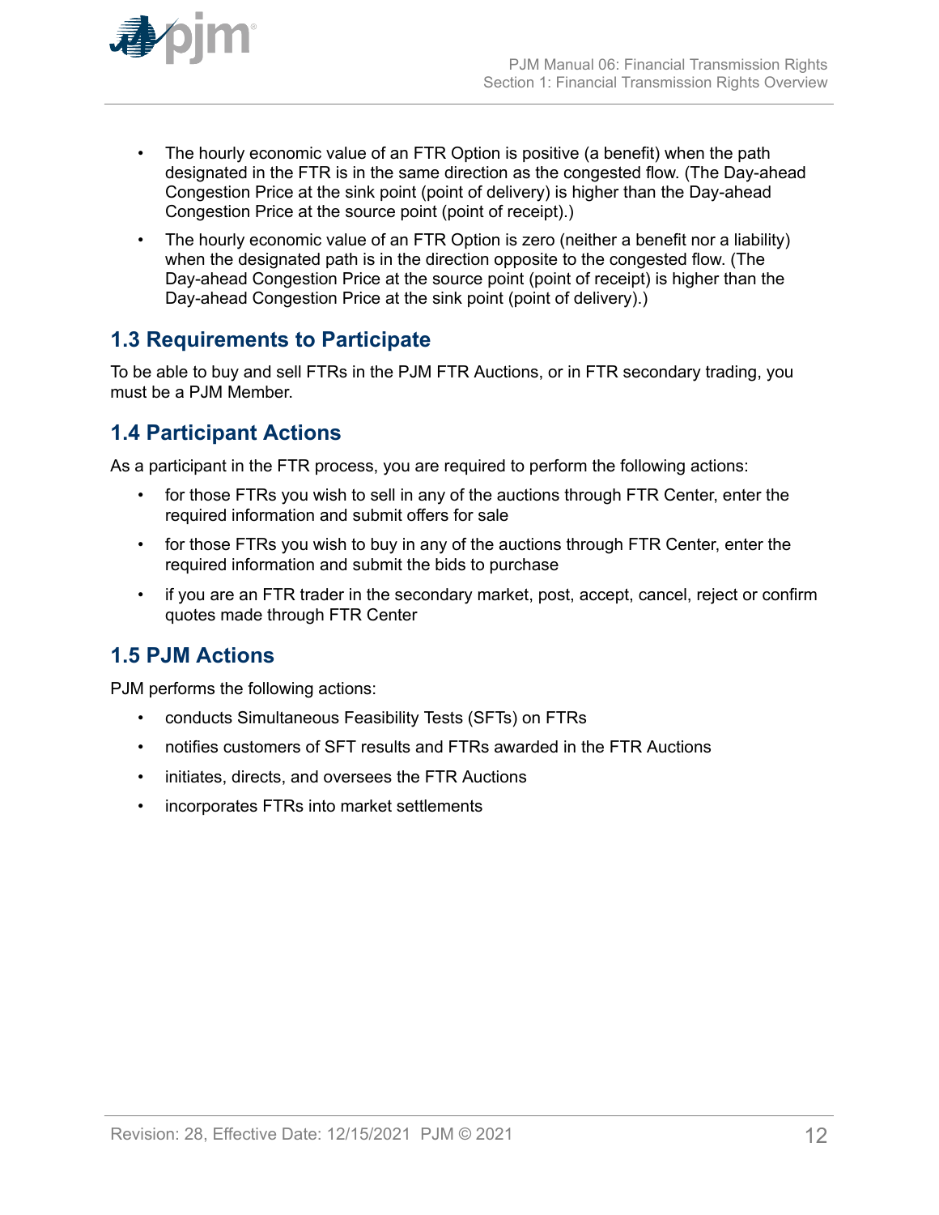- The hourly economic value of an FTR Option is positive (a benefit) when the path designated in the FTR is in the same direction as the congested flow. (The Day-ahead Congestion Price at the sink point (point of delivery) is higher than the Day-ahead Congestion Price at the source point (point of receipt).)
- The hourly economic value of an FTR Option is zero (neither a benefit nor a liability) when the designated path is in the direction opposite to the congested flow. (The Day-ahead Congestion Price at the source point (point of receipt) is higher than the Day-ahead Congestion Price at the sink point (point of delivery).)

## 1.3 Requirements to Participate

To be able to buy and sell FTRs in the PJM FTR Auctions, or in FTR secondary trading, you must be a PJM Member.

## 1.4 Participant Actions

As a participant in the FTR process, you are required to perform the following actions:

- for those FTRs you wish to sell in any of the auctions through FTR Center, enter the required information and submit offers for sale
- for those FTRs you wish to buy in any of the auctions through FTR Center, enter the required information and submit the bids to purchase
- if you are an FTR trader in the secondary market, post, accept, cancel, reject or confirm quotes made through FTR Center

## 1.5 PJM Actions

PJM performs the following actions:

- conducts Simultaneous Feasibility Tests (SFTs) on FTRs
- notifies customers of SFT results and FTRs awarded in the FTR Auctions
- initiates, directs, and oversees the FTR Auctions
- incorporates FTRs into market settlements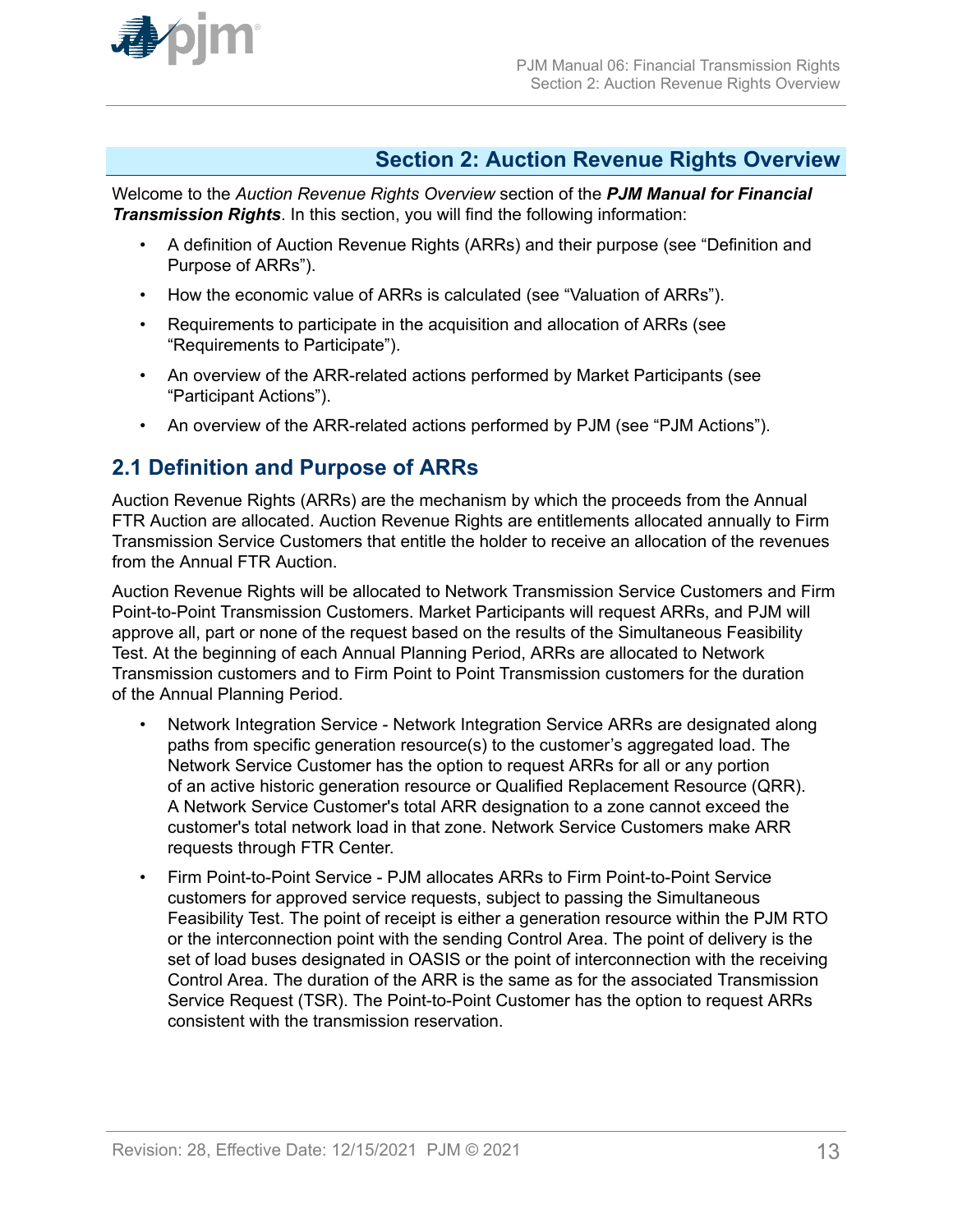# Section 2: Auction Revenue Rights Overview

Welcome to the *Auction Revenue Rights Overview* section of the ***PJM Manual for Financial Transmission Rights***. In this section, you will find the following information:

- A definition of Auction Revenue Rights (ARRs) and their purpose (see "Definition and Purpose of ARRs").
- How the economic value of ARRs is calculated (see "Valuation of ARRs").
- Requirements to participate in the acquisition and allocation of ARRs (see "Requirements to Participate").
- An overview of the ARR-related actions performed by Market Participants (see "Participant Actions").
- An overview of the ARR-related actions performed by PJM (see "PJM Actions").

## 2.1 Definition and Purpose of ARRs

Auction Revenue Rights (ARRs) are the mechanism by which the proceeds from the Annual FTR Auction are allocated. Auction Revenue Rights are entitlements allocated annually to Firm Transmission Service Customers that entitle the holder to receive an allocation of the revenues from the Annual FTR Auction.

Auction Revenue Rights will be allocated to Network Transmission Service Customers and Firm Point-to-Point Transmission Customers. Market Participants will request ARRs, and PJM will approve all, part or none of the request based on the results of the Simultaneous Feasibility Test. At the beginning of each Annual Planning Period, ARRs are allocated to Network Transmission customers and to Firm Point to Point Transmission customers for the duration of the Annual Planning Period.

- Network Integration Service - Network Integration Service ARRs are designated along paths from specific generation resource(s) to the customer's aggregated load. The Network Service Customer has the option to request ARRs for all or any portion of an active historic generation resource or Qualified Replacement Resource (QRR). A Network Service Customer's total ARR designation to a zone cannot exceed the customer's total network load in that zone. Network Service Customers make ARR requests through FTR Center.
- Firm Point-to-Point Service - PJM allocates ARRs to Firm Point-to-Point Service customers for approved service requests, subject to passing the Simultaneous Feasibility Test. The point of receipt is either a generation resource within the PJM RTO or the interconnection point with the sending Control Area. The point of delivery is the set of load buses designated in OASIS or the point of interconnection with the receiving Control Area. The duration of the ARR is the same as for the associated Transmission Service Request (TSR). The Point-to-Point Customer has the option to request ARRs consistent with the transmission reservation.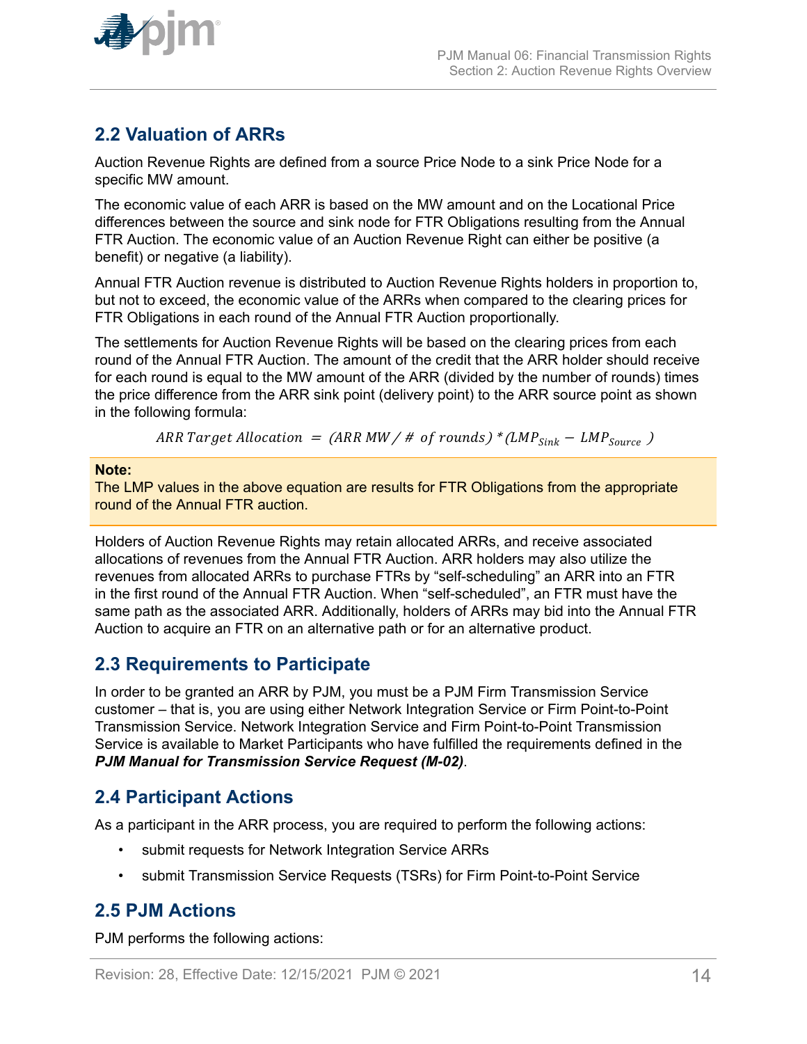## 2.2 Valuation of ARRs

Auction Revenue Rights are defined from a source Price Node to a sink Price Node for a specific MW amount.

The economic value of each ARR is based on the MW amount and on the Locational Price differences between the source and sink node for FTR Obligations resulting from the Annual FTR Auction. The economic value of an Auction Revenue Right can either be positive (a benefit) or negative (a liability).

Annual FTR Auction revenue is distributed to Auction Revenue Rights holders in proportion to, but not to exceed, the economic value of the ARRs when compared to the clearing prices for FTR Obligations in each round of the Annual FTR Auction proportionally.

The settlements for Auction Revenue Rights will be based on the clearing prices from each round of the Annual FTR Auction. The amount of the credit that the ARR holder should receive for each round is equal to the MW amount of the ARR (divided by the number of rounds) times the price difference from the ARR sink point (delivery point) to the ARR source point as shown in the following formula:

$$ARR\ Target\ Allocation\ =\ (ARR\ MW\ /\ \#\ of\ rounds)\ *\ (LMP_{Sink}\ -\ LMP_{Source}\ )$$

**Note:**
The LMP values in the above equation are results for FTR Obligations from the appropriate round of the Annual FTR auction.

Holders of Auction Revenue Rights may retain allocated ARRs, and receive associated allocations of revenues from the Annual FTR Auction. ARR holders may also utilize the revenues from allocated ARRs to purchase FTRs by “self-scheduling” an ARR into an FTR in the first round of the Annual FTR Auction. When “self-scheduled”, an FTR must have the same path as the associated ARR. Additionally, holders of ARRs may bid into the Annual FTR Auction to acquire an FTR on an alternative path or for an alternative product.

## 2.3 Requirements to Participate

In order to be granted an ARR by PJM, you must be a PJM Firm Transmission Service customer – that is, you are using either Network Integration Service or Firm Point-to-Point Transmission Service. Network Integration Service and Firm Point-to-Point Transmission Service is available to Market Participants who have fulfilled the requirements defined in the ***PJM Manual for Transmission Service Request (M-02)***.

## 2.4 Participant Actions

As a participant in the ARR process, you are required to perform the following actions:

- submit requests for Network Integration Service ARRs
- submit Transmission Service Requests (TSRs) for Firm Point-to-Point Service

## 2.5 PJM Actions

PJM performs the following actions: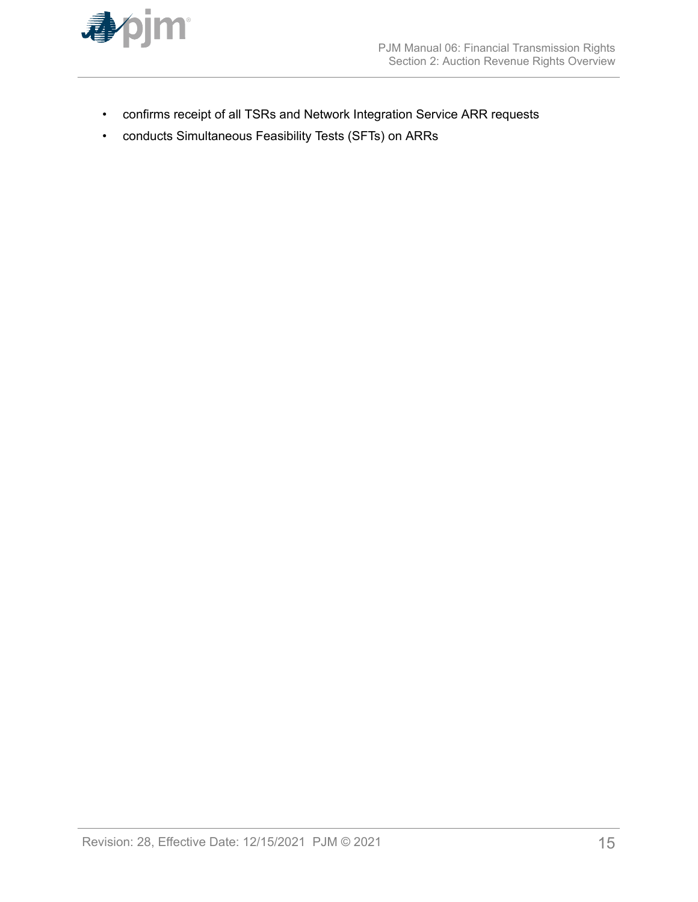- confirms receipt of all TSRs and Network Integration Service ARR requests
- conducts Simultaneous Feasibility Tests (SFTs) on ARRs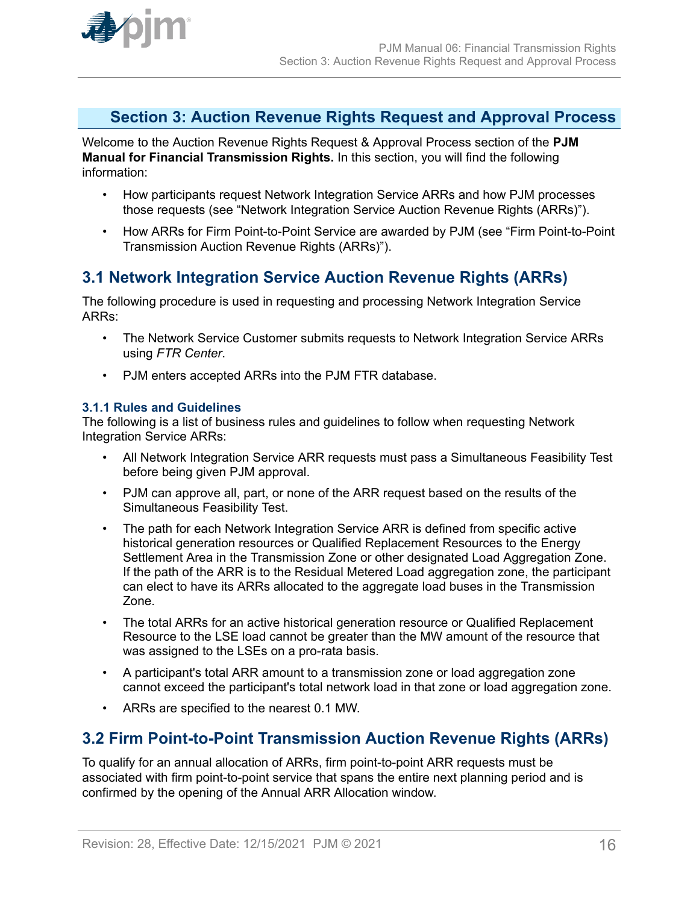# Section 3: Auction Revenue Rights Request and Approval Process

Welcome to the Auction Revenue Rights Request & Approval Process section of the **PJM Manual for Financial Transmission Rights.** In this section, you will find the following information:

- How participants request Network Integration Service ARRs and how PJM processes those requests (see "Network Integration Service Auction Revenue Rights (ARRs)").
- How ARRs for Firm Point-to-Point Service are awarded by PJM (see "Firm Point-to-Point Transmission Auction Revenue Rights (ARRs)").

## 3.1 Network Integration Service Auction Revenue Rights (ARRs)

The following procedure is used in requesting and processing Network Integration Service ARRs:

- The Network Service Customer submits requests to Network Integration Service ARRs using *FTR Center*.
- PJM enters accepted ARRs into the PJM FTR database.

### 3.1.1 Rules and Guidelines

The following is a list of business rules and guidelines to follow when requesting Network Integration Service ARRs:

- All Network Integration Service ARR requests must pass a Simultaneous Feasibility Test before being given PJM approval.
- PJM can approve all, part, or none of the ARR request based on the results of the Simultaneous Feasibility Test.
- The path for each Network Integration Service ARR is defined from specific active historical generation resources or Qualified Replacement Resources to the Energy Settlement Area in the Transmission Zone or other designated Load Aggregation Zone. If the path of the ARR is to the Residual Metered Load aggregation zone, the participant can elect to have its ARRs allocated to the aggregate load buses in the Transmission Zone.
- The total ARRs for an active historical generation resource or Qualified Replacement Resource to the LSE load cannot be greater than the MW amount of the resource that was assigned to the LSEs on a pro-rata basis.
- A participant's total ARR amount to a transmission zone or load aggregation zone cannot exceed the participant's total network load in that zone or load aggregation zone.
- ARRs are specified to the nearest 0.1 MW.

## 3.2 Firm Point-to-Point Transmission Auction Revenue Rights (ARRs)

To qualify for an annual allocation of ARRs, firm point-to-point ARR requests must be associated with firm point-to-point service that spans the entire next planning period and is confirmed by the opening of the Annual ARR Allocation window.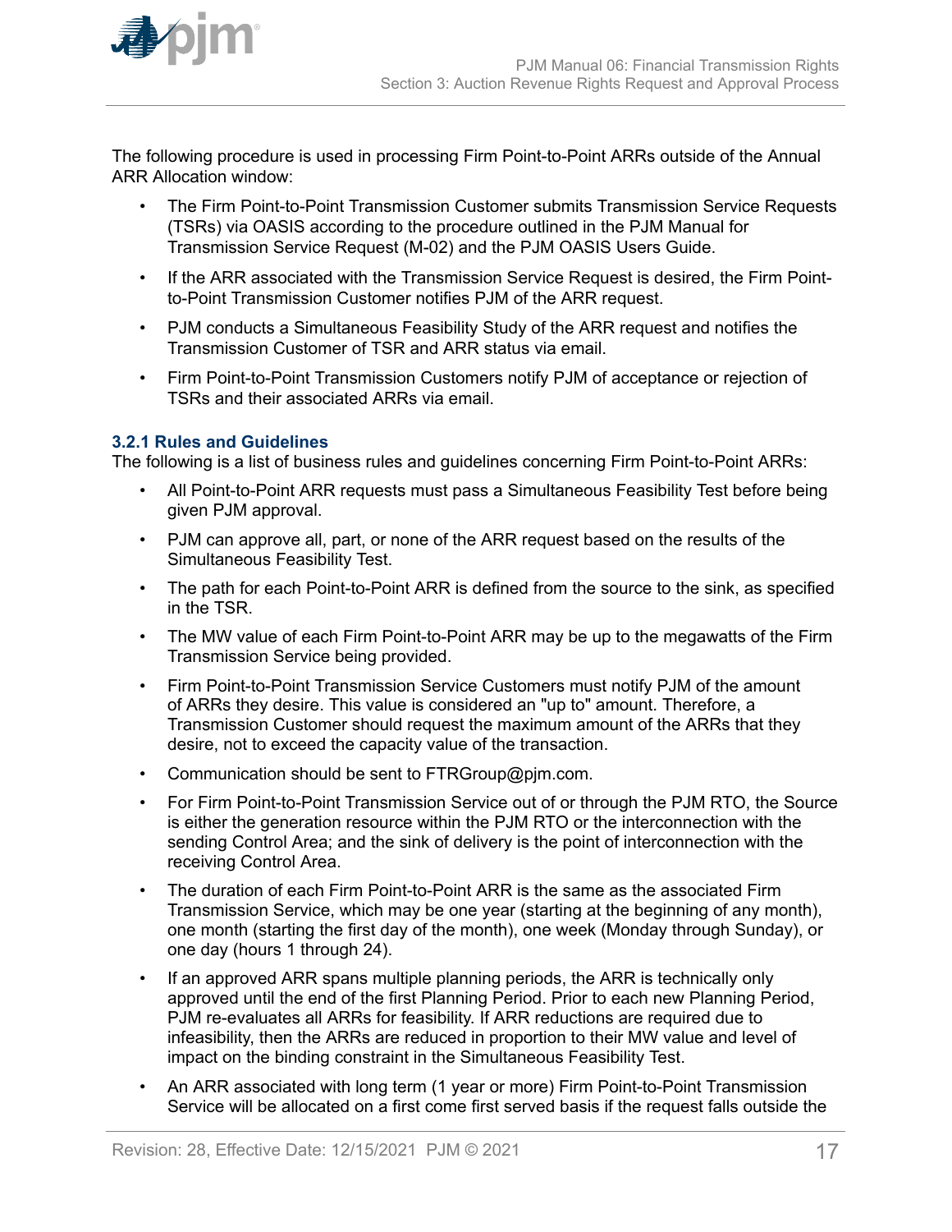The following procedure is used in processing Firm Point-to-Point ARRs outside of the Annual ARR Allocation window:

- The Firm Point-to-Point Transmission Customer submits Transmission Service Requests (TSRs) via OASIS according to the procedure outlined in the PJM Manual for Transmission Service Request (M-02) and the PJM OASIS Users Guide.
- If the ARR associated with the Transmission Service Request is desired, the Firm Point-to-Point Transmission Customer notifies PJM of the ARR request.
- PJM conducts a Simultaneous Feasibility Study of the ARR request and notifies the Transmission Customer of TSR and ARR status via email.
- Firm Point-to-Point Transmission Customers notify PJM of acceptance or rejection of TSRs and their associated ARRs via email.

### 3.2.1 Rules and Guidelines

The following is a list of business rules and guidelines concerning Firm Point-to-Point ARRs:

- All Point-to-Point ARR requests must pass a Simultaneous Feasibility Test before being given PJM approval.
- PJM can approve all, part, or none of the ARR request based on the results of the Simultaneous Feasibility Test.
- The path for each Point-to-Point ARR is defined from the source to the sink, as specified in the TSR.
- The MW value of each Firm Point-to-Point ARR may be up to the megawatts of the Firm Transmission Service being provided.
- Firm Point-to-Point Transmission Service Customers must notify PJM of the amount of ARRs they desire. This value is considered an "up to" amount. Therefore, a Transmission Customer should request the maximum amount of the ARRs that they desire, not to exceed the capacity value of the transaction.
- Communication should be sent to FTRGroup@pjm.com.
- For Firm Point-to-Point Transmission Service out of or through the PJM RTO, the Source is either the generation resource within the PJM RTO or the interconnection with the sending Control Area; and the sink of delivery is the point of interconnection with the receiving Control Area.
- The duration of each Firm Point-to-Point ARR is the same as the associated Firm Transmission Service, which may be one year (starting at the beginning of any month), one month (starting the first day of the month), one week (Monday through Sunday), or one day (hours 1 through 24).
- If an approved ARR spans multiple planning periods, the ARR is technically only approved until the end of the first Planning Period. Prior to each new Planning Period, PJM re-evaluates all ARRs for feasibility. If ARR reductions are required due to infeasibility, then the ARRs are reduced in proportion to their MW value and level of impact on the binding constraint in the Simultaneous Feasibility Test.
- An ARR associated with long term (1 year or more) Firm Point-to-Point Transmission Service will be allocated on a first come first served basis if the request falls outside the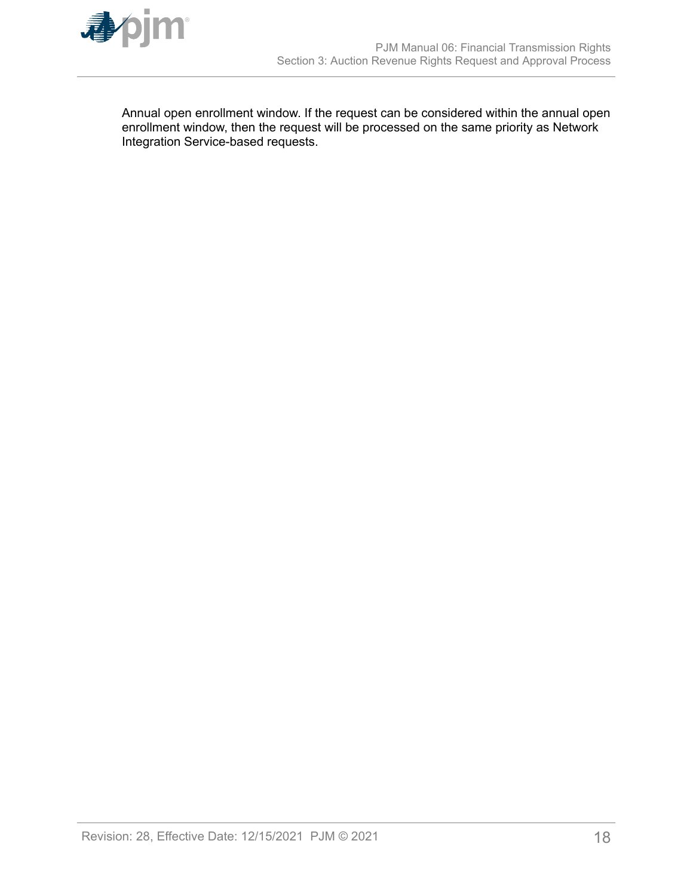Annual open enrollment window. If the request can be considered within the annual open enrollment window, then the request will be processed on the same priority as Network Integration Service-based requests.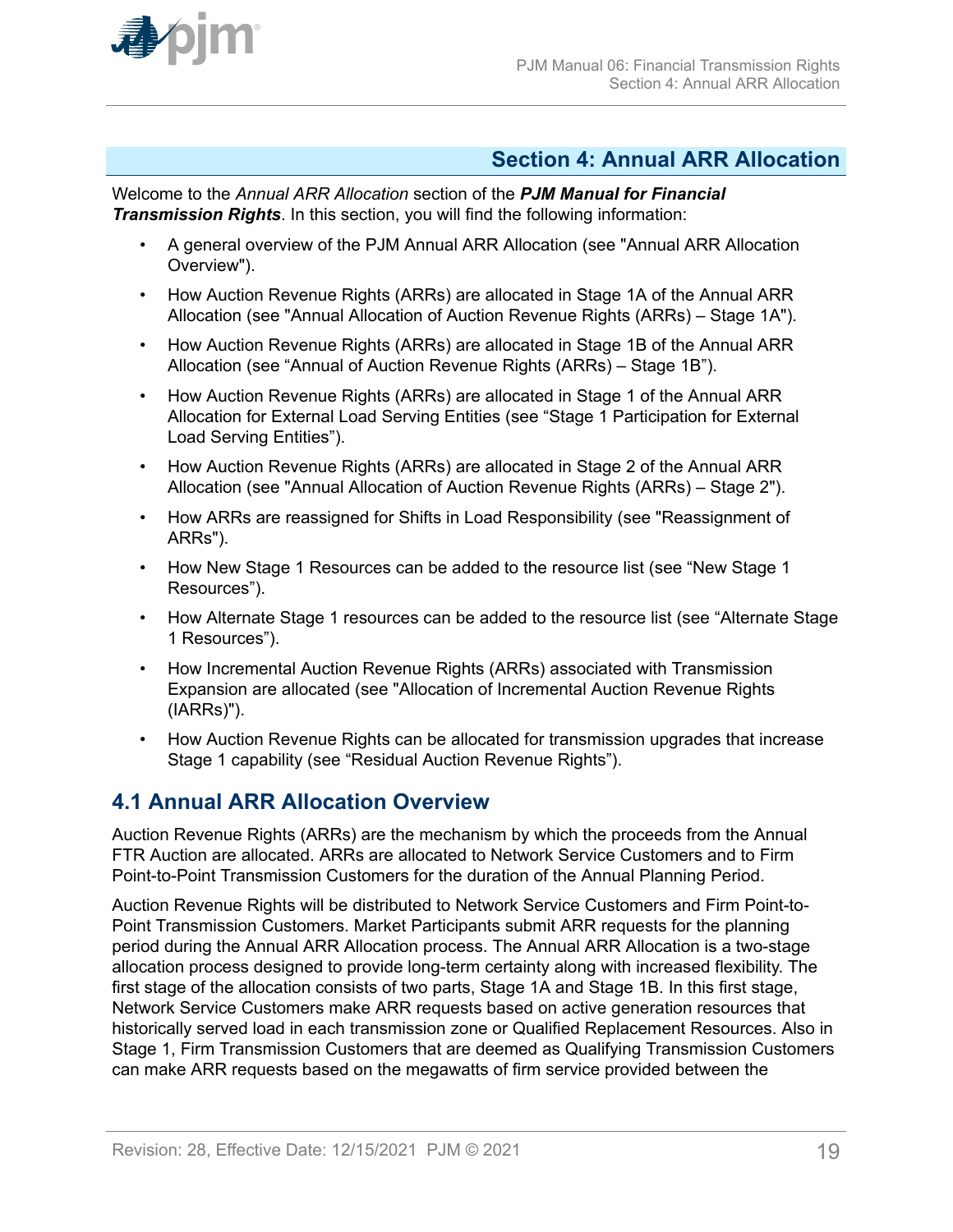# Section 4: Annual ARR Allocation

Welcome to the *Annual ARR Allocation* section of the ***PJM Manual for Financial Transmission Rights***. In this section, you will find the following information:

- A general overview of the PJM Annual ARR Allocation (see "Annual ARR Allocation Overview").
- How Auction Revenue Rights (ARRs) are allocated in Stage 1A of the Annual ARR Allocation (see "Annual Allocation of Auction Revenue Rights (ARRs) – Stage 1A").
- How Auction Revenue Rights (ARRs) are allocated in Stage 1B of the Annual ARR Allocation (see “Annual of Auction Revenue Rights (ARRs) – Stage 1B”).
- How Auction Revenue Rights (ARRs) are allocated in Stage 1 of the Annual ARR Allocation for External Load Serving Entities (see “Stage 1 Participation for External Load Serving Entities”).
- How Auction Revenue Rights (ARRs) are allocated in Stage 2 of the Annual ARR Allocation (see "Annual Allocation of Auction Revenue Rights (ARRs) – Stage 2").
- How ARRs are reassigned for Shifts in Load Responsibility (see "Reassignment of ARRs").
- How New Stage 1 Resources can be added to the resource list (see “New Stage 1 Resources”).
- How Alternate Stage 1 resources can be added to the resource list (see “Alternate Stage 1 Resources”).
- How Incremental Auction Revenue Rights (ARRs) associated with Transmission Expansion are allocated (see "Allocation of Incremental Auction Revenue Rights (IARRs)").
- How Auction Revenue Rights can be allocated for transmission upgrades that increase Stage 1 capability (see “Residual Auction Revenue Rights”).

## 4.1 Annual ARR Allocation Overview

Auction Revenue Rights (ARRs) are the mechanism by which the proceeds from the Annual FTR Auction are allocated. ARRs are allocated to Network Service Customers and to Firm Point-to-Point Transmission Customers for the duration of the Annual Planning Period.

Auction Revenue Rights will be distributed to Network Service Customers and Firm Point-to-Point Transmission Customers. Market Participants submit ARR requests for the planning period during the Annual ARR Allocation process. The Annual ARR Allocation is a two-stage allocation process designed to provide long-term certainty along with increased flexibility. The first stage of the allocation consists of two parts, Stage 1A and Stage 1B. In this first stage, Network Service Customers make ARR requests based on active generation resources that historically served load in each transmission zone or Qualified Replacement Resources. Also in Stage 1, Firm Transmission Customers that are deemed as Qualifying Transmission Customers can make ARR requests based on the megawatts of firm service provided between the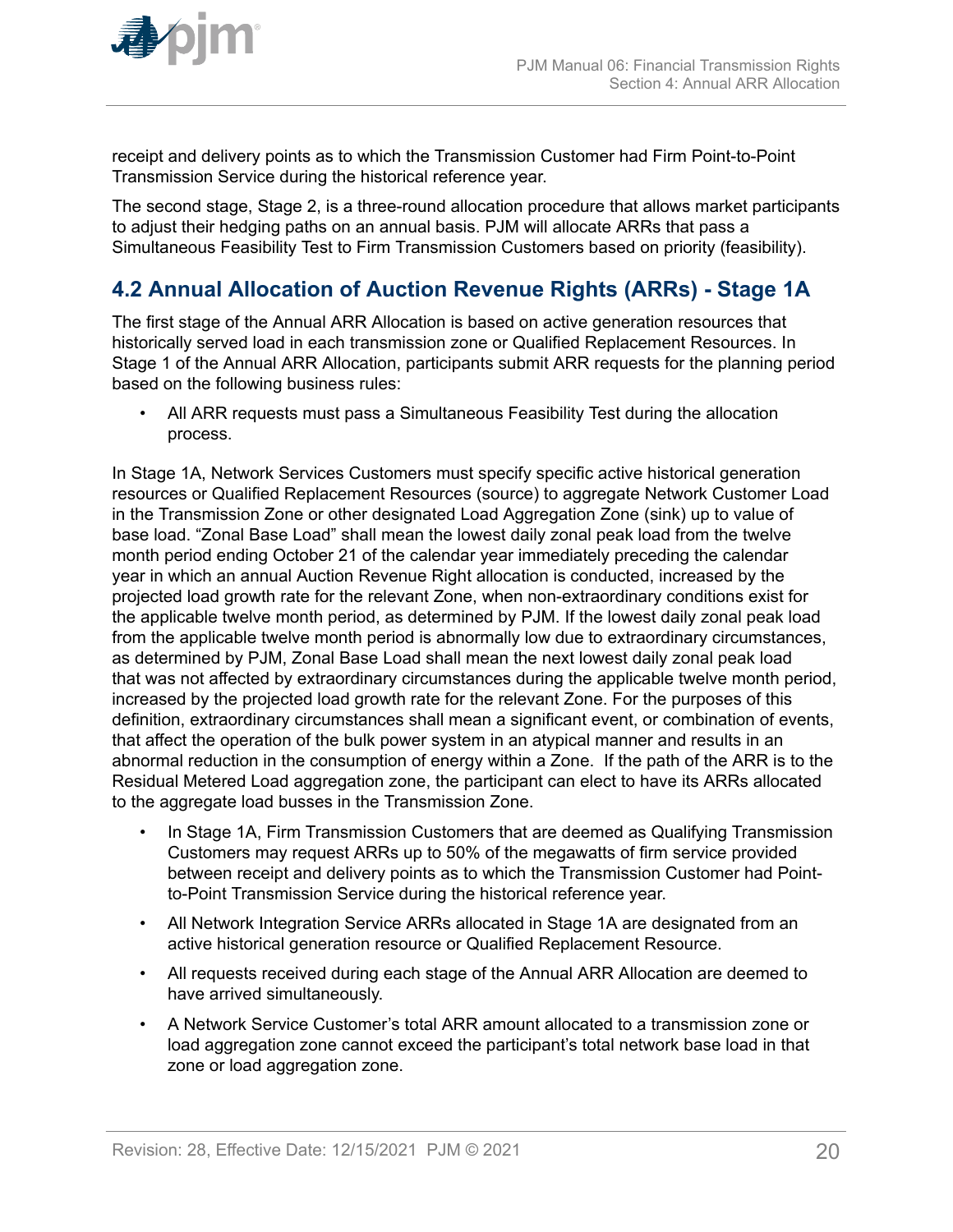receipt and delivery points as to which the Transmission Customer had Firm Point-to-Point Transmission Service during the historical reference year.

The second stage, Stage 2, is a three-round allocation procedure that allows market participants to adjust their hedging paths on an annual basis. PJM will allocate ARRs that pass a Simultaneous Feasibility Test to Firm Transmission Customers based on priority (feasibility).

## 4.2 Annual Allocation of Auction Revenue Rights (ARRs) - Stage 1A

The first stage of the Annual ARR Allocation is based on active generation resources that historically served load in each transmission zone or Qualified Replacement Resources. In Stage 1 of the Annual ARR Allocation, participants submit ARR requests for the planning period based on the following business rules:

- All ARR requests must pass a Simultaneous Feasibility Test during the allocation process.

In Stage 1A, Network Services Customers must specify specific active historical generation resources or Qualified Replacement Resources (source) to aggregate Network Customer Load in the Transmission Zone or other designated Load Aggregation Zone (sink) up to value of base load. “Zonal Base Load” shall mean the lowest daily zonal peak load from the twelve month period ending October 21 of the calendar year immediately preceding the calendar year in which an annual Auction Revenue Right allocation is conducted, increased by the projected load growth rate for the relevant Zone, when non-extraordinary conditions exist for the applicable twelve month period, as determined by PJM. If the lowest daily zonal peak load from the applicable twelve month period is abnormally low due to extraordinary circumstances, as determined by PJM, Zonal Base Load shall mean the next lowest daily zonal peak load that was not affected by extraordinary circumstances during the applicable twelve month period, increased by the projected load growth rate for the relevant Zone. For the purposes of this definition, extraordinary circumstances shall mean a significant event, or combination of events, that affect the operation of the bulk power system in an atypical manner and results in an abnormal reduction in the consumption of energy within a Zone. If the path of the ARR is to the Residual Metered Load aggregation zone, the participant can elect to have its ARRs allocated to the aggregate load busses in the Transmission Zone.

- In Stage 1A, Firm Transmission Customers that are deemed as Qualifying Transmission Customers may request ARRs up to 50% of the megawatts of firm service provided between receipt and delivery points as to which the Transmission Customer had Point-to-Point Transmission Service during the historical reference year.
- All Network Integration Service ARRs allocated in Stage 1A are designated from an active historical generation resource or Qualified Replacement Resource.
- All requests received during each stage of the Annual ARR Allocation are deemed to have arrived simultaneously.
- A Network Service Customer’s total ARR amount allocated to a transmission zone or load aggregation zone cannot exceed the participant’s total network base load in that zone or load aggregation zone.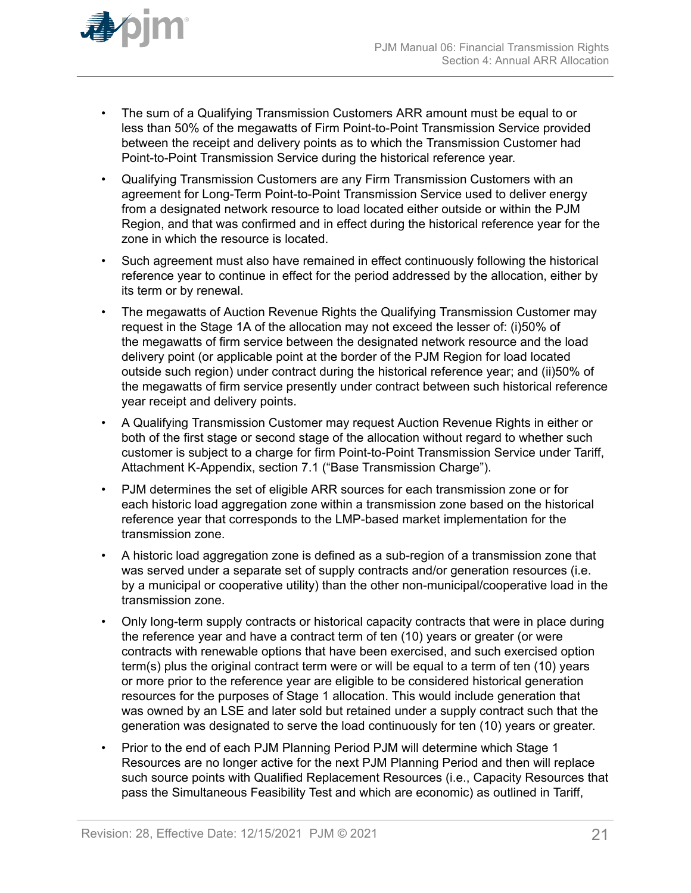- The sum of a Qualifying Transmission Customers ARR amount must be equal to or less than 50% of the megawatts of Firm Point-to-Point Transmission Service provided between the receipt and delivery points as to which the Transmission Customer had Point-to-Point Transmission Service during the historical reference year.
- Qualifying Transmission Customers are any Firm Transmission Customers with an agreement for Long-Term Point-to-Point Transmission Service used to deliver energy from a designated network resource to load located either outside or within the PJM Region, and that was confirmed and in effect during the historical reference year for the zone in which the resource is located.
- Such agreement must also have remained in effect continuously following the historical reference year to continue in effect for the period addressed by the allocation, either by its term or by renewal.
- The megawatts of Auction Revenue Rights the Qualifying Transmission Customer may request in the Stage 1A of the allocation may not exceed the lesser of: (i)50% of the megawatts of firm service between the designated network resource and the load delivery point (or applicable point at the border of the PJM Region for load located outside such region) under contract during the historical reference year; and (ii)50% of the megawatts of firm service presently under contract between such historical reference year receipt and delivery points.
- A Qualifying Transmission Customer may request Auction Revenue Rights in either or both of the first stage or second stage of the allocation without regard to whether such customer is subject to a charge for firm Point-to-Point Transmission Service under Tariff, Attachment K-Appendix, section 7.1 ("Base Transmission Charge").
- PJM determines the set of eligible ARR sources for each transmission zone or for each historic load aggregation zone within a transmission zone based on the historical reference year that corresponds to the LMP-based market implementation for the transmission zone.
- A historic load aggregation zone is defined as a sub-region of a transmission zone that was served under a separate set of supply contracts and/or generation resources (i.e. by a municipal or cooperative utility) than the other non-municipal/cooperative load in the transmission zone.
- Only long-term supply contracts or historical capacity contracts that were in place during the reference year and have a contract term of ten (10) years or greater (or were contracts with renewable options that have been exercised, and such exercised option term(s) plus the original contract term were or will be equal to a term of ten (10) years or more prior to the reference year are eligible to be considered historical generation resources for the purposes of Stage 1 allocation. This would include generation that was owned by an LSE and later sold but retained under a supply contract such that the generation was designated to serve the load continuously for ten (10) years or greater.
- Prior to the end of each PJM Planning Period PJM will determine which Stage 1 Resources are no longer active for the next PJM Planning Period and then will replace such source points with Qualified Replacement Resources (i.e., Capacity Resources that pass the Simultaneous Feasibility Test and which are economic) as outlined in Tariff,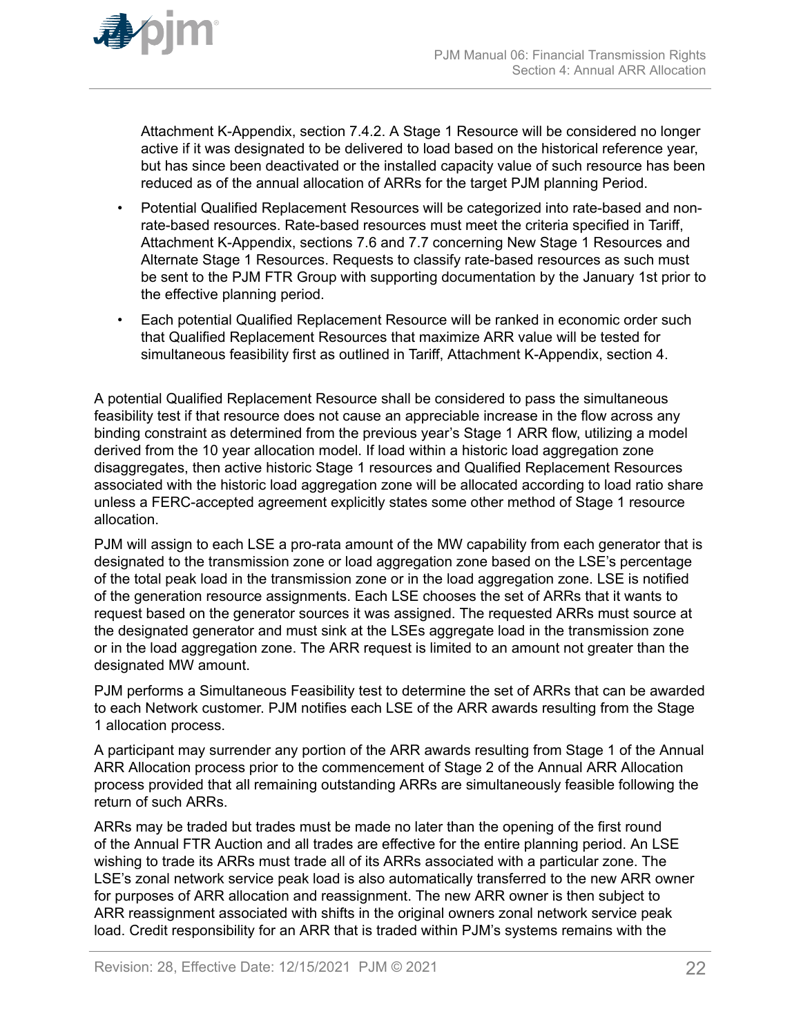Attachment K-Appendix, section 7.4.2. A Stage 1 Resource will be considered no longer active if it was designated to be delivered to load based on the historical reference year, but has since been deactivated or the installed capacity value of such resource has been reduced as of the annual allocation of ARRs for the target PJM planning Period.

- Potential Qualified Replacement Resources will be categorized into rate-based and non-rate-based resources. Rate-based resources must meet the criteria specified in Tariff, Attachment K-Appendix, sections 7.6 and 7.7 concerning New Stage 1 Resources and Alternate Stage 1 Resources. Requests to classify rate-based resources as such must be sent to the PJM FTR Group with supporting documentation by the January 1st prior to the effective planning period.
- Each potential Qualified Replacement Resource will be ranked in economic order such that Qualified Replacement Resources that maximize ARR value will be tested for simultaneous feasibility first as outlined in Tariff, Attachment K-Appendix, section 4.

A potential Qualified Replacement Resource shall be considered to pass the simultaneous feasibility test if that resource does not cause an appreciable increase in the flow across any binding constraint as determined from the previous year's Stage 1 ARR flow, utilizing a model derived from the 10 year allocation model. If load within a historic load aggregation zone disaggregates, then active historic Stage 1 resources and Qualified Replacement Resources associated with the historic load aggregation zone will be allocated according to load ratio share unless a FERC-accepted agreement explicitly states some other method of Stage 1 resource allocation.

PJM will assign to each LSE a pro-rata amount of the MW capability from each generator that is designated to the transmission zone or load aggregation zone based on the LSE's percentage of the total peak load in the transmission zone or in the load aggregation zone. LSE is notified of the generation resource assignments. Each LSE chooses the set of ARRs that it wants to request based on the generator sources it was assigned. The requested ARRs must source at the designated generator and must sink at the LSEs aggregate load in the transmission zone or in the load aggregation zone. The ARR request is limited to an amount not greater than the designated MW amount.

PJM performs a Simultaneous Feasibility test to determine the set of ARRs that can be awarded to each Network customer. PJM notifies each LSE of the ARR awards resulting from the Stage 1 allocation process.

A participant may surrender any portion of the ARR awards resulting from Stage 1 of the Annual ARR Allocation process prior to the commencement of Stage 2 of the Annual ARR Allocation process provided that all remaining outstanding ARRs are simultaneously feasible following the return of such ARRs.

ARRs may be traded but trades must be made no later than the opening of the first round of the Annual FTR Auction and all trades are effective for the entire planning period. An LSE wishing to trade its ARRs must trade all of its ARRs associated with a particular zone. The LSE's zonal network service peak load is also automatically transferred to the new ARR owner for purposes of ARR allocation and reassignment. The new ARR owner is then subject to ARR reassignment associated with shifts in the original owners zonal network service peak load. Credit responsibility for an ARR that is traded within PJM's systems remains with the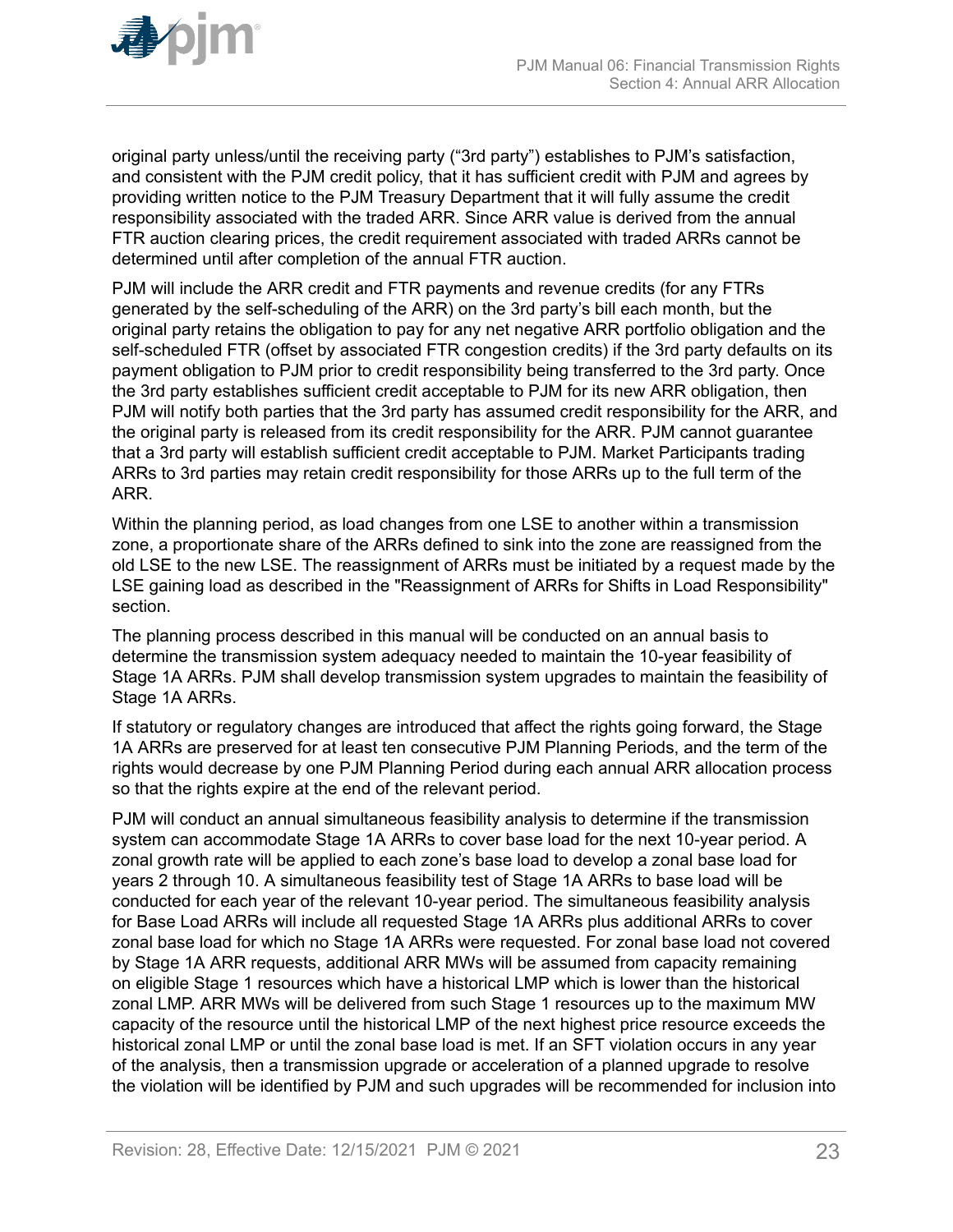original party unless/until the receiving party (“3rd party”) establishes to PJM’s satisfaction, and consistent with the PJM credit policy, that it has sufficient credit with PJM and agrees by providing written notice to the PJM Treasury Department that it will fully assume the credit responsibility associated with the traded ARR. Since ARR value is derived from the annual FTR auction clearing prices, the credit requirement associated with traded ARRs cannot be determined until after completion of the annual FTR auction.

PJM will include the ARR credit and FTR payments and revenue credits (for any FTRs generated by the self-scheduling of the ARR) on the 3rd party’s bill each month, but the original party retains the obligation to pay for any net negative ARR portfolio obligation and the self-scheduled FTR (offset by associated FTR congestion credits) if the 3rd party defaults on its payment obligation to PJM prior to credit responsibility being transferred to the 3rd party. Once the 3rd party establishes sufficient credit acceptable to PJM for its new ARR obligation, then PJM will notify both parties that the 3rd party has assumed credit responsibility for the ARR, and the original party is released from its credit responsibility for the ARR. PJM cannot guarantee that a 3rd party will establish sufficient credit acceptable to PJM. Market Participants trading ARRs to 3rd parties may retain credit responsibility for those ARRs up to the full term of the ARR.

Within the planning period, as load changes from one LSE to another within a transmission zone, a proportionate share of the ARRs defined to sink into the zone are reassigned from the old LSE to the new LSE. The reassignment of ARRs must be initiated by a request made by the LSE gaining load as described in the "Reassignment of ARRs for Shifts in Load Responsibility" section.

The planning process described in this manual will be conducted on an annual basis to determine the transmission system adequacy needed to maintain the 10-year feasibility of Stage 1A ARRs. PJM shall develop transmission system upgrades to maintain the feasibility of Stage 1A ARRs.

If statutory or regulatory changes are introduced that affect the rights going forward, the Stage 1A ARRs are preserved for at least ten consecutive PJM Planning Periods, and the term of the rights would decrease by one PJM Planning Period during each annual ARR allocation process so that the rights expire at the end of the relevant period.

PJM will conduct an annual simultaneous feasibility analysis to determine if the transmission system can accommodate Stage 1A ARRs to cover base load for the next 10-year period. A zonal growth rate will be applied to each zone’s base load to develop a zonal base load for years 2 through 10. A simultaneous feasibility test of Stage 1A ARRs to base load will be conducted for each year of the relevant 10-year period. The simultaneous feasibility analysis for Base Load ARRs will include all requested Stage 1A ARRs plus additional ARRs to cover zonal base load for which no Stage 1A ARRs were requested. For zonal base load not covered by Stage 1A ARR requests, additional ARR MWs will be assumed from capacity remaining on eligible Stage 1 resources which have a historical LMP which is lower than the historical zonal LMP. ARR MWs will be delivered from such Stage 1 resources up to the maximum MW capacity of the resource until the historical LMP of the next highest price resource exceeds the historical zonal LMP or until the zonal base load is met. If an SFT violation occurs in any year of the analysis, then a transmission upgrade or acceleration of a planned upgrade to resolve the violation will be identified by PJM and such upgrades will be recommended for inclusion into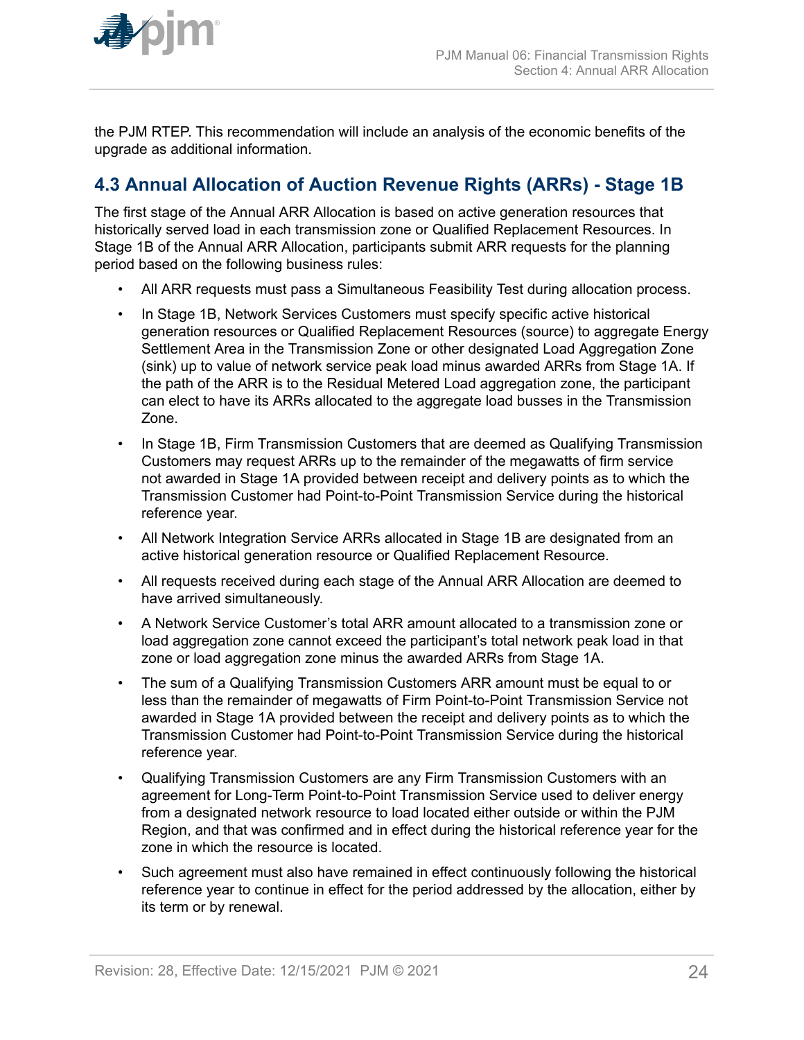the PJM RTEP. This recommendation will include an analysis of the economic benefits of the upgrade as additional information.

## 4.3 Annual Allocation of Auction Revenue Rights (ARRs) - Stage 1B

The first stage of the Annual ARR Allocation is based on active generation resources that historically served load in each transmission zone or Qualified Replacement Resources. In Stage 1B of the Annual ARR Allocation, participants submit ARR requests for the planning period based on the following business rules:

- All ARR requests must pass a Simultaneous Feasibility Test during allocation process.
- In Stage 1B, Network Services Customers must specify specific active historical generation resources or Qualified Replacement Resources (source) to aggregate Energy Settlement Area in the Transmission Zone or other designated Load Aggregation Zone (sink) up to value of network service peak load minus awarded ARRs from Stage 1A. If the path of the ARR is to the Residual Metered Load aggregation zone, the participant can elect to have its ARRs allocated to the aggregate load busses in the Transmission Zone.
- In Stage 1B, Firm Transmission Customers that are deemed as Qualifying Transmission Customers may request ARRs up to the remainder of the megawatts of firm service not awarded in Stage 1A provided between receipt and delivery points as to which the Transmission Customer had Point-to-Point Transmission Service during the historical reference year.
- All Network Integration Service ARRs allocated in Stage 1B are designated from an active historical generation resource or Qualified Replacement Resource.
- All requests received during each stage of the Annual ARR Allocation are deemed to have arrived simultaneously.
- A Network Service Customer's total ARR amount allocated to a transmission zone or load aggregation zone cannot exceed the participant's total network peak load in that zone or load aggregation zone minus the awarded ARRs from Stage 1A.
- The sum of a Qualifying Transmission Customers ARR amount must be equal to or less than the remainder of megawatts of Firm Point-to-Point Transmission Service not awarded in Stage 1A provided between the receipt and delivery points as to which the Transmission Customer had Point-to-Point Transmission Service during the historical reference year.
- Qualifying Transmission Customers are any Firm Transmission Customers with an agreement for Long-Term Point-to-Point Transmission Service used to deliver energy from a designated network resource to load located either outside or within the PJM Region, and that was confirmed and in effect during the historical reference year for the zone in which the resource is located.
- Such agreement must also have remained in effect continuously following the historical reference year to continue in effect for the period addressed by the allocation, either by its term or by renewal.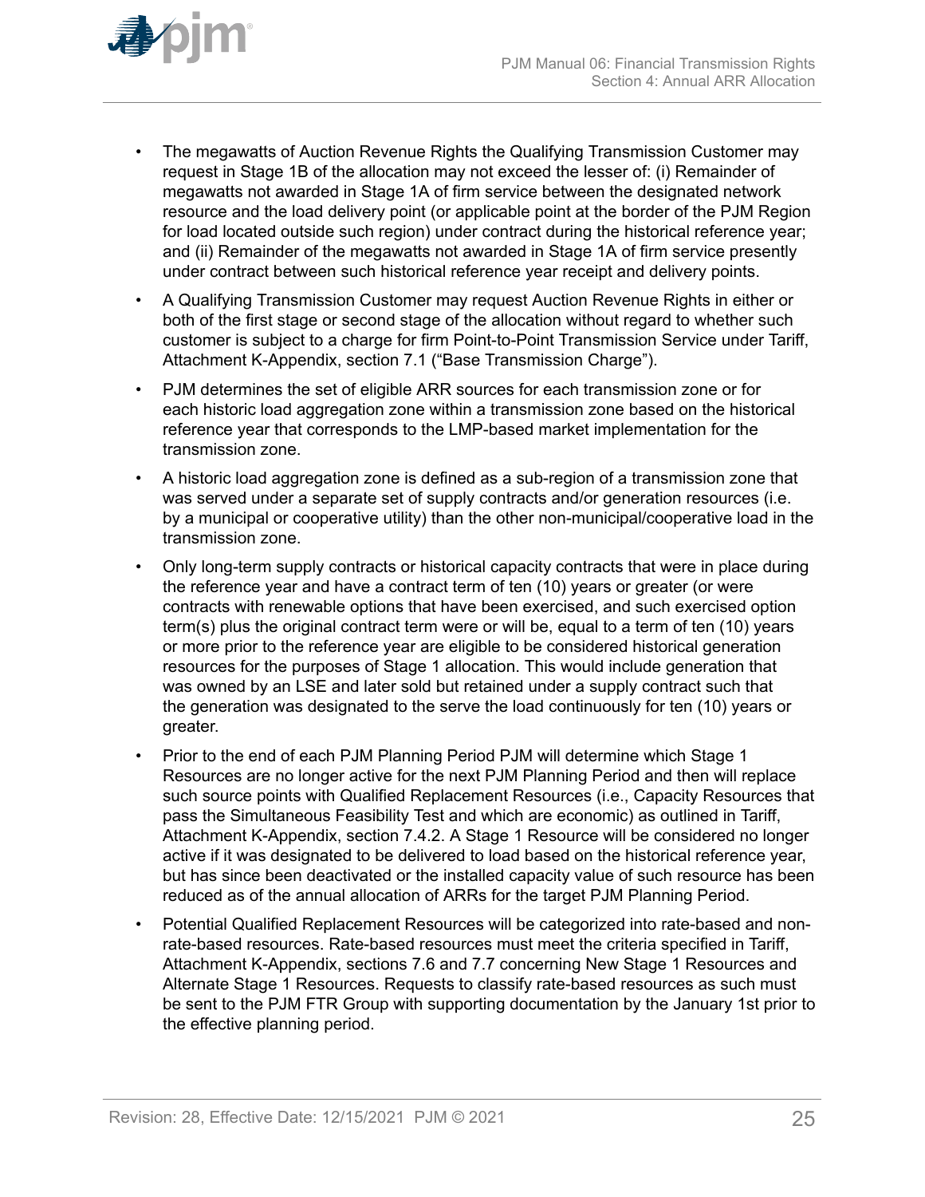- The megawatts of Auction Revenue Rights the Qualifying Transmission Customer may request in Stage 1B of the allocation may not exceed the lesser of: (i) Remainder of megawatts not awarded in Stage 1A of firm service between the designated network resource and the load delivery point (or applicable point at the border of the PJM Region for load located outside such region) under contract during the historical reference year; and (ii) Remainder of the megawatts not awarded in Stage 1A of firm service presently under contract between such historical reference year receipt and delivery points.
- A Qualifying Transmission Customer may request Auction Revenue Rights in either or both of the first stage or second stage of the allocation without regard to whether such customer is subject to a charge for firm Point-to-Point Transmission Service under Tariff, Attachment K-Appendix, section 7.1 ("Base Transmission Charge").
- PJM determines the set of eligible ARR sources for each transmission zone or for each historic load aggregation zone within a transmission zone based on the historical reference year that corresponds to the LMP-based market implementation for the transmission zone.
- A historic load aggregation zone is defined as a sub-region of a transmission zone that was served under a separate set of supply contracts and/or generation resources (i.e. by a municipal or cooperative utility) than the other non-municipal/cooperative load in the transmission zone.
- Only long-term supply contracts or historical capacity contracts that were in place during the reference year and have a contract term of ten (10) years or greater (or were contracts with renewable options that have been exercised, and such exercised option term(s) plus the original contract term were or will be, equal to a term of ten (10) years or more prior to the reference year are eligible to be considered historical generation resources for the purposes of Stage 1 allocation. This would include generation that was owned by an LSE and later sold but retained under a supply contract such that the generation was designated to the serve the load continuously for ten (10) years or greater.
- Prior to the end of each PJM Planning Period PJM will determine which Stage 1 Resources are no longer active for the next PJM Planning Period and then will replace such source points with Qualified Replacement Resources (i.e., Capacity Resources that pass the Simultaneous Feasibility Test and which are economic) as outlined in Tariff, Attachment K-Appendix, section 7.4.2. A Stage 1 Resource will be considered no longer active if it was designated to be delivered to load based on the historical reference year, but has since been deactivated or the installed capacity value of such resource has been reduced as of the annual allocation of ARRs for the target PJM Planning Period.
- Potential Qualified Replacement Resources will be categorized into rate-based and non-rate-based resources. Rate-based resources must meet the criteria specified in Tariff, Attachment K-Appendix, sections 7.6 and 7.7 concerning New Stage 1 Resources and Alternate Stage 1 Resources. Requests to classify rate-based resources as such must be sent to the PJM FTR Group with supporting documentation by the January 1st prior to the effective planning period.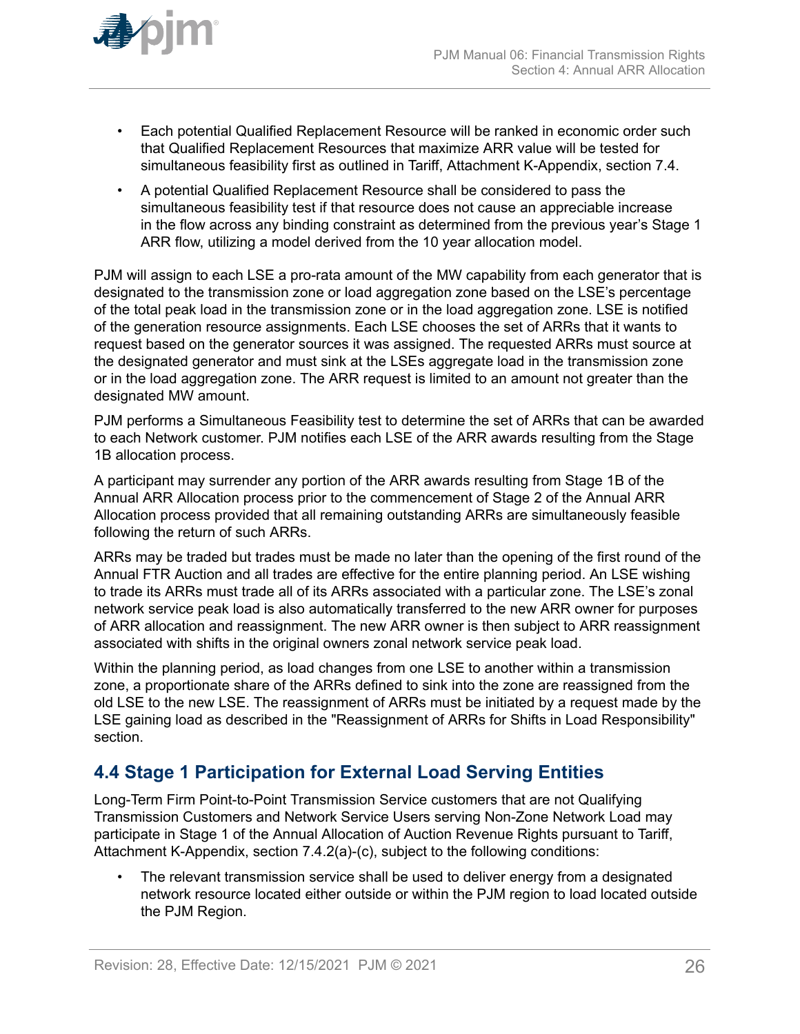- Each potential Qualified Replacement Resource will be ranked in economic order such that Qualified Replacement Resources that maximize ARR value will be tested for simultaneous feasibility first as outlined in Tariff, Attachment K-Appendix, section 7.4.
- A potential Qualified Replacement Resource shall be considered to pass the simultaneous feasibility test if that resource does not cause an appreciable increase in the flow across any binding constraint as determined from the previous year's Stage 1 ARR flow, utilizing a model derived from the 10 year allocation model.

PJM will assign to each LSE a pro-rata amount of the MW capability from each generator that is designated to the transmission zone or load aggregation zone based on the LSE's percentage of the total peak load in the transmission zone or in the load aggregation zone. LSE is notified of the generation resource assignments. Each LSE chooses the set of ARRs that it wants to request based on the generator sources it was assigned. The requested ARRs must source at the designated generator and must sink at the LSEs aggregate load in the transmission zone or in the load aggregation zone. The ARR request is limited to an amount not greater than the designated MW amount.

PJM performs a Simultaneous Feasibility test to determine the set of ARRs that can be awarded to each Network customer. PJM notifies each LSE of the ARR awards resulting from the Stage 1B allocation process.

A participant may surrender any portion of the ARR awards resulting from Stage 1B of the Annual ARR Allocation process prior to the commencement of Stage 2 of the Annual ARR Allocation process provided that all remaining outstanding ARRs are simultaneously feasible following the return of such ARRs.

ARRs may be traded but trades must be made no later than the opening of the first round of the Annual FTR Auction and all trades are effective for the entire planning period. An LSE wishing to trade its ARRs must trade all of its ARRs associated with a particular zone. The LSE's zonal network service peak load is also automatically transferred to the new ARR owner for purposes of ARR allocation and reassignment. The new ARR owner is then subject to ARR reassignment associated with shifts in the original owners zonal network service peak load.

Within the planning period, as load changes from one LSE to another within a transmission zone, a proportionate share of the ARRs defined to sink into the zone are reassigned from the old LSE to the new LSE. The reassignment of ARRs must be initiated by a request made by the LSE gaining load as described in the "Reassignment of ARRs for Shifts in Load Responsibility" section.

## 4.4 Stage 1 Participation for External Load Serving Entities

Long-Term Firm Point-to-Point Transmission Service customers that are not Qualifying Transmission Customers and Network Service Users serving Non-Zone Network Load may participate in Stage 1 of the Annual Allocation of Auction Revenue Rights pursuant to Tariff, Attachment K-Appendix, section 7.4.2(a)-(c), subject to the following conditions:

- The relevant transmission service shall be used to deliver energy from a designated network resource located either outside or within the PJM region to load located outside the PJM Region.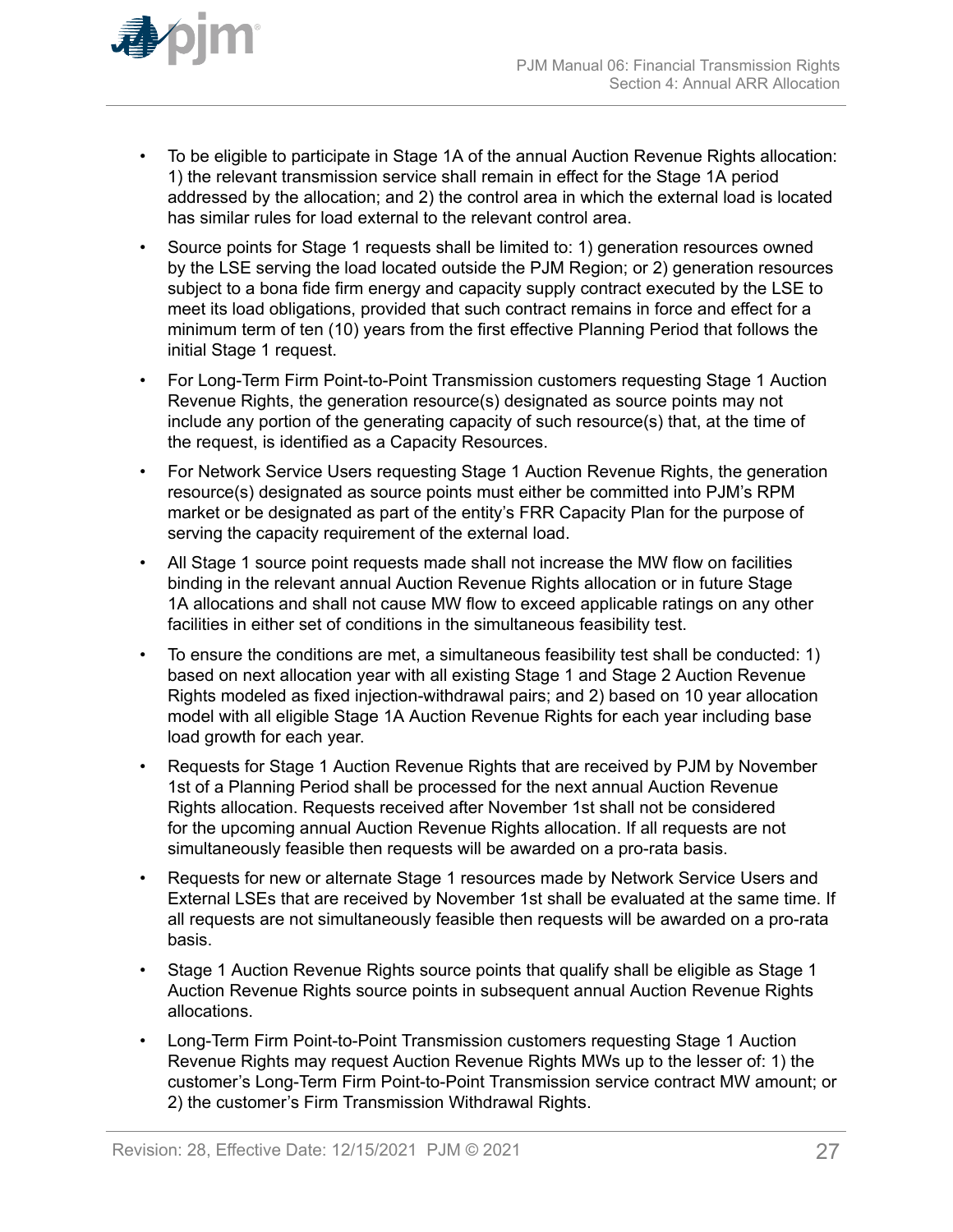- To be eligible to participate in Stage 1A of the annual Auction Revenue Rights allocation: 1) the relevant transmission service shall remain in effect for the Stage 1A period addressed by the allocation; and 2) the control area in which the external load is located has similar rules for load external to the relevant control area.
- Source points for Stage 1 requests shall be limited to: 1) generation resources owned by the LSE serving the load located outside the PJM Region; or 2) generation resources subject to a bona fide firm energy and capacity supply contract executed by the LSE to meet its load obligations, provided that such contract remains in force and effect for a minimum term of ten (10) years from the first effective Planning Period that follows the initial Stage 1 request.
- For Long-Term Firm Point-to-Point Transmission customers requesting Stage 1 Auction Revenue Rights, the generation resource(s) designated as source points may not include any portion of the generating capacity of such resource(s) that, at the time of the request, is identified as a Capacity Resources.
- For Network Service Users requesting Stage 1 Auction Revenue Rights, the generation resource(s) designated as source points must either be committed into PJM's RPM market or be designated as part of the entity's FRR Capacity Plan for the purpose of serving the capacity requirement of the external load.
- All Stage 1 source point requests made shall not increase the MW flow on facilities binding in the relevant annual Auction Revenue Rights allocation or in future Stage 1A allocations and shall not cause MW flow to exceed applicable ratings on any other facilities in either set of conditions in the simultaneous feasibility test.
- To ensure the conditions are met, a simultaneous feasibility test shall be conducted: 1) based on next allocation year with all existing Stage 1 and Stage 2 Auction Revenue Rights modeled as fixed injection-withdrawal pairs; and 2) based on 10 year allocation model with all eligible Stage 1A Auction Revenue Rights for each year including base load growth for each year.
- Requests for Stage 1 Auction Revenue Rights that are received by PJM by November 1st of a Planning Period shall be processed for the next annual Auction Revenue Rights allocation. Requests received after November 1st shall not be considered for the upcoming annual Auction Revenue Rights allocation. If all requests are not simultaneously feasible then requests will be awarded on a pro-rata basis.
- Requests for new or alternate Stage 1 resources made by Network Service Users and External LSEs that are received by November 1st shall be evaluated at the same time. If all requests are not simultaneously feasible then requests will be awarded on a pro-rata basis.
- Stage 1 Auction Revenue Rights source points that qualify shall be eligible as Stage 1 Auction Revenue Rights source points in subsequent annual Auction Revenue Rights allocations.
- Long-Term Firm Point-to-Point Transmission customers requesting Stage 1 Auction Revenue Rights may request Auction Revenue Rights MWs up to the lesser of: 1) the customer's Long-Term Firm Point-to-Point Transmission service contract MW amount; or 2) the customer's Firm Transmission Withdrawal Rights.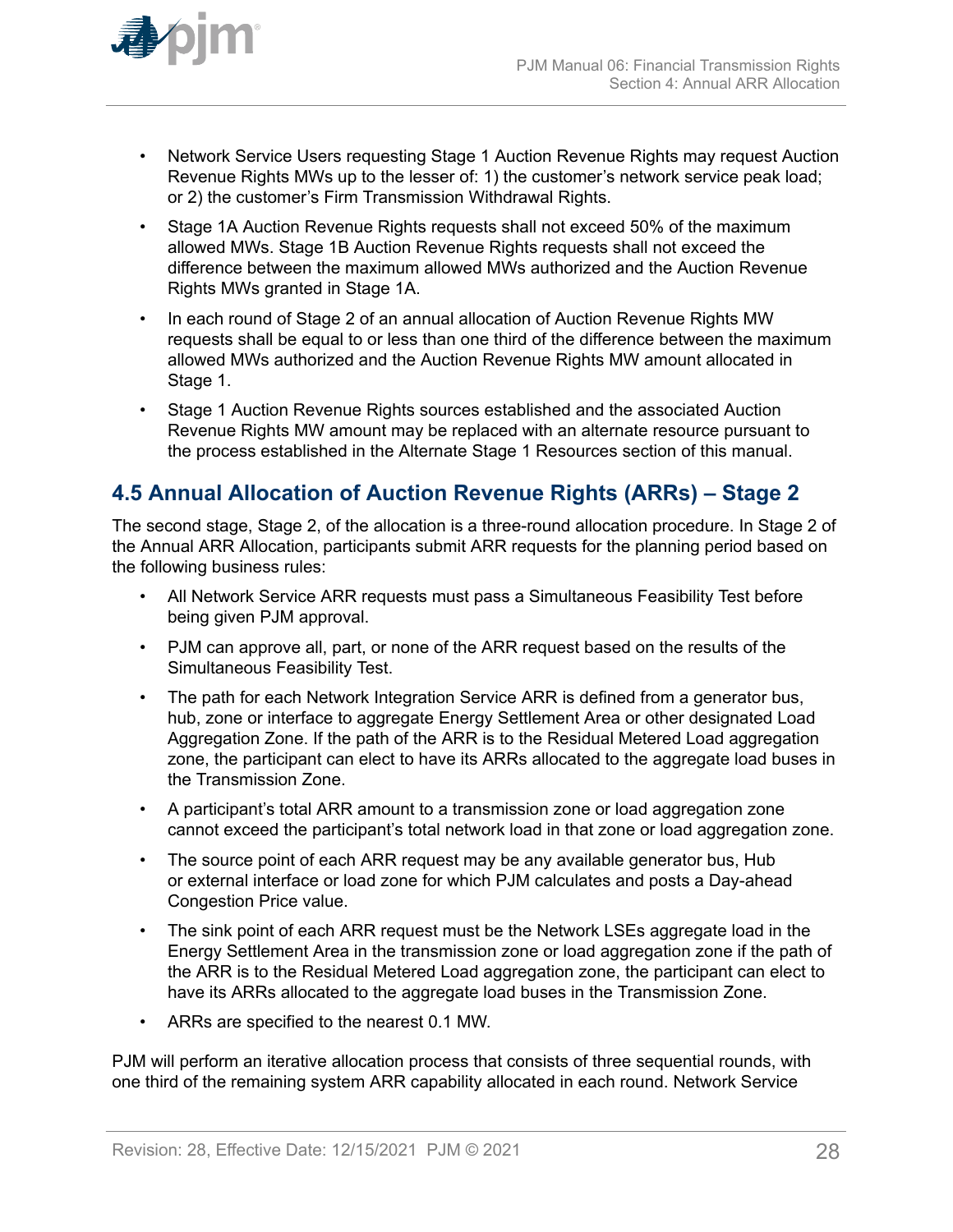- Network Service Users requesting Stage 1 Auction Revenue Rights may request Auction Revenue Rights MWs up to the lesser of: 1) the customer's network service peak load; or 2) the customer's Firm Transmission Withdrawal Rights.
- Stage 1A Auction Revenue Rights requests shall not exceed 50% of the maximum allowed MWs. Stage 1B Auction Revenue Rights requests shall not exceed the difference between the maximum allowed MWs authorized and the Auction Revenue Rights MWs granted in Stage 1A.
- In each round of Stage 2 of an annual allocation of Auction Revenue Rights MW requests shall be equal to or less than one third of the difference between the maximum allowed MWs authorized and the Auction Revenue Rights MW amount allocated in Stage 1.
- Stage 1 Auction Revenue Rights sources established and the associated Auction Revenue Rights MW amount may be replaced with an alternate resource pursuant to the process established in the Alternate Stage 1 Resources section of this manual.

## 4.5 Annual Allocation of Auction Revenue Rights (ARRs) – Stage 2

The second stage, Stage 2, of the allocation is a three-round allocation procedure. In Stage 2 of the Annual ARR Allocation, participants submit ARR requests for the planning period based on the following business rules:

- All Network Service ARR requests must pass a Simultaneous Feasibility Test before being given PJM approval.
- PJM can approve all, part, or none of the ARR request based on the results of the Simultaneous Feasibility Test.
- The path for each Network Integration Service ARR is defined from a generator bus, hub, zone or interface to aggregate Energy Settlement Area or other designated Load Aggregation Zone. If the path of the ARR is to the Residual Metered Load aggregation zone, the participant can elect to have its ARRs allocated to the aggregate load buses in the Transmission Zone.
- A participant's total ARR amount to a transmission zone or load aggregation zone cannot exceed the participant's total network load in that zone or load aggregation zone.
- The source point of each ARR request may be any available generator bus, Hub or external interface or load zone for which PJM calculates and posts a Day-ahead Congestion Price value.
- The sink point of each ARR request must be the Network LSEs aggregate load in the Energy Settlement Area in the transmission zone or load aggregation zone if the path of the ARR is to the Residual Metered Load aggregation zone, the participant can elect to have its ARRs allocated to the aggregate load buses in the Transmission Zone.
- ARRs are specified to the nearest 0.1 MW.

PJM will perform an iterative allocation process that consists of three sequential rounds, with one third of the remaining system ARR capability allocated in each round. Network Service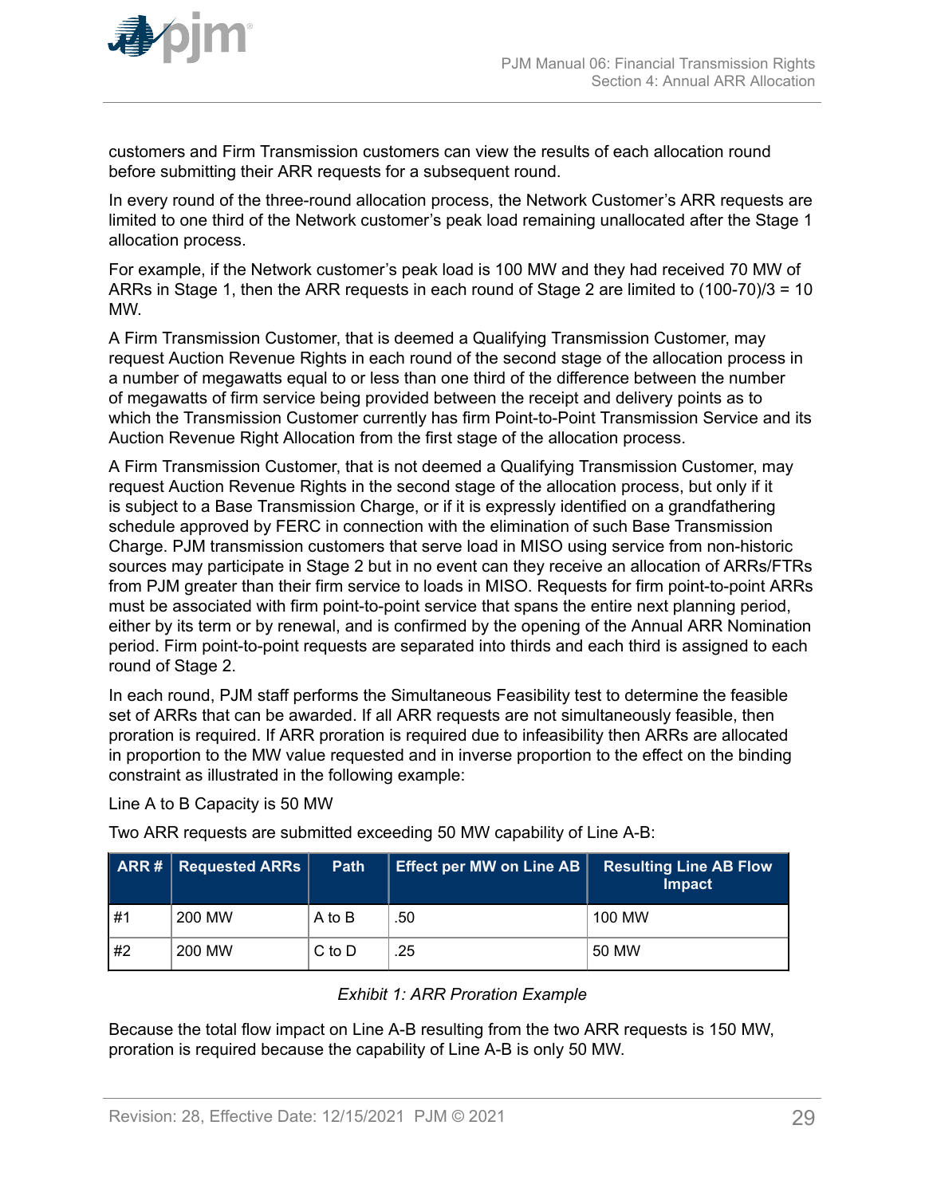customers and Firm Transmission customers can view the results of each allocation round before submitting their ARR requests for a subsequent round.

In every round of the three-round allocation process, the Network Customer's ARR requests are limited to one third of the Network customer's peak load remaining unallocated after the Stage 1 allocation process.

For example, if the Network customer's peak load is 100 MW and they had received 70 MW of ARRs in Stage 1, then the ARR requests in each round of Stage 2 are limited to (100-70)/3 = 10 MW.

A Firm Transmission Customer, that is deemed a Qualifying Transmission Customer, may request Auction Revenue Rights in each round of the second stage of the allocation process in a number of megawatts equal to or less than one third of the difference between the number of megawatts of firm service being provided between the receipt and delivery points as to which the Transmission Customer currently has firm Point-to-Point Transmission Service and its Auction Revenue Right Allocation from the first stage of the allocation process.

A Firm Transmission Customer, that is not deemed a Qualifying Transmission Customer, may request Auction Revenue Rights in the second stage of the allocation process, but only if it is subject to a Base Transmission Charge, or if it is expressly identified on a grandfathering schedule approved by FERC in connection with the elimination of such Base Transmission Charge. PJM transmission customers that serve load in MISO using service from non-historic sources may participate in Stage 2 but in no event can they receive an allocation of ARRs/FTRs from PJM greater than their firm service to loads in MISO. Requests for firm point-to-point ARRs must be associated with firm point-to-point service that spans the entire next planning period, either by its term or by renewal, and is confirmed by the opening of the Annual ARR Nomination period. Firm point-to-point requests are separated into thirds and each third is assigned to each round of Stage 2.

In each round, PJM staff performs the Simultaneous Feasibility test to determine the feasible set of ARRs that can be awarded. If all ARR requests are not simultaneously feasible, then proration is required. If ARR proration is required due to infeasibility then ARRs are allocated in proportion to the MW value requested and in inverse proportion to the effect on the binding constraint as illustrated in the following example:

Line A to B Capacity is 50 MW

Two ARR requests are submitted exceeding 50 MW capability of Line A-B:

| ARR # | Requested ARRs | Path | Effect per MW on Line AB | Resulting Line AB Flow Impact |
|---|---|---|---|---|
| #1 | 200 MW | A to B | .50 | 100 MW |
| #2 | 200 MW | C to D | .25 | 50 MW |

*Exhibit 1: ARR Proration Example*

Because the total flow impact on Line A-B resulting from the two ARR requests is 150 MW, proration is required because the capability of Line A-B is only 50 MW.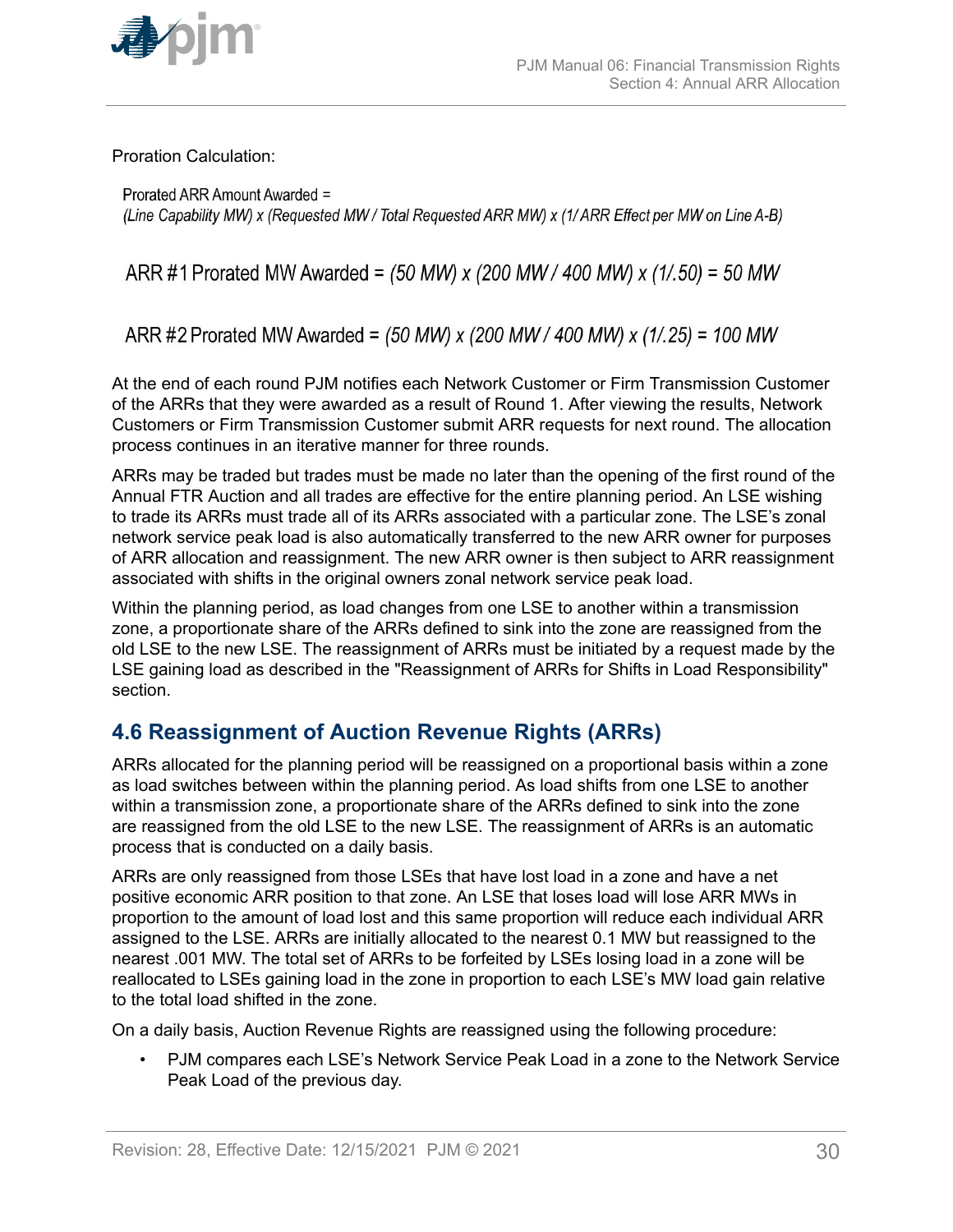Proration Calculation:

*Prorated ARR Amount Awarded = (Line Capability MW) x (Requested MW / Total Requested ARR MW) x (1/ ARR Effect per MW on Line A-B)*

ARR #1 Prorated MW Awarded = *(50 MW) x (200 MW / 400 MW) x (1/.50) = 50 MW*

ARR #2 Prorated MW Awarded = *(50 MW) x (200 MW / 400 MW) x (1/.25) = 100 MW*

At the end of each round PJM notifies each Network Customer or Firm Transmission Customer of the ARRs that they were awarded as a result of Round 1. After viewing the results, Network Customers or Firm Transmission Customer submit ARR requests for next round. The allocation process continues in an iterative manner for three rounds.

ARRs may be traded but trades must be made no later than the opening of the first round of the Annual FTR Auction and all trades are effective for the entire planning period. An LSE wishing to trade its ARRs must trade all of its ARRs associated with a particular zone. The LSE's zonal network service peak load is also automatically transferred to the new ARR owner for purposes of ARR allocation and reassignment. The new ARR owner is then subject to ARR reassignment associated with shifts in the original owners zonal network service peak load.

Within the planning period, as load changes from one LSE to another within a transmission zone, a proportionate share of the ARRs defined to sink into the zone are reassigned from the old LSE to the new LSE. The reassignment of ARRs must be initiated by a request made by the LSE gaining load as described in the "Reassignment of ARRs for Shifts in Load Responsibility" section.

## 4.6 Reassignment of Auction Revenue Rights (ARRs)

ARRs allocated for the planning period will be reassigned on a proportional basis within a zone as load switches between within the planning period. As load shifts from one LSE to another within a transmission zone, a proportionate share of the ARRs defined to sink into the zone are reassigned from the old LSE to the new LSE. The reassignment of ARRs is an automatic process that is conducted on a daily basis.

ARRs are only reassigned from those LSEs that have lost load in a zone and have a net positive economic ARR position to that zone. An LSE that loses load will lose ARR MWs in proportion to the amount of load lost and this same proportion will reduce each individual ARR assigned to the LSE. ARRs are initially allocated to the nearest 0.1 MW but reassigned to the nearest .001 MW. The total set of ARRs to be forfeited by LSEs losing load in a zone will be reallocated to LSEs gaining load in the zone in proportion to each LSE's MW load gain relative to the total load shifted in the zone.

On a daily basis, Auction Revenue Rights are reassigned using the following procedure:

- PJM compares each LSE's Network Service Peak Load in a zone to the Network Service Peak Load of the previous day.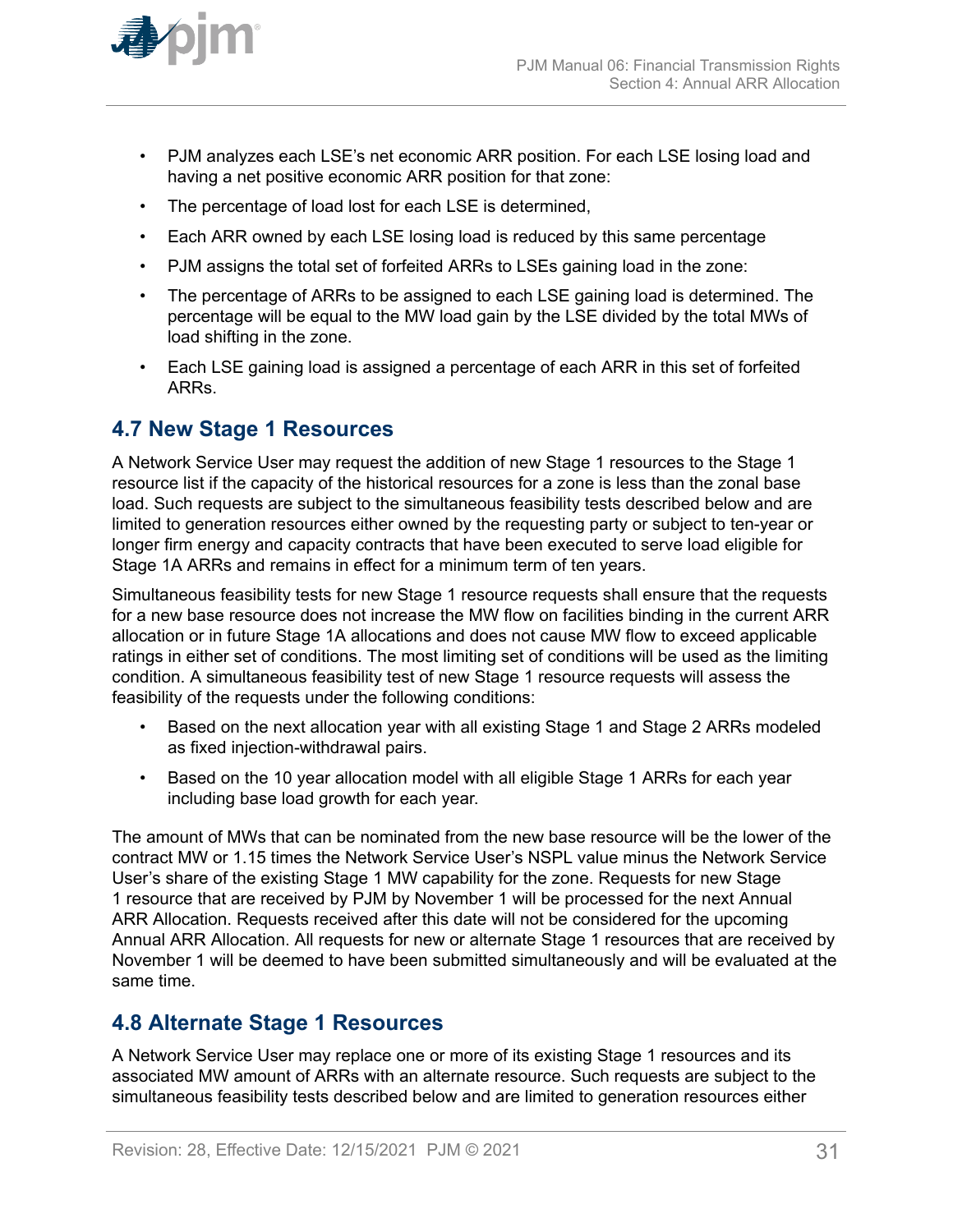- PJM analyzes each LSE's net economic ARR position. For each LSE losing load and having a net positive economic ARR position for that zone:
- The percentage of load lost for each LSE is determined,
- Each ARR owned by each LSE losing load is reduced by this same percentage
- PJM assigns the total set of forfeited ARRs to LSEs gaining load in the zone:
- The percentage of ARRs to be assigned to each LSE gaining load is determined. The percentage will be equal to the MW load gain by the LSE divided by the total MWs of load shifting in the zone.
- Each LSE gaining load is assigned a percentage of each ARR in this set of forfeited ARRs.

## 4.7 New Stage 1 Resources

A Network Service User may request the addition of new Stage 1 resources to the Stage 1 resource list if the capacity of the historical resources for a zone is less than the zonal base load. Such requests are subject to the simultaneous feasibility tests described below and are limited to generation resources either owned by the requesting party or subject to ten-year or longer firm energy and capacity contracts that have been executed to serve load eligible for Stage 1A ARRs and remains in effect for a minimum term of ten years.

Simultaneous feasibility tests for new Stage 1 resource requests shall ensure that the requests for a new base resource does not increase the MW flow on facilities binding in the current ARR allocation or in future Stage 1A allocations and does not cause MW flow to exceed applicable ratings in either set of conditions. The most limiting set of conditions will be used as the limiting condition. A simultaneous feasibility test of new Stage 1 resource requests will assess the feasibility of the requests under the following conditions:

- Based on the next allocation year with all existing Stage 1 and Stage 2 ARRs modeled as fixed injection-withdrawal pairs.
- Based on the 10 year allocation model with all eligible Stage 1 ARRs for each year including base load growth for each year.

The amount of MWs that can be nominated from the new base resource will be the lower of the contract MW or 1.15 times the Network Service User's NSPL value minus the Network Service User's share of the existing Stage 1 MW capability for the zone. Requests for new Stage 1 resource that are received by PJM by November 1 will be processed for the next Annual ARR Allocation. Requests received after this date will not be considered for the upcoming Annual ARR Allocation. All requests for new or alternate Stage 1 resources that are received by November 1 will be deemed to have been submitted simultaneously and will be evaluated at the same time.

## 4.8 Alternate Stage 1 Resources

A Network Service User may replace one or more of its existing Stage 1 resources and its associated MW amount of ARRs with an alternate resource. Such requests are subject to the simultaneous feasibility tests described below and are limited to generation resources either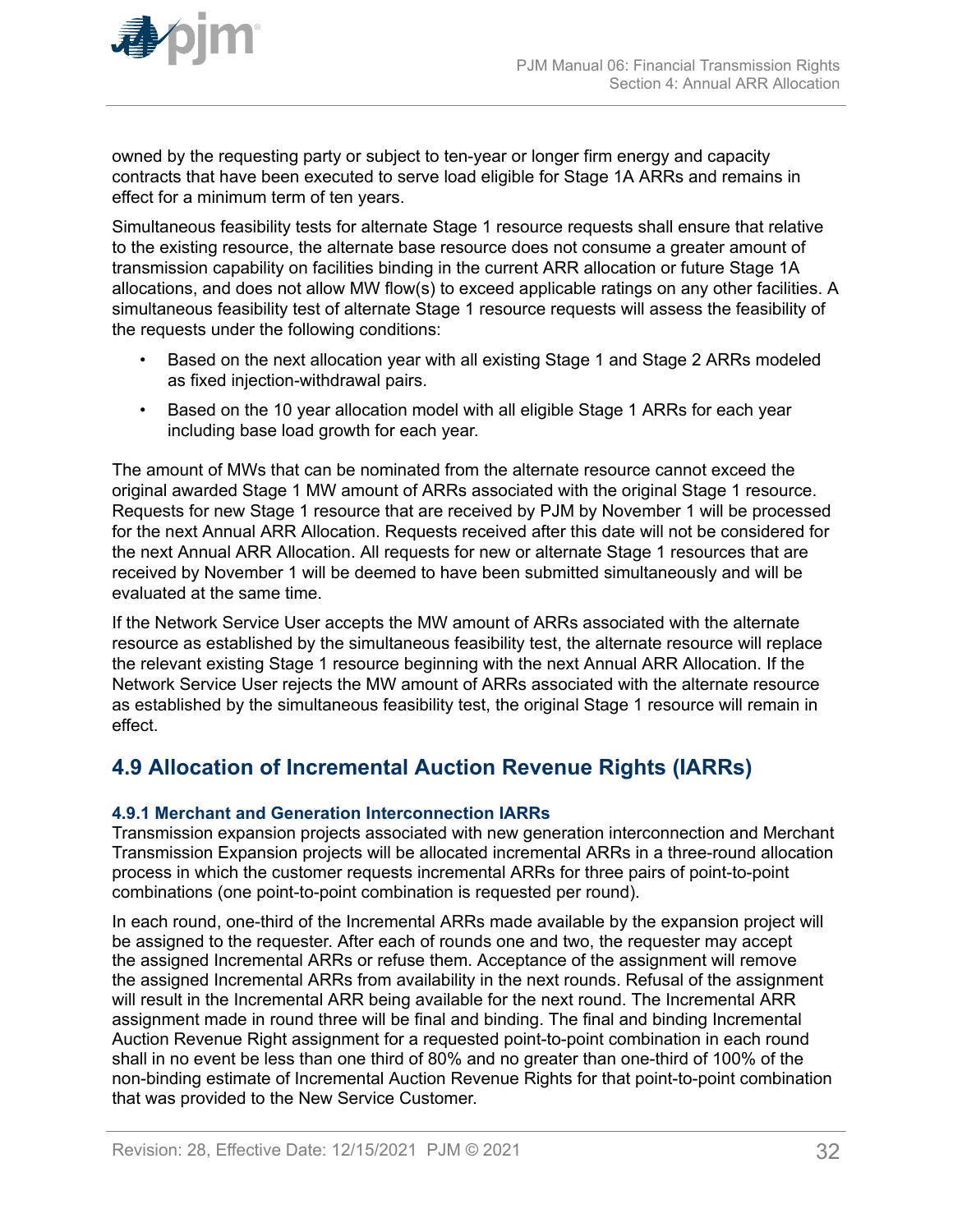owned by the requesting party or subject to ten-year or longer firm energy and capacity contracts that have been executed to serve load eligible for Stage 1A ARRs and remains in effect for a minimum term of ten years.

Simultaneous feasibility tests for alternate Stage 1 resource requests shall ensure that relative to the existing resource, the alternate base resource does not consume a greater amount of transmission capability on facilities binding in the current ARR allocation or future Stage 1A allocations, and does not allow MW flow(s) to exceed applicable ratings on any other facilities. A simultaneous feasibility test of alternate Stage 1 resource requests will assess the feasibility of the requests under the following conditions:

- Based on the next allocation year with all existing Stage 1 and Stage 2 ARRs modeled as fixed injection-withdrawal pairs.
- Based on the 10 year allocation model with all eligible Stage 1 ARRs for each year including base load growth for each year.

The amount of MWs that can be nominated from the alternate resource cannot exceed the original awarded Stage 1 MW amount of ARRs associated with the original Stage 1 resource. Requests for new Stage 1 resource that are received by PJM by November 1 will be processed for the next Annual ARR Allocation. Requests received after this date will not be considered for the next Annual ARR Allocation. All requests for new or alternate Stage 1 resources that are received by November 1 will be deemed to have been submitted simultaneously and will be evaluated at the same time.

If the Network Service User accepts the MW amount of ARRs associated with the alternate resource as established by the simultaneous feasibility test, the alternate resource will replace the relevant existing Stage 1 resource beginning with the next Annual ARR Allocation. If the Network Service User rejects the MW amount of ARRs associated with the alternate resource as established by the simultaneous feasibility test, the original Stage 1 resource will remain in effect.

## 4.9 Allocation of Incremental Auction Revenue Rights (IARRs)

### 4.9.1 Merchant and Generation Interconnection IARRs

Transmission expansion projects associated with new generation interconnection and Merchant Transmission Expansion projects will be allocated incremental ARRs in a three-round allocation process in which the customer requests incremental ARRs for three pairs of point-to-point combinations (one point-to-point combination is requested per round).

In each round, one-third of the Incremental ARRs made available by the expansion project will be assigned to the requester. After each of rounds one and two, the requester may accept the assigned Incremental ARRs or refuse them. Acceptance of the assignment will remove the assigned Incremental ARRs from availability in the next rounds. Refusal of the assignment will result in the Incremental ARR being available for the next round. The Incremental ARR assignment made in round three will be final and binding. The final and binding Incremental Auction Revenue Right assignment for a requested point-to-point combination in each round shall in no event be less than one third of 80% and no greater than one-third of 100% of the non-binding estimate of Incremental Auction Revenue Rights for that point-to-point combination that was provided to the New Service Customer.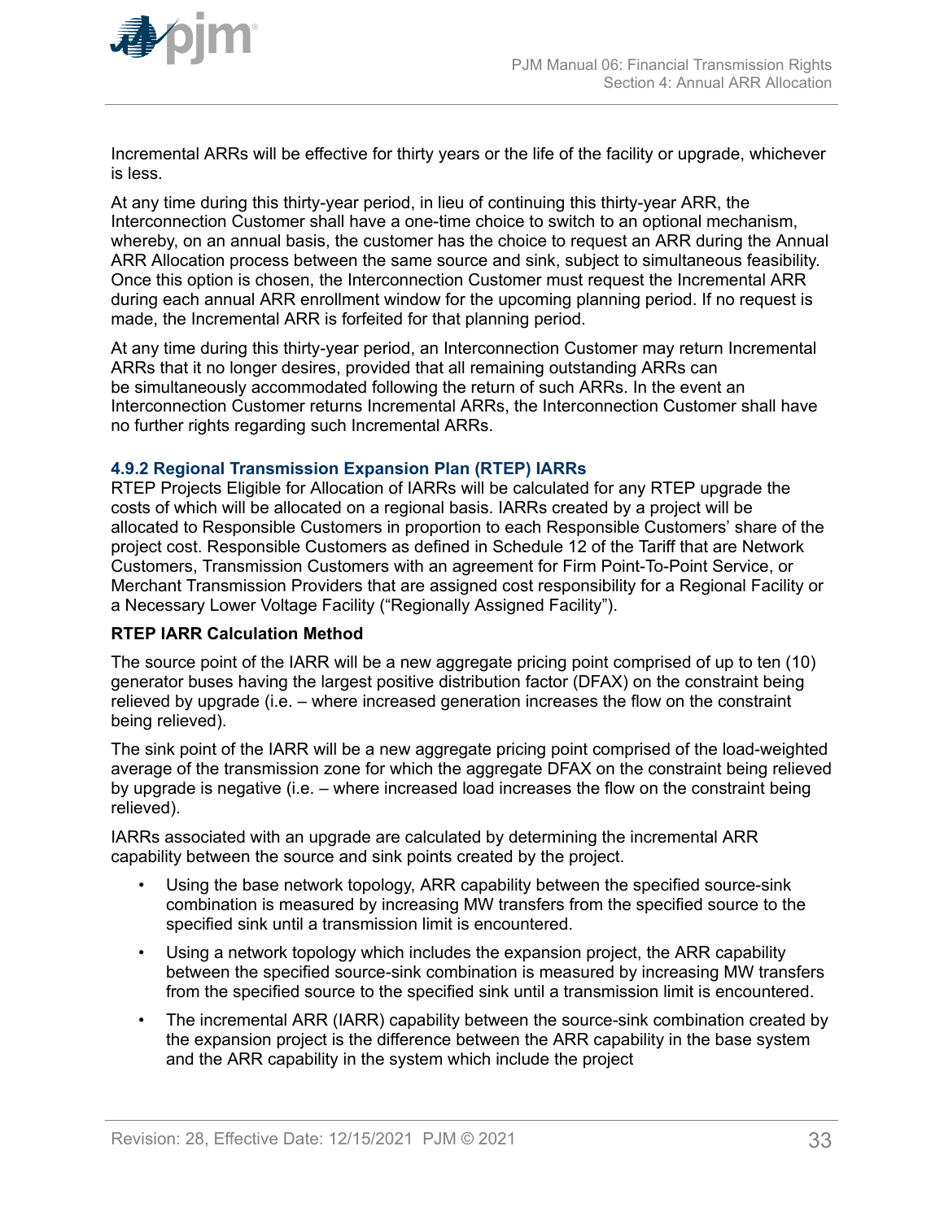Incremental ARRs will be effective for thirty years or the life of the facility or upgrade, whichever is less.

At any time during this thirty-year period, in lieu of continuing this thirty-year ARR, the Interconnection Customer shall have a one-time choice to switch to an optional mechanism, whereby, on an annual basis, the customer has the choice to request an ARR during the Annual ARR Allocation process between the same source and sink, subject to simultaneous feasibility. Once this option is chosen, the Interconnection Customer must request the Incremental ARR during each annual ARR enrollment window for the upcoming planning period. If no request is made, the Incremental ARR is forfeited for that planning period.

At any time during this thirty-year period, an Interconnection Customer may return Incremental ARRs that it no longer desires, provided that all remaining outstanding ARRs can be simultaneously accommodated following the return of such ARRs. In the event an Interconnection Customer returns Incremental ARRs, the Interconnection Customer shall have no further rights regarding such Incremental ARRs.

### 4.9.2 Regional Transmission Expansion Plan (RTEP) IARRs

RTEP Projects Eligible for Allocation of IARRs will be calculated for any RTEP upgrade the costs of which will be allocated on a regional basis. IARRs created by a project will be allocated to Responsible Customers in proportion to each Responsible Customers' share of the project cost. Responsible Customers as defined in Schedule 12 of the Tariff that are Network Customers, Transmission Customers with an agreement for Firm Point-To-Point Service, or Merchant Transmission Providers that are assigned cost responsibility for a Regional Facility or a Necessary Lower Voltage Facility ("Regionally Assigned Facility").

**RTEP IARR Calculation Method**

The source point of the IARR will be a new aggregate pricing point comprised of up to ten (10) generator buses having the largest positive distribution factor (DFAX) on the constraint being relieved by upgrade (i.e. – where increased generation increases the flow on the constraint being relieved).

The sink point of the IARR will be a new aggregate pricing point comprised of the load-weighted average of the transmission zone for which the aggregate DFAX on the constraint being relieved by upgrade is negative (i.e. – where increased load increases the flow on the constraint being relieved).

IARRs associated with an upgrade are calculated by determining the incremental ARR capability between the source and sink points created by the project.

- Using the base network topology, ARR capability between the specified source-sink combination is measured by increasing MW transfers from the specified source to the specified sink until a transmission limit is encountered.
- Using a network topology which includes the expansion project, the ARR capability between the specified source-sink combination is measured by increasing MW transfers from the specified source to the specified sink until a transmission limit is encountered.
- The incremental ARR (IARR) capability between the source-sink combination created by the expansion project is the difference between the ARR capability in the base system and the ARR capability in the system which include the project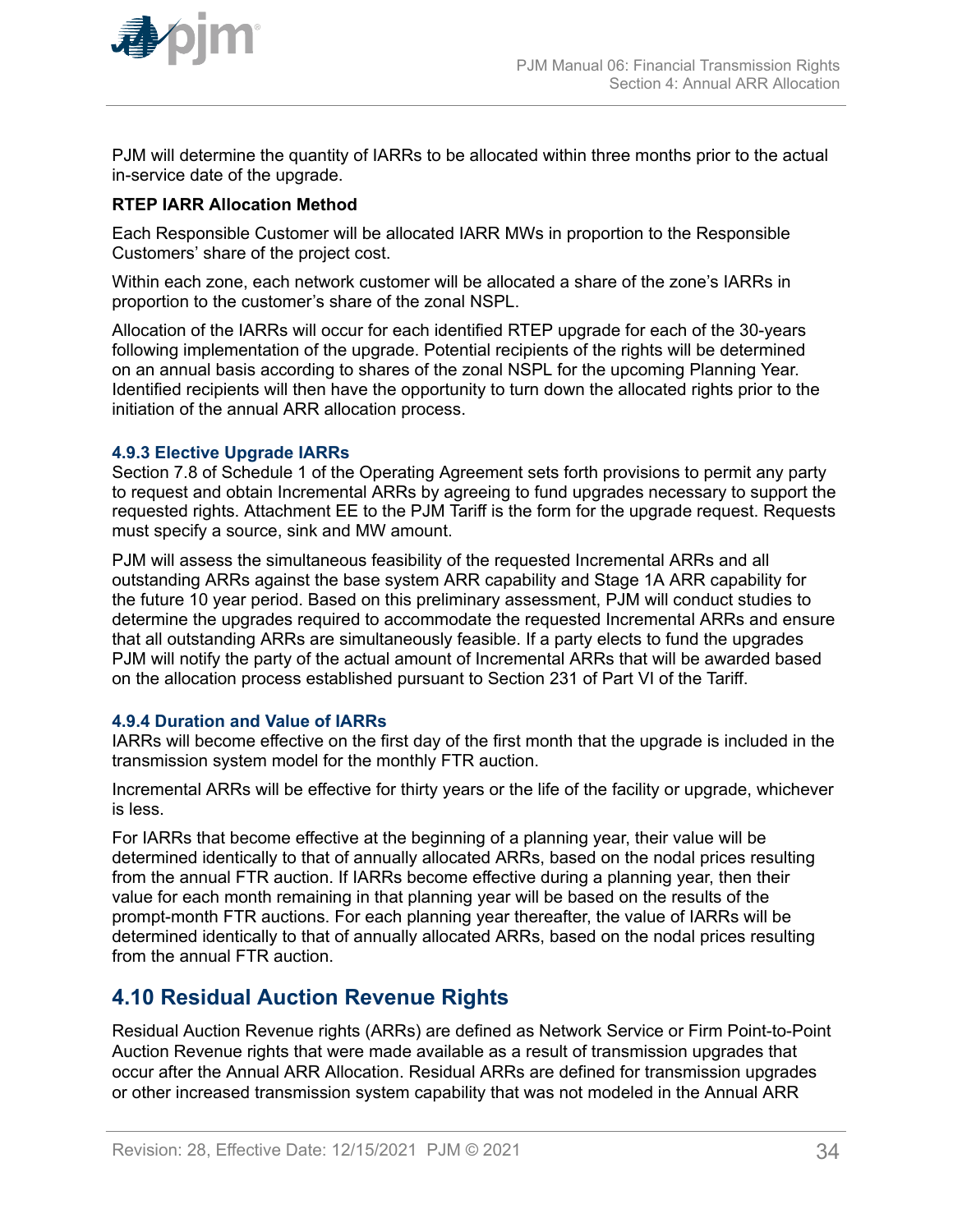PJM will determine the quantity of IARRs to be allocated within three months prior to the actual in-service date of the upgrade.

**RTEP IARR Allocation Method**

Each Responsible Customer will be allocated IARR MWs in proportion to the Responsible Customers' share of the project cost.

Within each zone, each network customer will be allocated a share of the zone's IARRs in proportion to the customer's share of the zonal NSPL.

Allocation of the IARRs will occur for each identified RTEP upgrade for each of the 30-years following implementation of the upgrade. Potential recipients of the rights will be determined on an annual basis according to shares of the zonal NSPL for the upcoming Planning Year. Identified recipients will then have the opportunity to turn down the allocated rights prior to the initiation of the annual ARR allocation process.

### 4.9.3 Elective Upgrade IARRs

Section 7.8 of Schedule 1 of the Operating Agreement sets forth provisions to permit any party to request and obtain Incremental ARRs by agreeing to fund upgrades necessary to support the requested rights. Attachment EE to the PJM Tariff is the form for the upgrade request. Requests must specify a source, sink and MW amount.

PJM will assess the simultaneous feasibility of the requested Incremental ARRs and all outstanding ARRs against the base system ARR capability and Stage 1A ARR capability for the future 10 year period. Based on this preliminary assessment, PJM will conduct studies to determine the upgrades required to accommodate the requested Incremental ARRs and ensure that all outstanding ARRs are simultaneously feasible. If a party elects to fund the upgrades PJM will notify the party of the actual amount of Incremental ARRs that will be awarded based on the allocation process established pursuant to Section 231 of Part VI of the Tariff.

### 4.9.4 Duration and Value of IARRs

IARRs will become effective on the first day of the first month that the upgrade is included in the transmission system model for the monthly FTR auction.

Incremental ARRs will be effective for thirty years or the life of the facility or upgrade, whichever is less.

For IARRs that become effective at the beginning of a planning year, their value will be determined identically to that of annually allocated ARRs, based on the nodal prices resulting from the annual FTR auction. If IARRs become effective during a planning year, then their value for each month remaining in that planning year will be based on the results of the prompt-month FTR auctions. For each planning year thereafter, the value of IARRs will be determined identically to that of annually allocated ARRs, based on the nodal prices resulting from the annual FTR auction.

## 4.10 Residual Auction Revenue Rights

Residual Auction Revenue rights (ARRs) are defined as Network Service or Firm Point-to-Point Auction Revenue rights that were made available as a result of transmission upgrades that occur after the Annual ARR Allocation. Residual ARRs are defined for transmission upgrades or other increased transmission system capability that was not modeled in the Annual ARR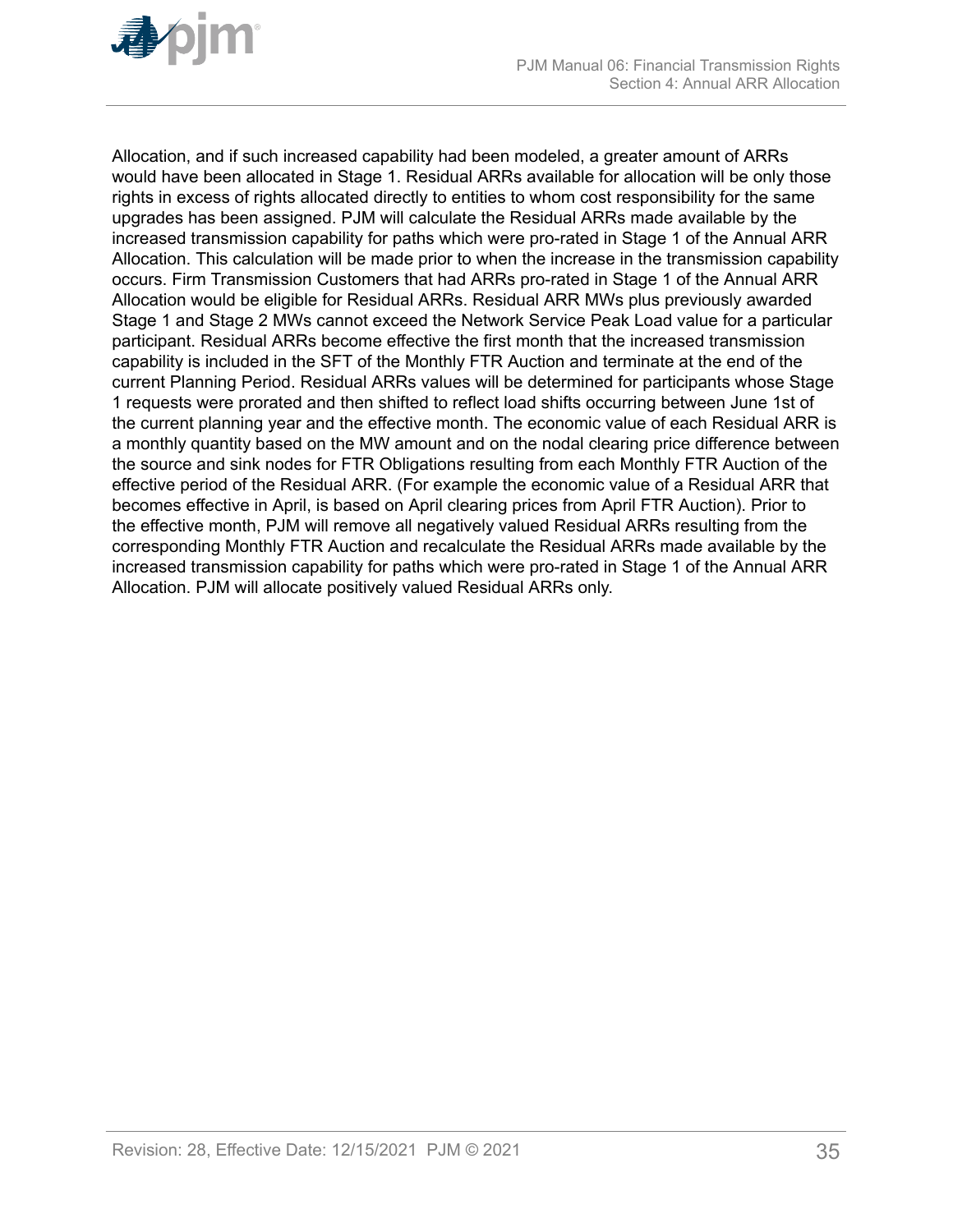Allocation, and if such increased capability had been modeled, a greater amount of ARRs would have been allocated in Stage 1. Residual ARRs available for allocation will be only those rights in excess of rights allocated directly to entities to whom cost responsibility for the same upgrades has been assigned. PJM will calculate the Residual ARRs made available by the increased transmission capability for paths which were pro-rated in Stage 1 of the Annual ARR Allocation. This calculation will be made prior to when the increase in the transmission capability occurs. Firm Transmission Customers that had ARRs pro-rated in Stage 1 of the Annual ARR Allocation would be eligible for Residual ARRs. Residual ARR MWs plus previously awarded Stage 1 and Stage 2 MWs cannot exceed the Network Service Peak Load value for a particular participant. Residual ARRs become effective the first month that the increased transmission capability is included in the SFT of the Monthly FTR Auction and terminate at the end of the current Planning Period. Residual ARRs values will be determined for participants whose Stage 1 requests were prorated and then shifted to reflect load shifts occurring between June 1st of the current planning year and the effective month. The economic value of each Residual ARR is a monthly quantity based on the MW amount and on the nodal clearing price difference between the source and sink nodes for FTR Obligations resulting from each Monthly FTR Auction of the effective period of the Residual ARR. (For example the economic value of a Residual ARR that becomes effective in April, is based on April clearing prices from April FTR Auction). Prior to the effective month, PJM will remove all negatively valued Residual ARRs resulting from the corresponding Monthly FTR Auction and recalculate the Residual ARRs made available by the increased transmission capability for paths which were pro-rated in Stage 1 of the Annual ARR Allocation. PJM will allocate positively valued Residual ARRs only.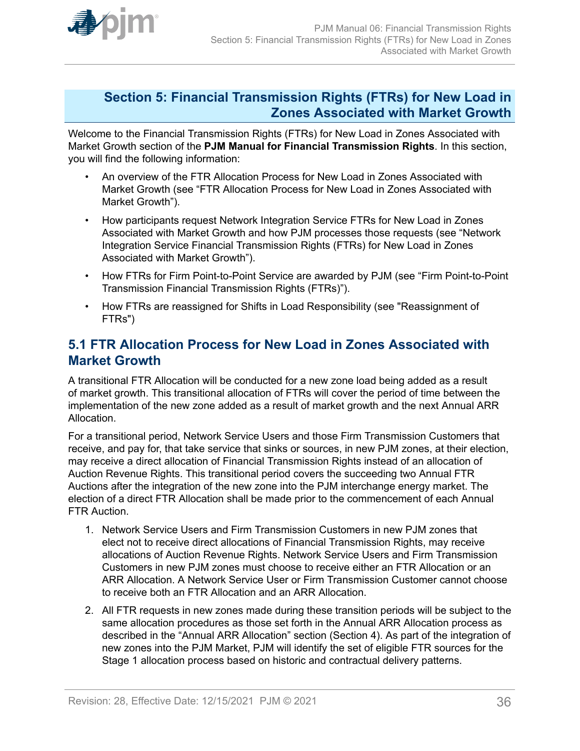# Section 5: Financial Transmission Rights (FTRs) for New Load in Zones Associated with Market Growth

Welcome to the Financial Transmission Rights (FTRs) for New Load in Zones Associated with Market Growth section of the **PJM Manual for Financial Transmission Rights**. In this section, you will find the following information:

- An overview of the FTR Allocation Process for New Load in Zones Associated with Market Growth (see "FTR Allocation Process for New Load in Zones Associated with Market Growth").
- How participants request Network Integration Service FTRs for New Load in Zones Associated with Market Growth and how PJM processes those requests (see "Network Integration Service Financial Transmission Rights (FTRs) for New Load in Zones Associated with Market Growth").
- How FTRs for Firm Point-to-Point Service are awarded by PJM (see "Firm Point-to-Point Transmission Financial Transmission Rights (FTRs)").
- How FTRs are reassigned for Shifts in Load Responsibility (see "Reassignment of FTRs")

## 5.1 FTR Allocation Process for New Load in Zones Associated with Market Growth

A transitional FTR Allocation will be conducted for a new zone load being added as a result of market growth. This transitional allocation of FTRs will cover the period of time between the implementation of the new zone added as a result of market growth and the next Annual ARR Allocation.

For a transitional period, Network Service Users and those Firm Transmission Customers that receive, and pay for, that take service that sinks or sources, in new PJM zones, at their election, may receive a direct allocation of Financial Transmission Rights instead of an allocation of Auction Revenue Rights. This transitional period covers the succeeding two Annual FTR Auctions after the integration of the new zone into the PJM interchange energy market. The election of a direct FTR Allocation shall be made prior to the commencement of each Annual FTR Auction.

1. Network Service Users and Firm Transmission Customers in new PJM zones that elect not to receive direct allocations of Financial Transmission Rights, may receive allocations of Auction Revenue Rights. Network Service Users and Firm Transmission Customers in new PJM zones must choose to receive either an FTR Allocation or an ARR Allocation. A Network Service User or Firm Transmission Customer cannot choose to receive both an FTR Allocation and an ARR Allocation.
2. All FTR requests in new zones made during these transition periods will be subject to the same allocation procedures as those set forth in the Annual ARR Allocation process as described in the "Annual ARR Allocation" section (Section 4). As part of the integration of new zones into the PJM Market, PJM will identify the set of eligible FTR sources for the Stage 1 allocation process based on historic and contractual delivery patterns.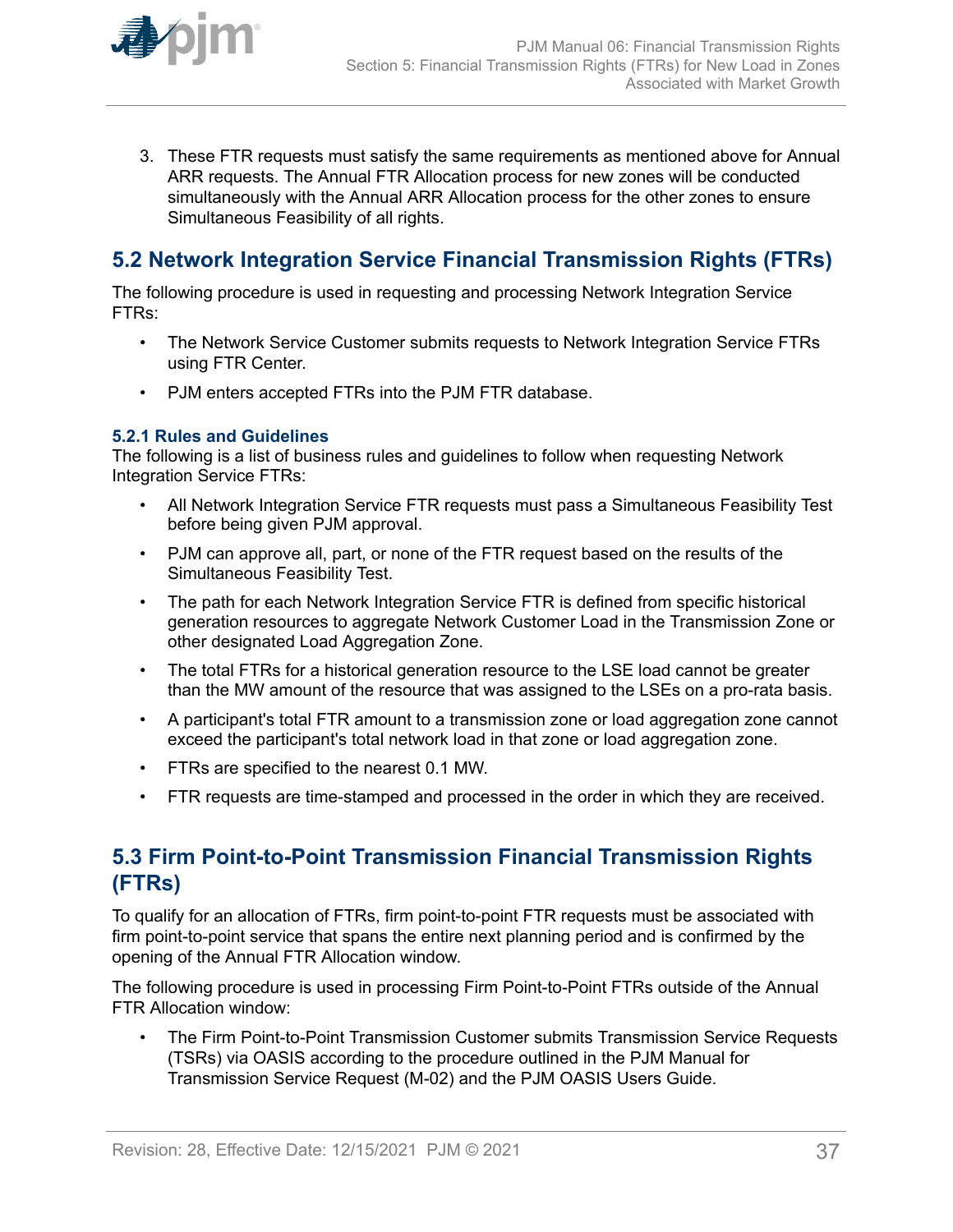3. These FTR requests must satisfy the same requirements as mentioned above for Annual ARR requests. The Annual FTR Allocation process for new zones will be conducted simultaneously with the Annual ARR Allocation process for the other zones to ensure Simultaneous Feasibility of all rights.

## 5.2 Network Integration Service Financial Transmission Rights (FTRs)

The following procedure is used in requesting and processing Network Integration Service FTRs:

- The Network Service Customer submits requests to Network Integration Service FTRs using FTR Center.
- PJM enters accepted FTRs into the PJM FTR database.

### 5.2.1 Rules and Guidelines

The following is a list of business rules and guidelines to follow when requesting Network Integration Service FTRs:

- All Network Integration Service FTR requests must pass a Simultaneous Feasibility Test before being given PJM approval.
- PJM can approve all, part, or none of the FTR request based on the results of the Simultaneous Feasibility Test.
- The path for each Network Integration Service FTR is defined from specific historical generation resources to aggregate Network Customer Load in the Transmission Zone or other designated Load Aggregation Zone.
- The total FTRs for a historical generation resource to the LSE load cannot be greater than the MW amount of the resource that was assigned to the LSEs on a pro-rata basis.
- A participant's total FTR amount to a transmission zone or load aggregation zone cannot exceed the participant's total network load in that zone or load aggregation zone.
- FTRs are specified to the nearest 0.1 MW.
- FTR requests are time-stamped and processed in the order in which they are received.

## 5.3 Firm Point-to-Point Transmission Financial Transmission Rights (FTRs)

To qualify for an allocation of FTRs, firm point-to-point FTR requests must be associated with firm point-to-point service that spans the entire next planning period and is confirmed by the opening of the Annual FTR Allocation window.

The following procedure is used in processing Firm Point-to-Point FTRs outside of the Annual FTR Allocation window:

- The Firm Point-to-Point Transmission Customer submits Transmission Service Requests (TSRs) via OASIS according to the procedure outlined in the PJM Manual for Transmission Service Request (M-02) and the PJM OASIS Users Guide.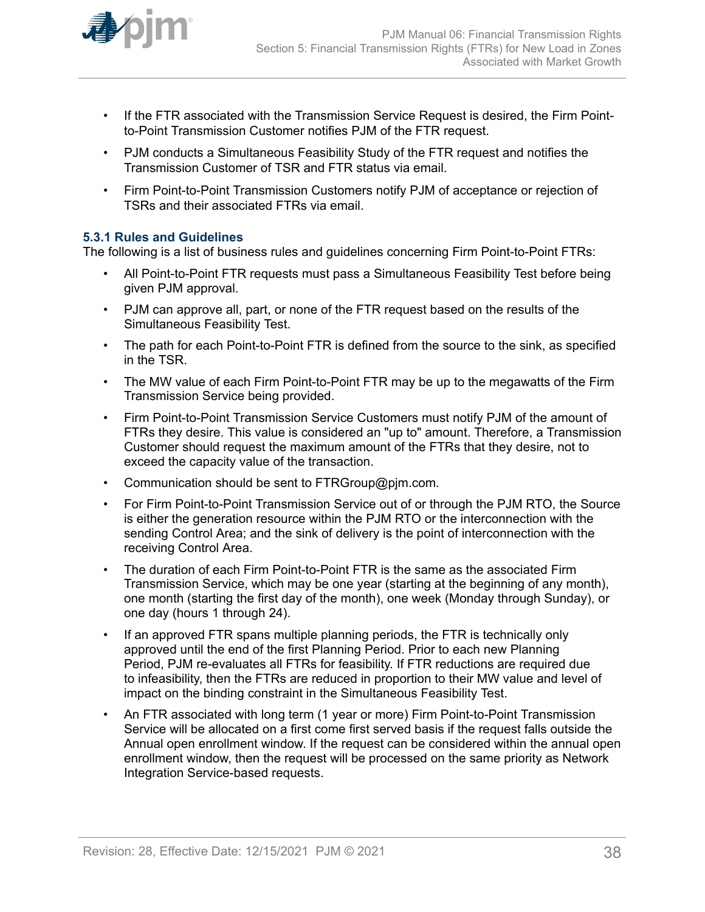- If the FTR associated with the Transmission Service Request is desired, the Firm Point-to-Point Transmission Customer notifies PJM of the FTR request.
- PJM conducts a Simultaneous Feasibility Study of the FTR request and notifies the Transmission Customer of TSR and FTR status via email.
- Firm Point-to-Point Transmission Customers notify PJM of acceptance or rejection of TSRs and their associated FTRs via email.

### 5.3.1 Rules and Guidelines

The following is a list of business rules and guidelines concerning Firm Point-to-Point FTRs:

- All Point-to-Point FTR requests must pass a Simultaneous Feasibility Test before being given PJM approval.
- PJM can approve all, part, or none of the FTR request based on the results of the Simultaneous Feasibility Test.
- The path for each Point-to-Point FTR is defined from the source to the sink, as specified in the TSR.
- The MW value of each Firm Point-to-Point FTR may be up to the megawatts of the Firm Transmission Service being provided.
- Firm Point-to-Point Transmission Service Customers must notify PJM of the amount of FTRs they desire. This value is considered an "up to" amount. Therefore, a Transmission Customer should request the maximum amount of the FTRs that they desire, not to exceed the capacity value of the transaction.
- Communication should be sent to FTRGroup@pjm.com.
- For Firm Point-to-Point Transmission Service out of or through the PJM RTO, the Source is either the generation resource within the PJM RTO or the interconnection with the sending Control Area; and the sink of delivery is the point of interconnection with the receiving Control Area.
- The duration of each Firm Point-to-Point FTR is the same as the associated Firm Transmission Service, which may be one year (starting at the beginning of any month), one month (starting the first day of the month), one week (Monday through Sunday), or one day (hours 1 through 24).
- If an approved FTR spans multiple planning periods, the FTR is technically only approved until the end of the first Planning Period. Prior to each new Planning Period, PJM re-evaluates all FTRs for feasibility. If FTR reductions are required due to infeasibility, then the FTRs are reduced in proportion to their MW value and level of impact on the binding constraint in the Simultaneous Feasibility Test.
- An FTR associated with long term (1 year or more) Firm Point-to-Point Transmission Service will be allocated on a first come first served basis if the request falls outside the Annual open enrollment window. If the request can be considered within the annual open enrollment window, then the request will be processed on the same priority as Network Integration Service-based requests.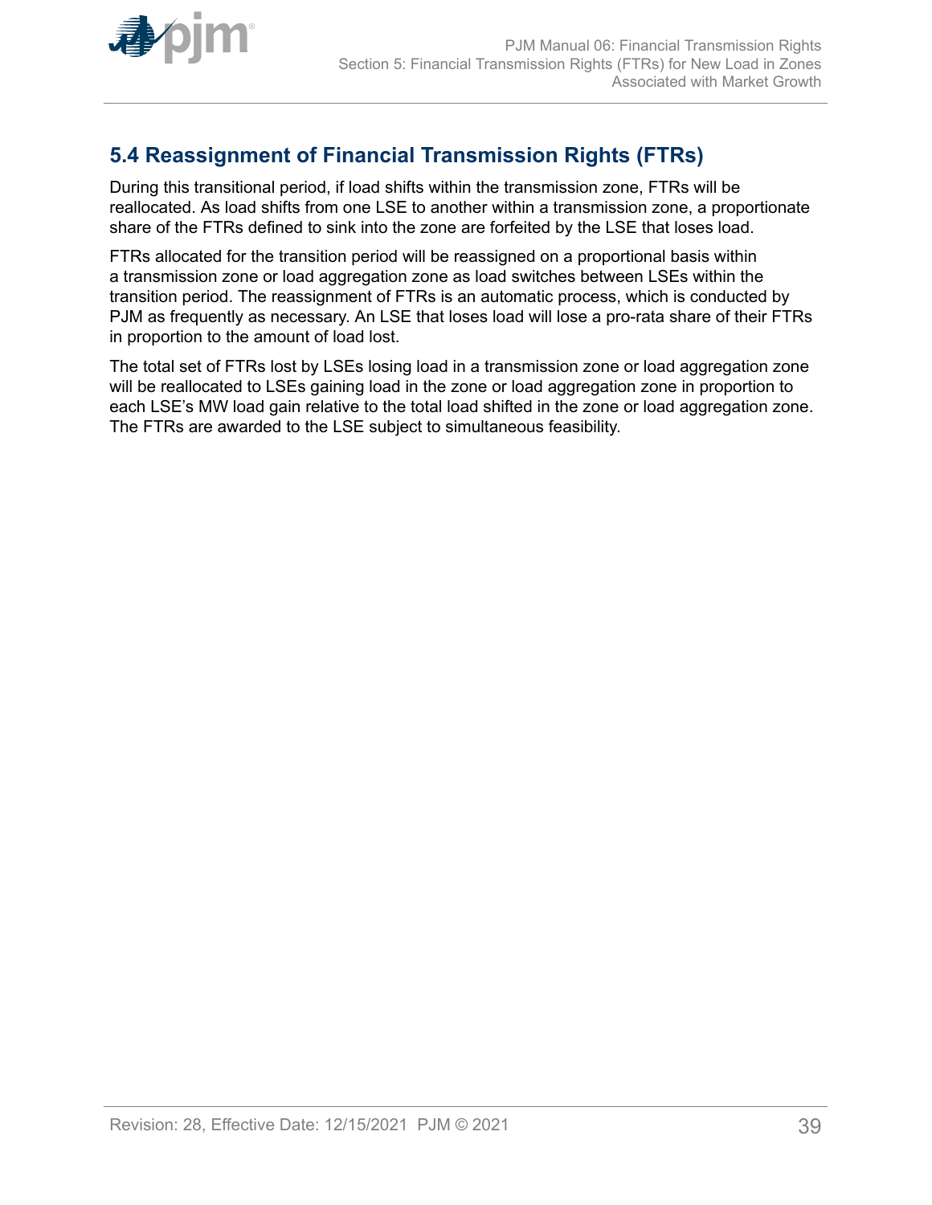## 5.4 Reassignment of Financial Transmission Rights (FTRs)

During this transitional period, if load shifts within the transmission zone, FTRs will be reallocated. As load shifts from one LSE to another within a transmission zone, a proportionate share of the FTRs defined to sink into the zone are forfeited by the LSE that loses load.

FTRs allocated for the transition period will be reassigned on a proportional basis within a transmission zone or load aggregation zone as load switches between LSEs within the transition period. The reassignment of FTRs is an automatic process, which is conducted by PJM as frequently as necessary. An LSE that loses load will lose a pro-rata share of their FTRs in proportion to the amount of load lost.

The total set of FTRs lost by LSEs losing load in a transmission zone or load aggregation zone will be reallocated to LSEs gaining load in the zone or load aggregation zone in proportion to each LSE's MW load gain relative to the total load shifted in the zone or load aggregation zone. The FTRs are awarded to the LSE subject to simultaneous feasibility.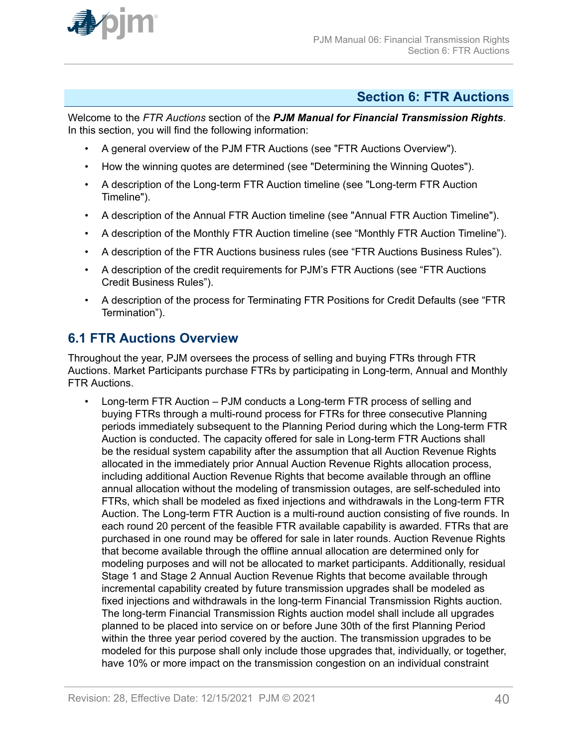## Section 6: FTR Auctions

Welcome to the *FTR Auctions* section of the ***PJM Manual for Financial Transmission Rights***. In this section, you will find the following information:

- A general overview of the PJM FTR Auctions (see "FTR Auctions Overview").
- How the winning quotes are determined (see "Determining the Winning Quotes").
- A description of the Long-term FTR Auction timeline (see "Long-term FTR Auction Timeline").
- A description of the Annual FTR Auction timeline (see "Annual FTR Auction Timeline").
- A description of the Monthly FTR Auction timeline (see "Monthly FTR Auction Timeline").
- A description of the FTR Auctions business rules (see "FTR Auctions Business Rules").
- A description of the credit requirements for PJM's FTR Auctions (see "FTR Auctions Credit Business Rules").
- A description of the process for Terminating FTR Positions for Credit Defaults (see "FTR Termination").

### 6.1 FTR Auctions Overview

Throughout the year, PJM oversees the process of selling and buying FTRs through FTR Auctions. Market Participants purchase FTRs by participating in Long-term, Annual and Monthly FTR Auctions.

- Long-term FTR Auction – PJM conducts a Long-term FTR process of selling and buying FTRs through a multi-round process for FTRs for three consecutive Planning periods immediately subsequent to the Planning Period during which the Long-term FTR Auction is conducted. The capacity offered for sale in Long-term FTR Auctions shall be the residual system capability after the assumption that all Auction Revenue Rights allocated in the immediately prior Annual Auction Revenue Rights allocation process, including additional Auction Revenue Rights that become available through an offline annual allocation without the modeling of transmission outages, are self-scheduled into FTRs, which shall be modeled as fixed injections and withdrawals in the Long-term FTR Auction. The Long-term FTR Auction is a multi-round auction consisting of five rounds. In each round 20 percent of the feasible FTR available capability is awarded. FTRs that are purchased in one round may be offered for sale in later rounds. Auction Revenue Rights that become available through the offline annual allocation are determined only for modeling purposes and will not be allocated to market participants. Additionally, residual Stage 1 and Stage 2 Annual Auction Revenue Rights that become available through incremental capability created by future transmission upgrades shall be modeled as fixed injections and withdrawals in the long-term Financial Transmission Rights auction. The long-term Financial Transmission Rights auction model shall include all upgrades planned to be placed into service on or before June 30th of the first Planning Period within the three year period covered by the auction. The transmission upgrades to be modeled for this purpose shall only include those upgrades that, individually, or together, have 10% or more impact on the transmission congestion on an individual constraint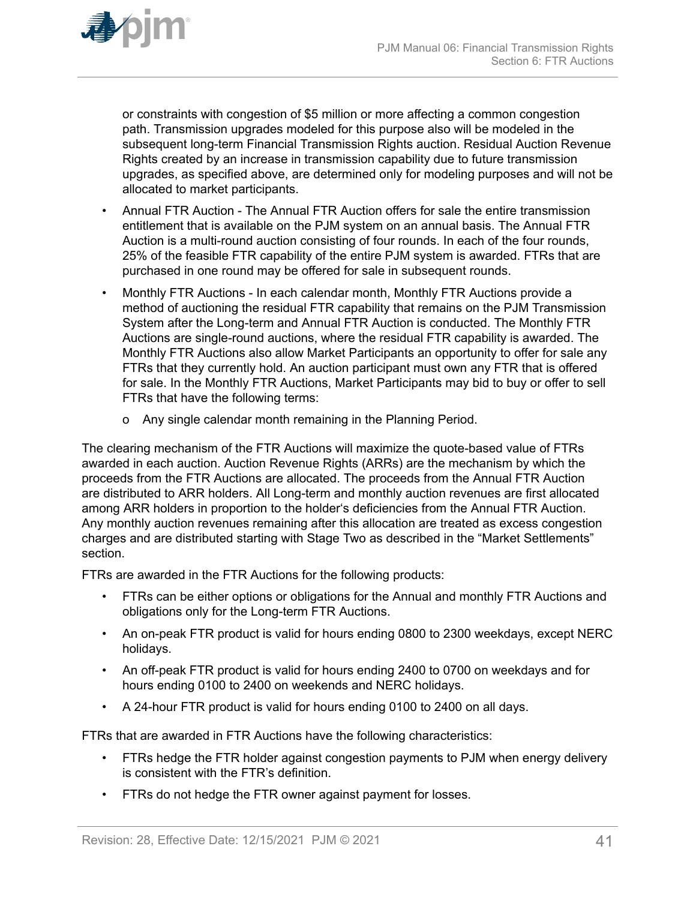or constraints with congestion of $5 million or more affecting a common congestion path. Transmission upgrades modeled for this purpose also will be modeled in the subsequent long-term Financial Transmission Rights auction. Residual Auction Revenue Rights created by an increase in transmission capability due to future transmission upgrades, as specified above, are determined only for modeling purposes and will not be allocated to market participants.

- Annual FTR Auction - The Annual FTR Auction offers for sale the entire transmission entitlement that is available on the PJM system on an annual basis. The Annual FTR Auction is a multi-round auction consisting of four rounds. In each of the four rounds, 25% of the feasible FTR capability of the entire PJM system is awarded. FTRs that are purchased in one round may be offered for sale in subsequent rounds.
- Monthly FTR Auctions - In each calendar month, Monthly FTR Auctions provide a method of auctioning the residual FTR capability that remains on the PJM Transmission System after the Long-term and Annual FTR Auction is conducted. The Monthly FTR Auctions are single-round auctions, where the residual FTR capability is awarded. The Monthly FTR Auctions also allow Market Participants an opportunity to offer for sale any FTRs that they currently hold. An auction participant must own any FTR that is offered for sale. In the Monthly FTR Auctions, Market Participants may bid to buy or offer to sell FTRs that have the following terms:
  - Any single calendar month remaining in the Planning Period.

The clearing mechanism of the FTR Auctions will maximize the quote-based value of FTRs awarded in each auction. Auction Revenue Rights (ARRs) are the mechanism by which the proceeds from the FTR Auctions are allocated. The proceeds from the Annual FTR Auction are distributed to ARR holders. All Long-term and monthly auction revenues are first allocated among ARR holders in proportion to the holder's deficiencies from the Annual FTR Auction. Any monthly auction revenues remaining after this allocation are treated as excess congestion charges and are distributed starting with Stage Two as described in the "Market Settlements" section.

FTRs are awarded in the FTR Auctions for the following products:

- FTRs can be either options or obligations for the Annual and monthly FTR Auctions and obligations only for the Long-term FTR Auctions.
- An on-peak FTR product is valid for hours ending 0800 to 2300 weekdays, except NERC holidays.
- An off-peak FTR product is valid for hours ending 2400 to 0700 on weekdays and for hours ending 0100 to 2400 on weekends and NERC holidays.
- A 24-hour FTR product is valid for hours ending 0100 to 2400 on all days.

FTRs that are awarded in FTR Auctions have the following characteristics:

- FTRs hedge the FTR holder against congestion payments to PJM when energy delivery is consistent with the FTR's definition.
- FTRs do not hedge the FTR owner against payment for losses.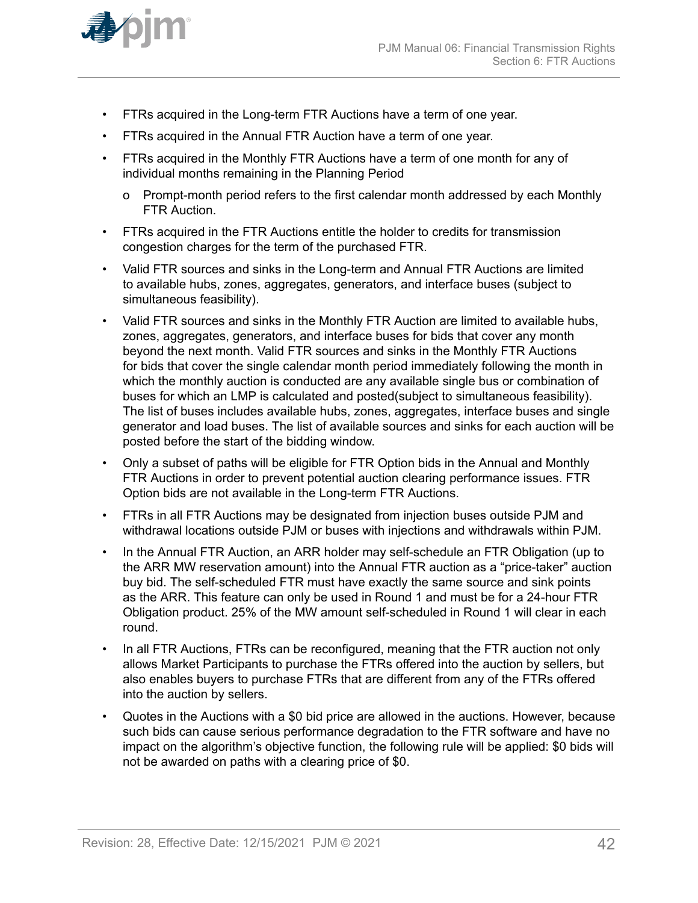- FTRs acquired in the Long-term FTR Auctions have a term of one year.
- FTRs acquired in the Annual FTR Auction have a term of one year.
- FTRs acquired in the Monthly FTR Auctions have a term of one month for any of individual months remaining in the Planning Period
  - Prompt-month period refers to the first calendar month addressed by each Monthly FTR Auction.
- FTRs acquired in the FTR Auctions entitle the holder to credits for transmission congestion charges for the term of the purchased FTR.
- Valid FTR sources and sinks in the Long-term and Annual FTR Auctions are limited to available hubs, zones, aggregates, generators, and interface buses (subject to simultaneous feasibility).
- Valid FTR sources and sinks in the Monthly FTR Auction are limited to available hubs, zones, aggregates, generators, and interface buses for bids that cover any month beyond the next month. Valid FTR sources and sinks in the Monthly FTR Auctions for bids that cover the single calendar month period immediately following the month in which the monthly auction is conducted are any available single bus or combination of buses for which an LMP is calculated and posted(subject to simultaneous feasibility). The list of buses includes available hubs, zones, aggregates, interface buses and single generator and load buses. The list of available sources and sinks for each auction will be posted before the start of the bidding window.
- Only a subset of paths will be eligible for FTR Option bids in the Annual and Monthly FTR Auctions in order to prevent potential auction clearing performance issues. FTR Option bids are not available in the Long-term FTR Auctions.
- FTRs in all FTR Auctions may be designated from injection buses outside PJM and withdrawal locations outside PJM or buses with injections and withdrawals within PJM.
- In the Annual FTR Auction, an ARR holder may self-schedule an FTR Obligation (up to the ARR MW reservation amount) into the Annual FTR auction as a “price-taker” auction buy bid. The self-scheduled FTR must have exactly the same source and sink points as the ARR. This feature can only be used in Round 1 and must be for a 24-hour FTR Obligation product. 25% of the MW amount self-scheduled in Round 1 will clear in each round.
- In all FTR Auctions, FTRs can be reconfigured, meaning that the FTR auction not only allows Market Participants to purchase the FTRs offered into the auction by sellers, but also enables buyers to purchase FTRs that are different from any of the FTRs offered into the auction by sellers.
- Quotes in the Auctions with a $0 bid price are allowed in the auctions. However, because such bids can cause serious performance degradation to the FTR software and have no impact on the algorithm’s objective function, the following rule will be applied: $0 bids will not be awarded on paths with a clearing price of $0.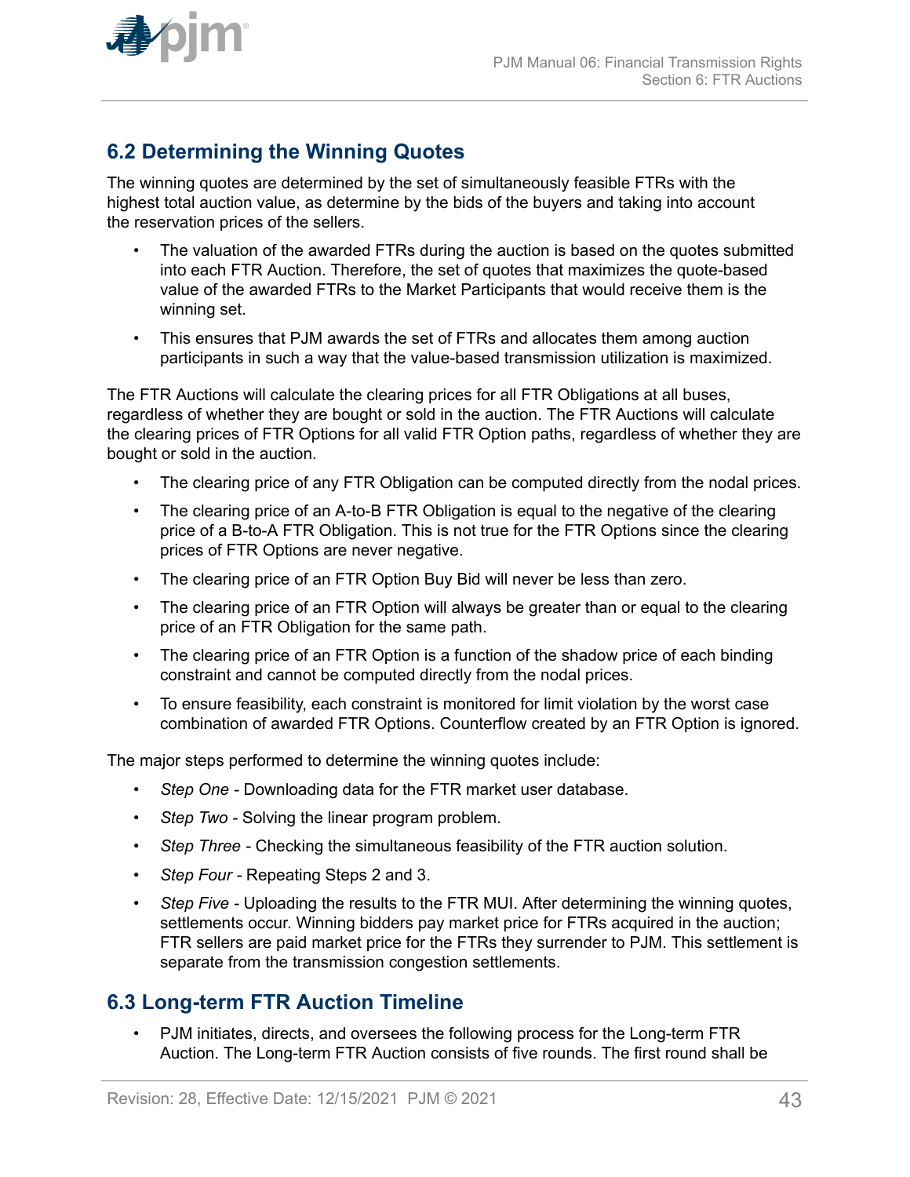## 6.2 Determining the Winning Quotes

The winning quotes are determined by the set of simultaneously feasible FTRs with the highest total auction value, as determine by the bids of the buyers and taking into account the reservation prices of the sellers.

- The valuation of the awarded FTRs during the auction is based on the quotes submitted into each FTR Auction. Therefore, the set of quotes that maximizes the quote-based value of the awarded FTRs to the Market Participants that would receive them is the winning set.
- This ensures that PJM awards the set of FTRs and allocates them among auction participants in such a way that the value-based transmission utilization is maximized.

The FTR Auctions will calculate the clearing prices for all FTR Obligations at all buses, regardless of whether they are bought or sold in the auction. The FTR Auctions will calculate the clearing prices of FTR Options for all valid FTR Option paths, regardless of whether they are bought or sold in the auction.

- The clearing price of any FTR Obligation can be computed directly from the nodal prices.
- The clearing price of an A-to-B FTR Obligation is equal to the negative of the clearing price of a B-to-A FTR Obligation. This is not true for the FTR Options since the clearing prices of FTR Options are never negative.
- The clearing price of an FTR Option Buy Bid will never be less than zero.
- The clearing price of an FTR Option will always be greater than or equal to the clearing price of an FTR Obligation for the same path.
- The clearing price of an FTR Option is a function of the shadow price of each binding constraint and cannot be computed directly from the nodal prices.
- To ensure feasibility, each constraint is monitored for limit violation by the worst case combination of awarded FTR Options. Counterflow created by an FTR Option is ignored.

The major steps performed to determine the winning quotes include:

- *Step One* - Downloading data for the FTR market user database.
- *Step Two* - Solving the linear program problem.
- *Step Three* - Checking the simultaneous feasibility of the FTR auction solution.
- *Step Four* - Repeating Steps 2 and 3.
- *Step Five* - Uploading the results to the FTR MUI. After determining the winning quotes, settlements occur. Winning bidders pay market price for FTRs acquired in the auction; FTR sellers are paid market price for the FTRs they surrender to PJM. This settlement is separate from the transmission congestion settlements.

## 6.3 Long-term FTR Auction Timeline

- PJM initiates, directs, and oversees the following process for the Long-term FTR Auction. The Long-term FTR Auction consists of five rounds. The first round shall be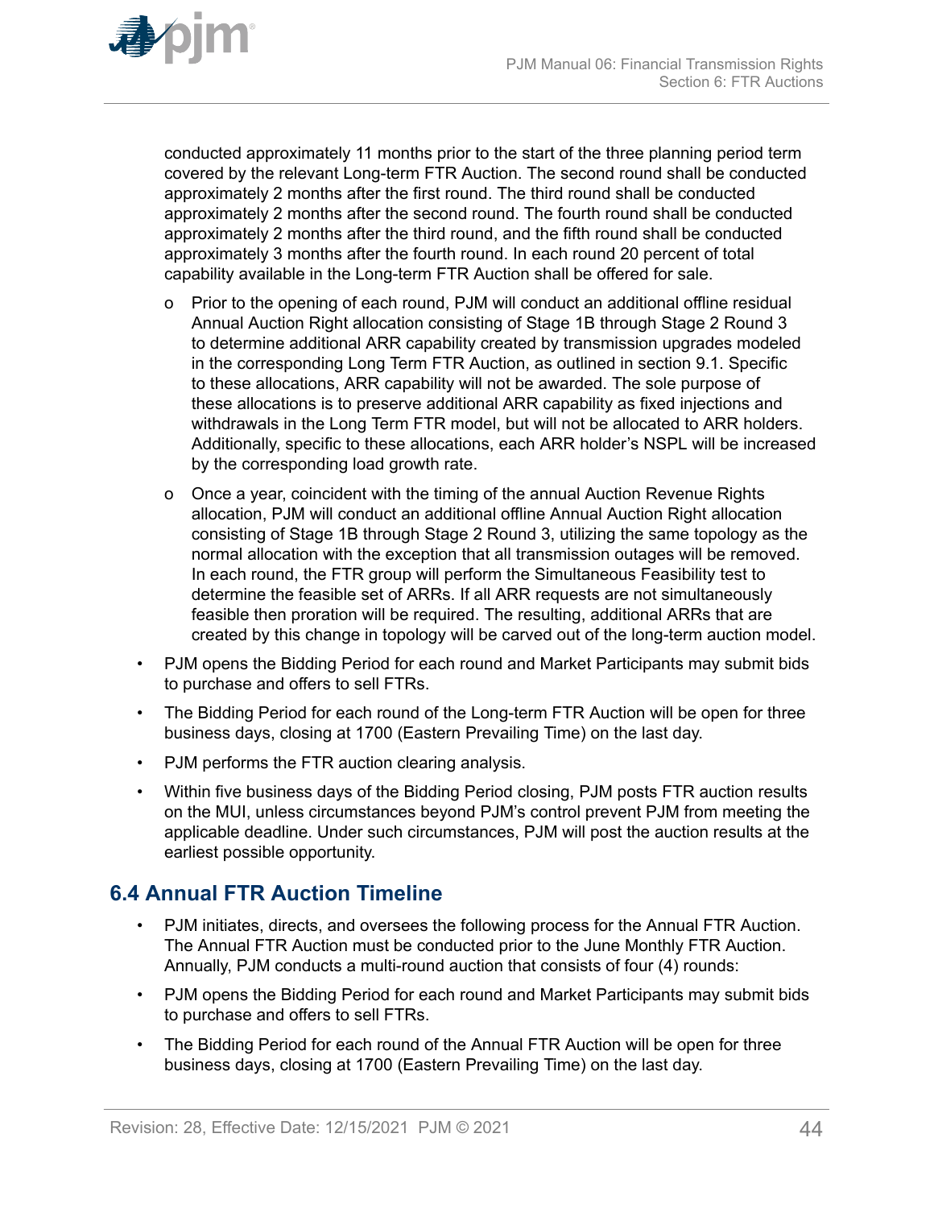conducted approximately 11 months prior to the start of the three planning period term covered by the relevant Long-term FTR Auction. The second round shall be conducted approximately 2 months after the first round. The third round shall be conducted approximately 2 months after the second round. The fourth round shall be conducted approximately 2 months after the third round, and the fifth round shall be conducted approximately 3 months after the fourth round. In each round 20 percent of total capability available in the Long-term FTR Auction shall be offered for sale.

  - Prior to the opening of each round, PJM will conduct an additional offline residual Annual Auction Right allocation consisting of Stage 1B through Stage 2 Round 3 to determine additional ARR capability created by transmission upgrades modeled in the corresponding Long Term FTR Auction, as outlined in section 9.1. Specific to these allocations, ARR capability will not be awarded. The sole purpose of these allocations is to preserve additional ARR capability as fixed injections and withdrawals in the Long Term FTR model, but will not be allocated to ARR holders. Additionally, specific to these allocations, each ARR holder's NSPL will be increased by the corresponding load growth rate.
  - Once a year, coincident with the timing of the annual Auction Revenue Rights allocation, PJM will conduct an additional offline Annual Auction Right allocation consisting of Stage 1B through Stage 2 Round 3, utilizing the same topology as the normal allocation with the exception that all transmission outages will be removed. In each round, the FTR group will perform the Simultaneous Feasibility test to determine the feasible set of ARRs. If all ARR requests are not simultaneously feasible then proration will be required. The resulting, additional ARRs that are created by this change in topology will be carved out of the long-term auction model.

- PJM opens the Bidding Period for each round and Market Participants may submit bids to purchase and offers to sell FTRs.
- The Bidding Period for each round of the Long-term FTR Auction will be open for three business days, closing at 1700 (Eastern Prevailing Time) on the last day.
- PJM performs the FTR auction clearing analysis.
- Within five business days of the Bidding Period closing, PJM posts FTR auction results on the MUI, unless circumstances beyond PJM's control prevent PJM from meeting the applicable deadline. Under such circumstances, PJM will post the auction results at the earliest possible opportunity.

## 6.4 Annual FTR Auction Timeline

- PJM initiates, directs, and oversees the following process for the Annual FTR Auction. The Annual FTR Auction must be conducted prior to the June Monthly FTR Auction. Annually, PJM conducts a multi-round auction that consists of four (4) rounds:
- PJM opens the Bidding Period for each round and Market Participants may submit bids to purchase and offers to sell FTRs.
- The Bidding Period for each round of the Annual FTR Auction will be open for three business days, closing at 1700 (Eastern Prevailing Time) on the last day.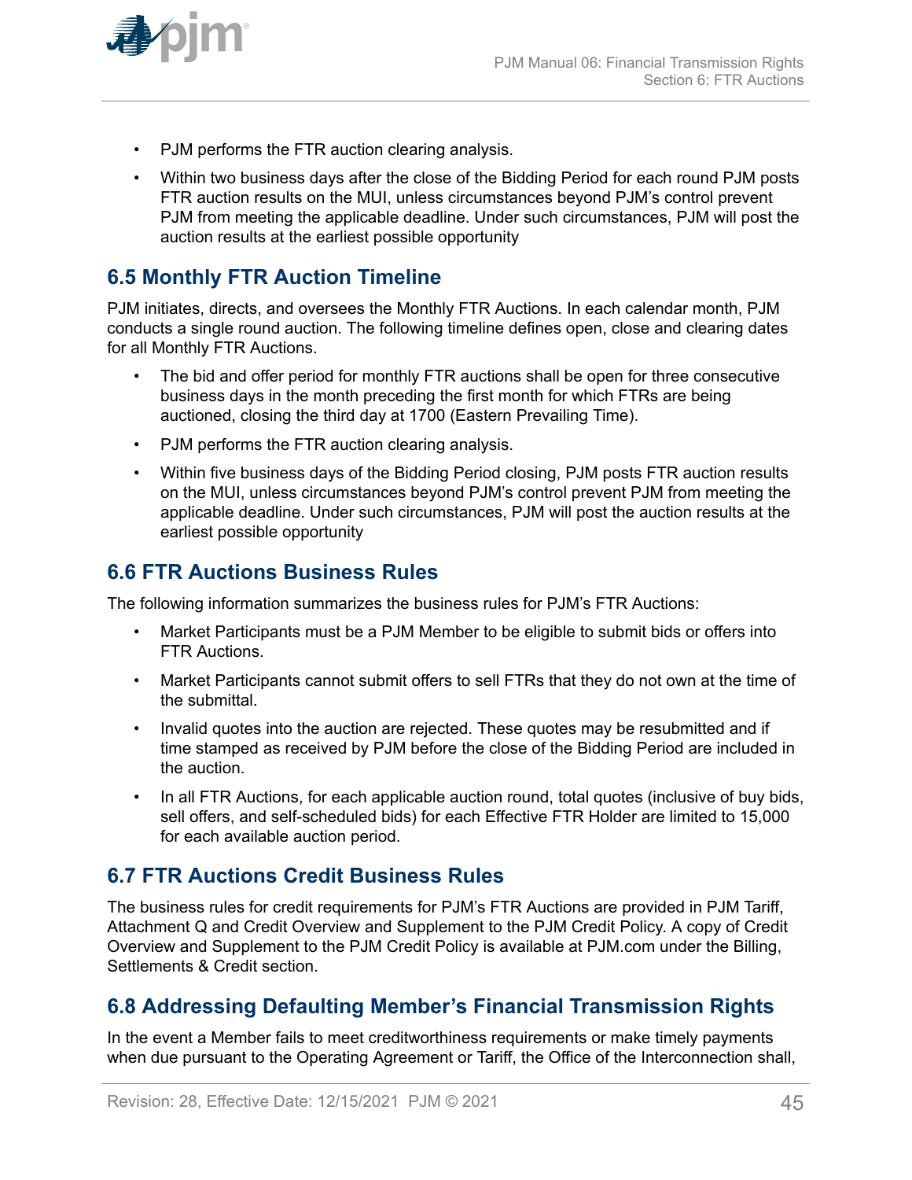- PJM performs the FTR auction clearing analysis.
- Within two business days after the close of the Bidding Period for each round PJM posts FTR auction results on the MUI, unless circumstances beyond PJM's control prevent PJM from meeting the applicable deadline. Under such circumstances, PJM will post the auction results at the earliest possible opportunity

## 6.5 Monthly FTR Auction Timeline

PJM initiates, directs, and oversees the Monthly FTR Auctions. In each calendar month, PJM conducts a single round auction. The following timeline defines open, close and clearing dates for all Monthly FTR Auctions.

- The bid and offer period for monthly FTR auctions shall be open for three consecutive business days in the month preceding the first month for which FTRs are being auctioned, closing the third day at 1700 (Eastern Prevailing Time).
- PJM performs the FTR auction clearing analysis.
- Within five business days of the Bidding Period closing, PJM posts FTR auction results on the MUI, unless circumstances beyond PJM's control prevent PJM from meeting the applicable deadline. Under such circumstances, PJM will post the auction results at the earliest possible opportunity

## 6.6 FTR Auctions Business Rules

The following information summarizes the business rules for PJM's FTR Auctions:

- Market Participants must be a PJM Member to be eligible to submit bids or offers into FTR Auctions.
- Market Participants cannot submit offers to sell FTRs that they do not own at the time of the submittal.
- Invalid quotes into the auction are rejected. These quotes may be resubmitted and if time stamped as received by PJM before the close of the Bidding Period are included in the auction.
- In all FTR Auctions, for each applicable auction round, total quotes (inclusive of buy bids, sell offers, and self-scheduled bids) for each Effective FTR Holder are limited to 15,000 for each available auction period.

## 6.7 FTR Auctions Credit Business Rules

The business rules for credit requirements for PJM's FTR Auctions are provided in PJM Tariff, Attachment Q and Credit Overview and Supplement to the PJM Credit Policy. A copy of Credit Overview and Supplement to the PJM Credit Policy is available at PJM.com under the Billing, Settlements & Credit section.

## 6.8 Addressing Defaulting Member's Financial Transmission Rights

In the event a Member fails to meet creditworthiness requirements or make timely payments when due pursuant to the Operating Agreement or Tariff, the Office of the Interconnection shall,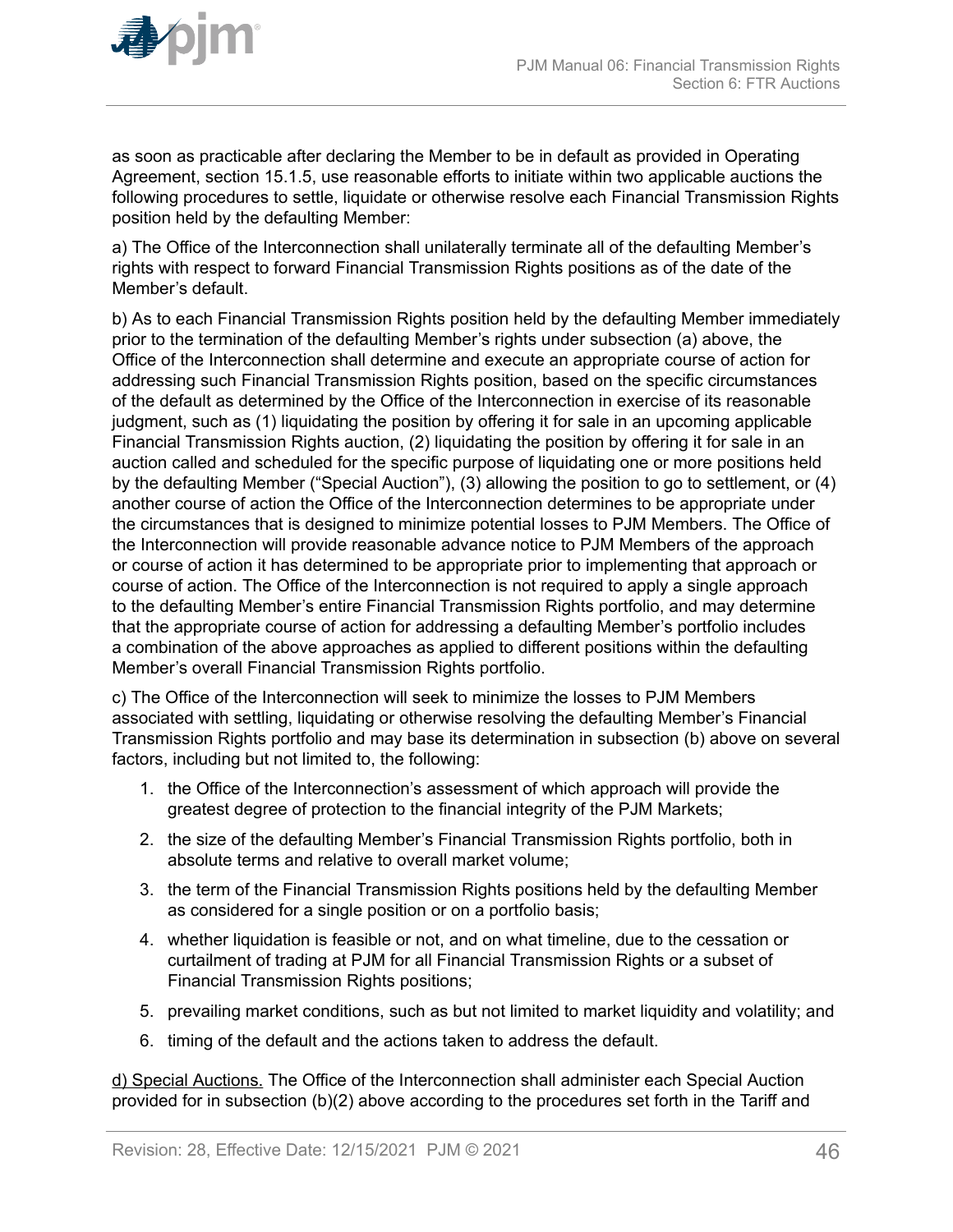as soon as practicable after declaring the Member to be in default as provided in Operating Agreement, section 15.1.5, use reasonable efforts to initiate within two applicable auctions the following procedures to settle, liquidate or otherwise resolve each Financial Transmission Rights position held by the defaulting Member:

a) The Office of the Interconnection shall unilaterally terminate all of the defaulting Member's rights with respect to forward Financial Transmission Rights positions as of the date of the Member's default.

b) As to each Financial Transmission Rights position held by the defaulting Member immediately prior to the termination of the defaulting Member's rights under subsection (a) above, the Office of the Interconnection shall determine and execute an appropriate course of action for addressing such Financial Transmission Rights position, based on the specific circumstances of the default as determined by the Office of the Interconnection in exercise of its reasonable judgment, such as (1) liquidating the position by offering it for sale in an upcoming applicable Financial Transmission Rights auction, (2) liquidating the position by offering it for sale in an auction called and scheduled for the specific purpose of liquidating one or more positions held by the defaulting Member ("Special Auction"), (3) allowing the position to go to settlement, or (4) another course of action the Office of the Interconnection determines to be appropriate under the circumstances that is designed to minimize potential losses to PJM Members. The Office of the Interconnection will provide reasonable advance notice to PJM Members of the approach or course of action it has determined to be appropriate prior to implementing that approach or course of action. The Office of the Interconnection is not required to apply a single approach to the defaulting Member's entire Financial Transmission Rights portfolio, and may determine that the appropriate course of action for addressing a defaulting Member's portfolio includes a combination of the above approaches as applied to different positions within the defaulting Member's overall Financial Transmission Rights portfolio.

c) The Office of the Interconnection will seek to minimize the losses to PJM Members associated with settling, liquidating or otherwise resolving the defaulting Member's Financial Transmission Rights portfolio and may base its determination in subsection (b) above on several factors, including but not limited to, the following:

1. the Office of the Interconnection's assessment of which approach will provide the greatest degree of protection to the financial integrity of the PJM Markets;
2. the size of the defaulting Member's Financial Transmission Rights portfolio, both in absolute terms and relative to overall market volume;
3. the term of the Financial Transmission Rights positions held by the defaulting Member as considered for a single position or on a portfolio basis;
4. whether liquidation is feasible or not, and on what timeline, due to the cessation or curtailment of trading at PJM for all Financial Transmission Rights or a subset of Financial Transmission Rights positions;
5. prevailing market conditions, such as but not limited to market liquidity and volatility; and
6. timing of the default and the actions taken to address the default.

d) Special Auctions. The Office of the Interconnection shall administer each Special Auction provided for in subsection (b)(2) above according to the procedures set forth in the Tariff and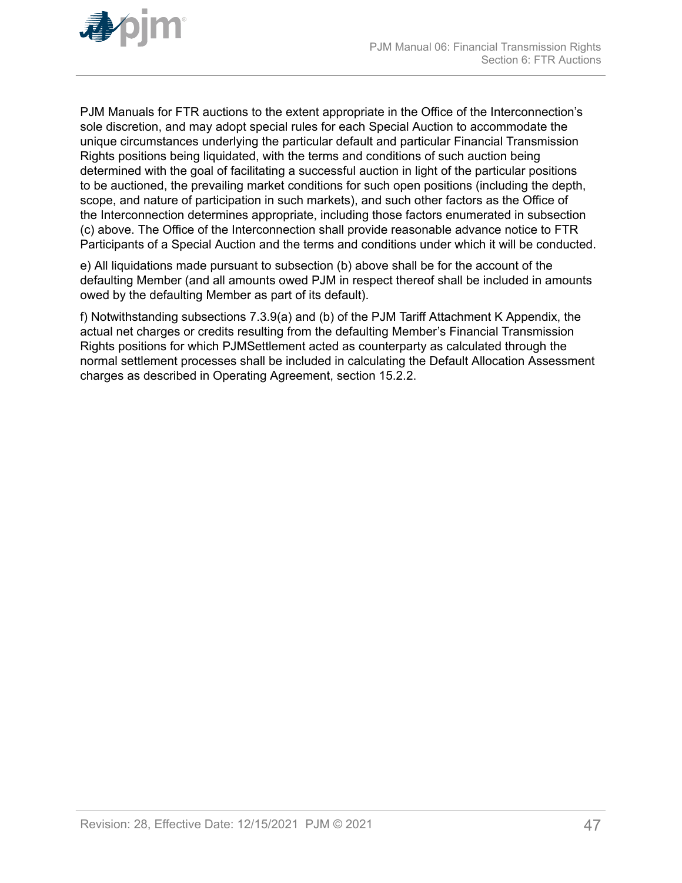PJM Manuals for FTR auctions to the extent appropriate in the Office of the Interconnection's sole discretion, and may adopt special rules for each Special Auction to accommodate the unique circumstances underlying the particular default and particular Financial Transmission Rights positions being liquidated, with the terms and conditions of such auction being determined with the goal of facilitating a successful auction in light of the particular positions to be auctioned, the prevailing market conditions for such open positions (including the depth, scope, and nature of participation in such markets), and such other factors as the Office of the Interconnection determines appropriate, including those factors enumerated in subsection (c) above. The Office of the Interconnection shall provide reasonable advance notice to FTR Participants of a Special Auction and the terms and conditions under which it will be conducted.

e) All liquidations made pursuant to subsection (b) above shall be for the account of the defaulting Member (and all amounts owed PJM in respect thereof shall be included in amounts owed by the defaulting Member as part of its default).

f) Notwithstanding subsections 7.3.9(a) and (b) of the PJM Tariff Attachment K Appendix, the actual net charges or credits resulting from the defaulting Member's Financial Transmission Rights positions for which PJMSettlement acted as counterparty as calculated through the normal settlement processes shall be included in calculating the Default Allocation Assessment charges as described in Operating Agreement, section 15.2.2.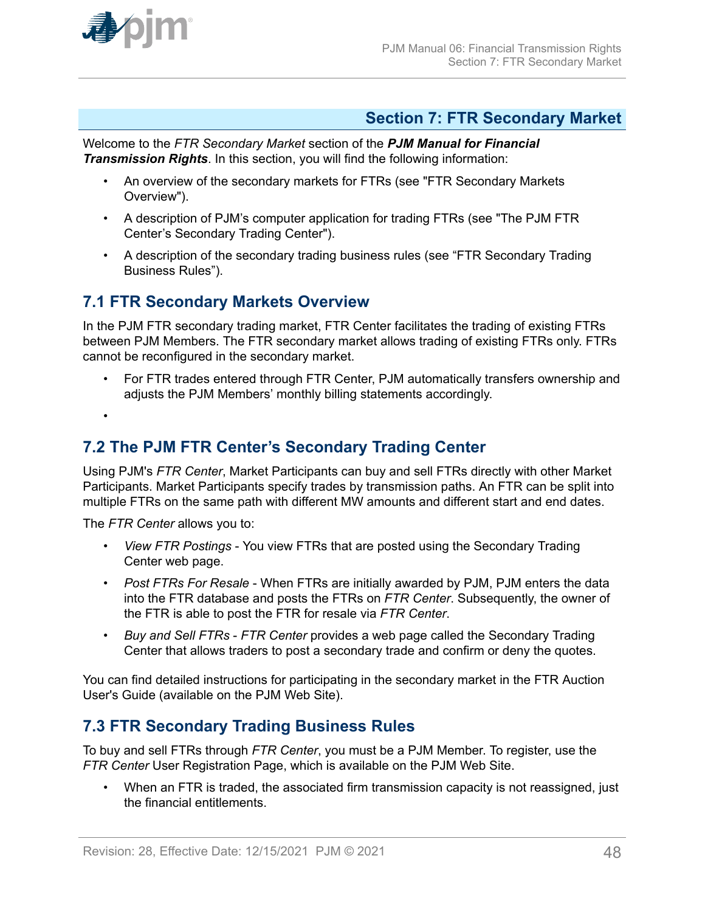## Section 7: FTR Secondary Market

Welcome to the *FTR Secondary Market* section of the ***PJM Manual for Financial Transmission Rights***. In this section, you will find the following information:

- An overview of the secondary markets for FTRs (see "FTR Secondary Markets Overview").
- A description of PJM's computer application for trading FTRs (see "The PJM FTR Center's Secondary Trading Center").
- A description of the secondary trading business rules (see "FTR Secondary Trading Business Rules").

### 7.1 FTR Secondary Markets Overview

In the PJM FTR secondary trading market, FTR Center facilitates the trading of existing FTRs between PJM Members. The FTR secondary market allows trading of existing FTRs only. FTRs cannot be reconfigured in the secondary market.

- For FTR trades entered through FTR Center, PJM automatically transfers ownership and adjusts the PJM Members' monthly billing statements accordingly.
- 

### 7.2 The PJM FTR Center's Secondary Trading Center

Using PJM's *FTR Center*, Market Participants can buy and sell FTRs directly with other Market Participants. Market Participants specify trades by transmission paths. An FTR can be split into multiple FTRs on the same path with different MW amounts and different start and end dates.

The *FTR Center* allows you to:

- *View FTR Postings* - You view FTRs that are posted using the Secondary Trading Center web page.
- *Post FTRs For Resale* - When FTRs are initially awarded by PJM, PJM enters the data into the FTR database and posts the FTRs on *FTR Center*. Subsequently, the owner of the FTR is able to post the FTR for resale via *FTR Center*.
- *Buy and Sell FTRs* - *FTR Center* provides a web page called the Secondary Trading Center that allows traders to post a secondary trade and confirm or deny the quotes.

You can find detailed instructions for participating in the secondary market in the FTR Auction User's Guide (available on the PJM Web Site).

### 7.3 FTR Secondary Trading Business Rules

To buy and sell FTRs through *FTR Center*, you must be a PJM Member. To register, use the *FTR Center* User Registration Page, which is available on the PJM Web Site.

- When an FTR is traded, the associated firm transmission capacity is not reassigned, just the financial entitlements.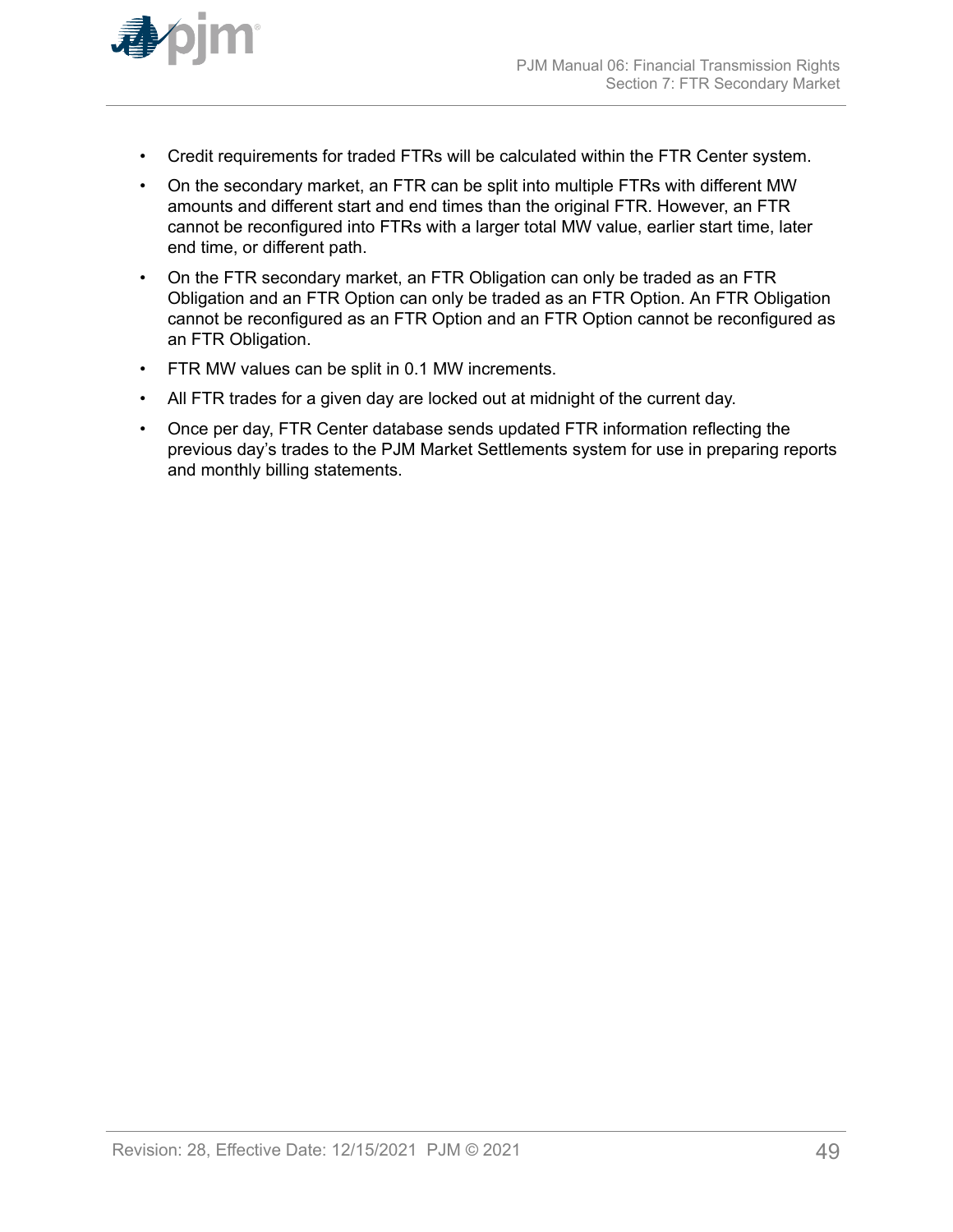- Credit requirements for traded FTRs will be calculated within the FTR Center system.
- On the secondary market, an FTR can be split into multiple FTRs with different MW amounts and different start and end times than the original FTR. However, an FTR cannot be reconfigured into FTRs with a larger total MW value, earlier start time, later end time, or different path.
- On the FTR secondary market, an FTR Obligation can only be traded as an FTR Obligation and an FTR Option can only be traded as an FTR Option. An FTR Obligation cannot be reconfigured as an FTR Option and an FTR Option cannot be reconfigured as an FTR Obligation.
- FTR MW values can be split in 0.1 MW increments.
- All FTR trades for a given day are locked out at midnight of the current day.
- Once per day, FTR Center database sends updated FTR information reflecting the previous day's trades to the PJM Market Settlements system for use in preparing reports and monthly billing statements.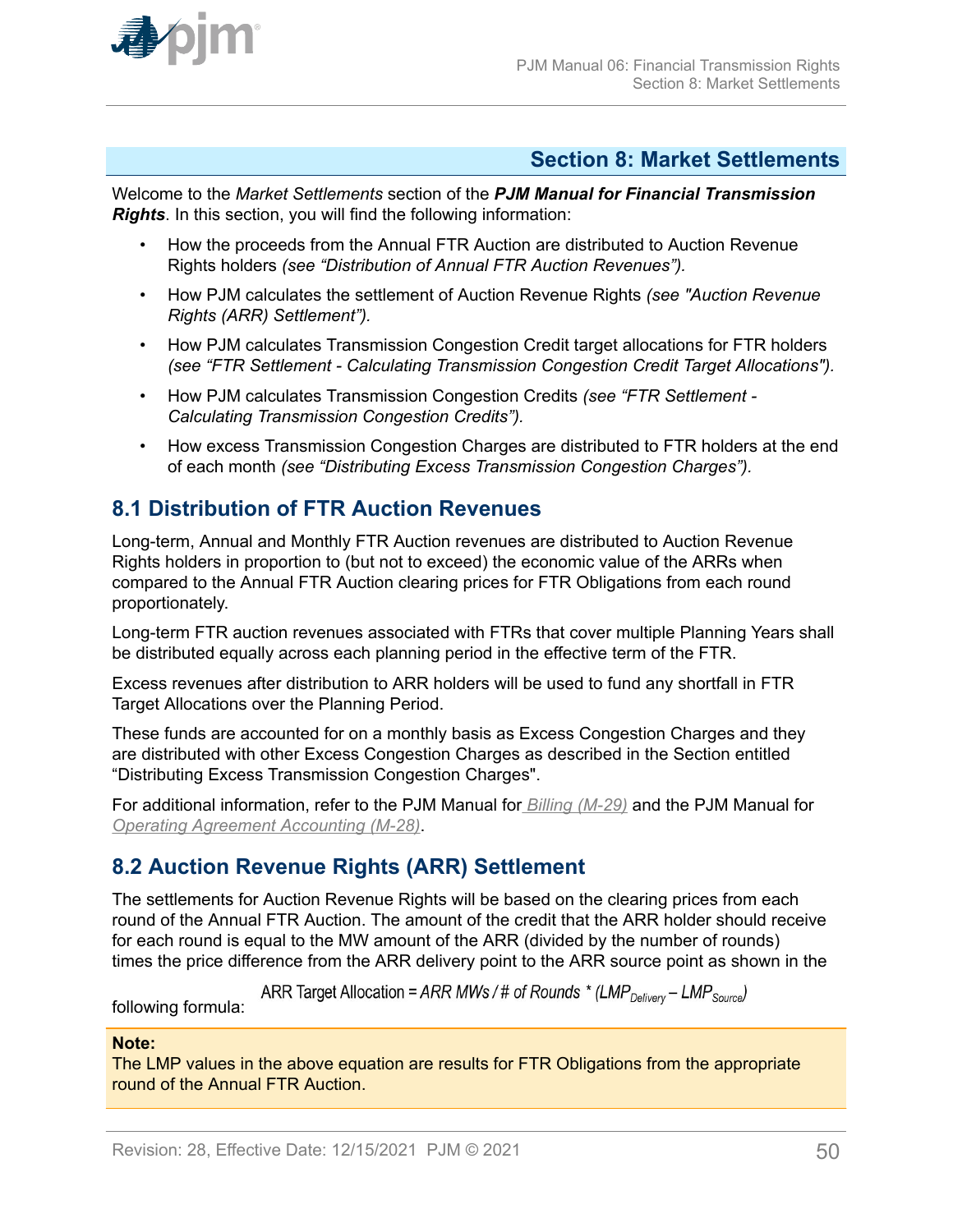## Section 8: Market Settlements

Welcome to the *Market Settlements* section of the ***PJM Manual for Financial Transmission Rights***. In this section, you will find the following information:

- How the proceeds from the Annual FTR Auction are distributed to Auction Revenue Rights holders *(see "Distribution of Annual FTR Auction Revenues").*
- How PJM calculates the settlement of Auction Revenue Rights *(see "Auction Revenue Rights (ARR) Settlement").*
- How PJM calculates Transmission Congestion Credit target allocations for FTR holders *(see "FTR Settlement - Calculating Transmission Congestion Credit Target Allocations").*
- How PJM calculates Transmission Congestion Credits *(see "FTR Settlement - Calculating Transmission Congestion Credits").*
- How excess Transmission Congestion Charges are distributed to FTR holders at the end of each month *(see "Distributing Excess Transmission Congestion Charges").*

### 8.1 Distribution of FTR Auction Revenues

Long-term, Annual and Monthly FTR Auction revenues are distributed to Auction Revenue Rights holders in proportion to (but not to exceed) the economic value of the ARRs when compared to the Annual FTR Auction clearing prices for FTR Obligations from each round proportionately.

Long-term FTR auction revenues associated with FTRs that cover multiple Planning Years shall be distributed equally across each planning period in the effective term of the FTR.

Excess revenues after distribution to ARR holders will be used to fund any shortfall in FTR Target Allocations over the Planning Period.

These funds are accounted for on a monthly basis as Excess Congestion Charges and they are distributed with other Excess Congestion Charges as described in the Section entitled "Distributing Excess Transmission Congestion Charges".

For additional information, refer to the PJM Manual for *Billing (M-29)* and the PJM Manual for *Operating Agreement Accounting (M-28)*.

### 8.2 Auction Revenue Rights (ARR) Settlement

The settlements for Auction Revenue Rights will be based on the clearing prices from each round of the Annual FTR Auction. The amount of the credit that the ARR holder should receive for each round is equal to the MW amount of the ARR (divided by the number of rounds) times the price difference from the ARR delivery point to the ARR source point as shown in the following formula:

$$\text{ARR Target Allocation} = \text{ARR MWs} / \text{\# of Rounds} * (LMP_{Delivery} - LMP_{Source})$$

**Note:**
The LMP values in the above equation are results for FTR Obligations from the appropriate round of the Annual FTR Auction.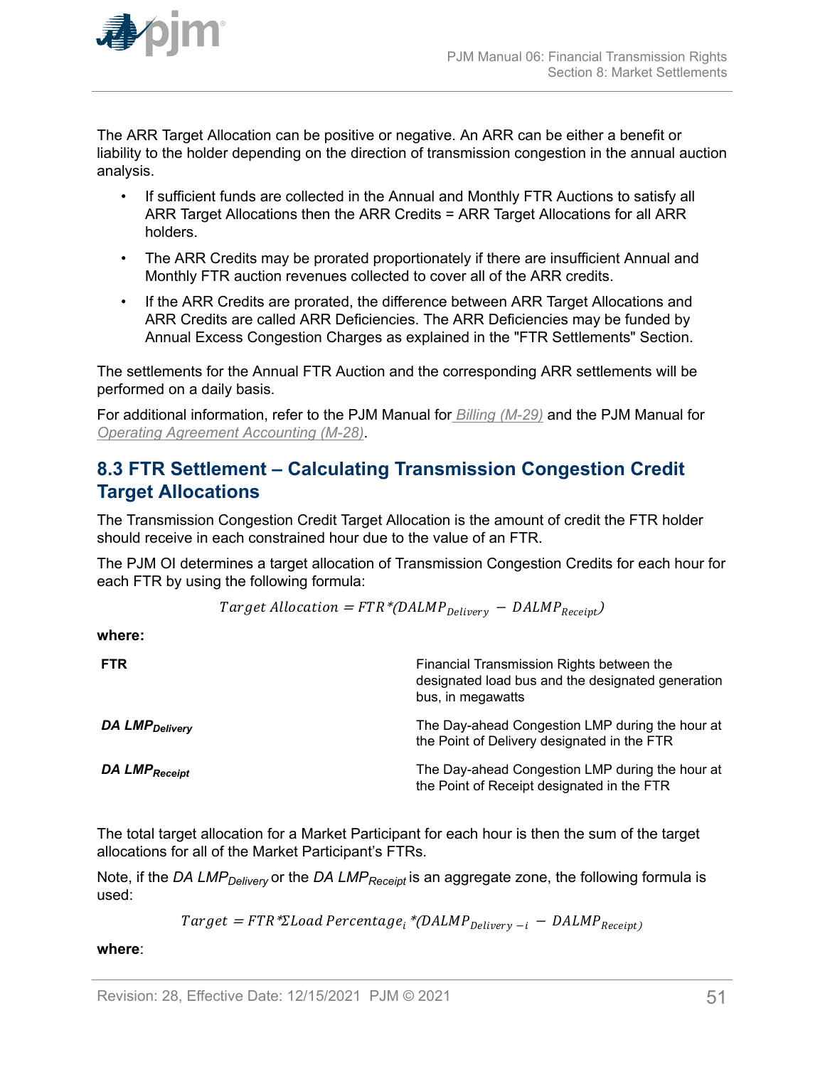The ARR Target Allocation can be positive or negative. An ARR can be either a benefit or liability to the holder depending on the direction of transmission congestion in the annual auction analysis.

- If sufficient funds are collected in the Annual and Monthly FTR Auctions to satisfy all ARR Target Allocations then the ARR Credits = ARR Target Allocations for all ARR holders.
- The ARR Credits may be prorated proportionately if there are insufficient Annual and Monthly FTR auction revenues collected to cover all of the ARR credits.
- If the ARR Credits are prorated, the difference between ARR Target Allocations and ARR Credits are called ARR Deficiencies. The ARR Deficiencies may be funded by Annual Excess Congestion Charges as explained in the "FTR Settlements" Section.

The settlements for the Annual FTR Auction and the corresponding ARR settlements will be performed on a daily basis.

For additional information, refer to the PJM Manual for *Billing (M-29)* and the PJM Manual for *Operating Agreement Accounting (M-28)*.

## 8.3 FTR Settlement – Calculating Transmission Congestion Credit Target Allocations

The Transmission Congestion Credit Target Allocation is the amount of credit the FTR holder should receive in each constrained hour due to the value of an FTR.

The PJM OI determines a target allocation of Transmission Congestion Credits for each hour for each FTR by using the following formula:

$$Target\ Allocation = FTR * (DALMP_{Delivery} - DALMP_{Receipt})$$

**where:**

| | |
|---|---|
| **FTR** | Financial Transmission Rights between the designated load bus and the designated generation bus, in megawatts |
| ***DA LMP*$_{Delivery}$** | The Day-ahead Congestion LMP during the hour at the Point of Delivery designated in the FTR |
| ***DA LMP*$_{Receipt}$** | The Day-ahead Congestion LMP during the hour at the Point of Receipt designated in the FTR |

The total target allocation for a Market Participant for each hour is then the sum of the target allocations for all of the Market Participant's FTRs.

Note, if the *DA LMP*$_{Delivery}$ or the *DA LMP*$_{Receipt}$ is an aggregate zone, the following formula is used:

$$Target = FTR * \Sigma Load\ Percentage_i * (DALMP_{Delivery-i} - DALMP_{Receipt})$$

**where**: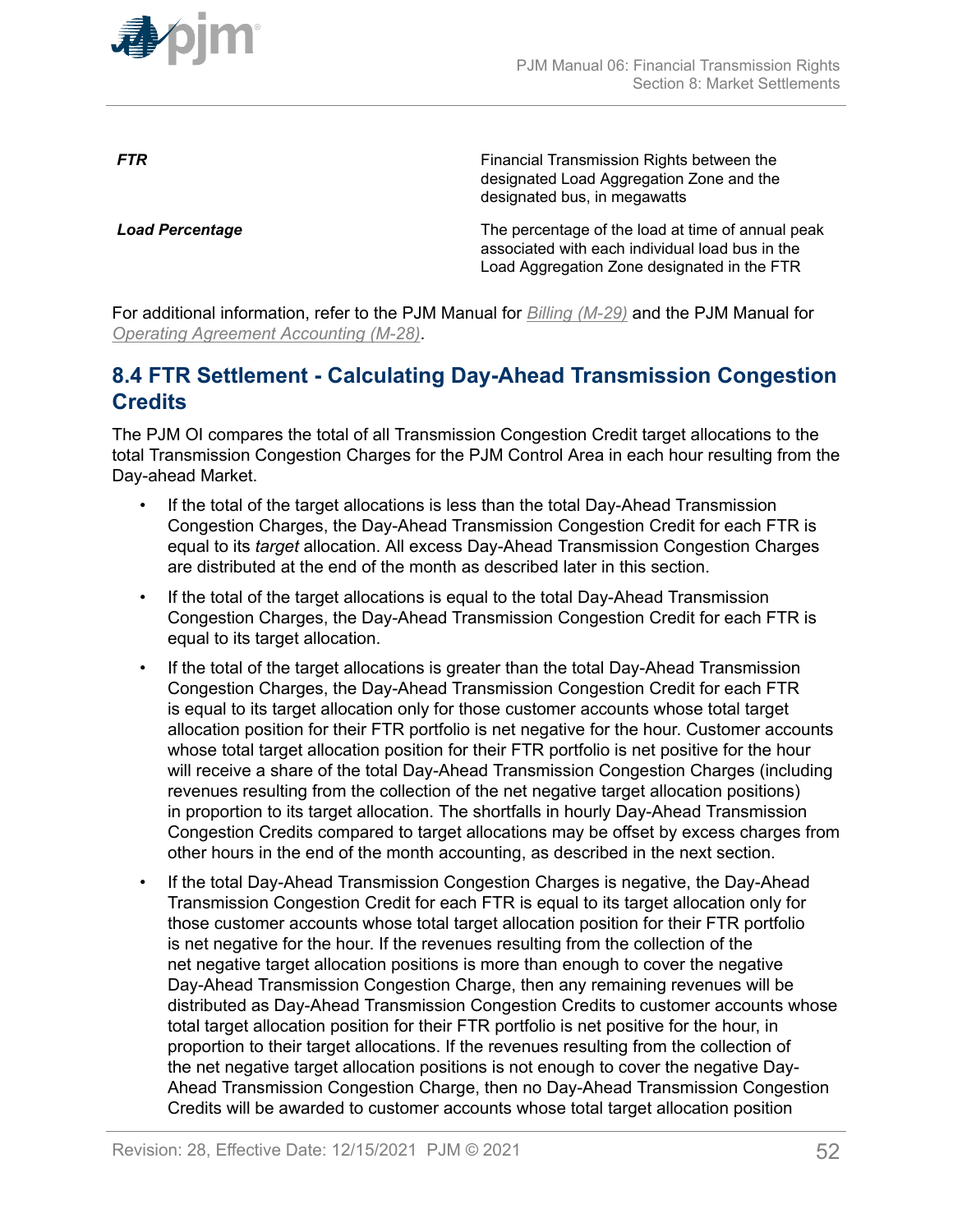| | |
|---|---|
| ***FTR*** | Financial Transmission Rights between the designated Load Aggregation Zone and the designated bus, in megawatts |
| ***Load Percentage*** | The percentage of the load at time of annual peak associated with each individual load bus in the Load Aggregation Zone designated in the FTR |

For additional information, refer to the PJM Manual for *Billing (M-29)* and the PJM Manual for *Operating Agreement Accounting (M-28)*.

## 8.4 FTR Settlement - Calculating Day-Ahead Transmission Congestion Credits

The PJM OI compares the total of all Transmission Congestion Credit target allocations to the total Transmission Congestion Charges for the PJM Control Area in each hour resulting from the Day-ahead Market.

- If the total of the target allocations is less than the total Day-Ahead Transmission Congestion Charges, the Day-Ahead Transmission Congestion Credit for each FTR is equal to its *target* allocation. All excess Day-Ahead Transmission Congestion Charges are distributed at the end of the month as described later in this section.
- If the total of the target allocations is equal to the total Day-Ahead Transmission Congestion Charges, the Day-Ahead Transmission Congestion Credit for each FTR is equal to its target allocation.
- If the total of the target allocations is greater than the total Day-Ahead Transmission Congestion Charges, the Day-Ahead Transmission Congestion Credit for each FTR is equal to its target allocation only for those customer accounts whose total target allocation position for their FTR portfolio is net negative for the hour. Customer accounts whose total target allocation position for their FTR portfolio is net positive for the hour will receive a share of the total Day-Ahead Transmission Congestion Charges (including revenues resulting from the collection of the net negative target allocation positions) in proportion to its target allocation. The shortfalls in hourly Day-Ahead Transmission Congestion Credits compared to target allocations may be offset by excess charges from other hours in the end of the month accounting, as described in the next section.
- If the total Day-Ahead Transmission Congestion Charges is negative, the Day-Ahead Transmission Congestion Credit for each FTR is equal to its target allocation only for those customer accounts whose total target allocation position for their FTR portfolio is net negative for the hour. If the revenues resulting from the collection of the net negative target allocation positions is more than enough to cover the negative Day-Ahead Transmission Congestion Charge, then any remaining revenues will be distributed as Day-Ahead Transmission Congestion Credits to customer accounts whose total target allocation position for their FTR portfolio is net positive for the hour, in proportion to their target allocations. If the revenues resulting from the collection of the net negative target allocation positions is not enough to cover the negative Day-Ahead Transmission Congestion Charge, then no Day-Ahead Transmission Congestion Credits will be awarded to customer accounts whose total target allocation position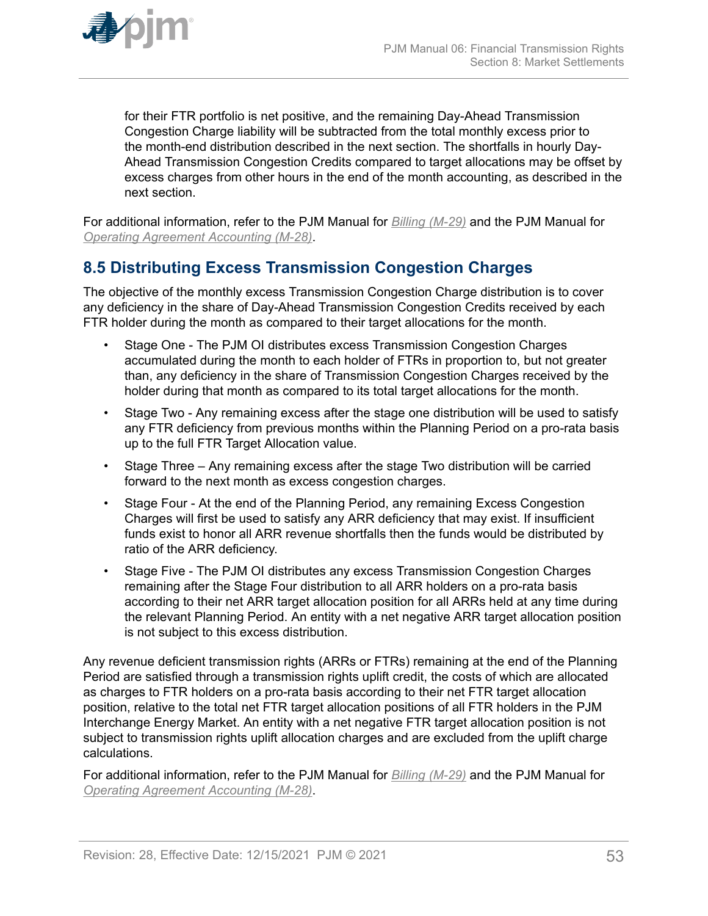for their FTR portfolio is net positive, and the remaining Day-Ahead Transmission Congestion Charge liability will be subtracted from the total monthly excess prior to the month-end distribution described in the next section. The shortfalls in hourly Day-Ahead Transmission Congestion Credits compared to target allocations may be offset by excess charges from other hours in the end of the month accounting, as described in the next section.

For additional information, refer to the PJM Manual for *Billing (M-29)* and the PJM Manual for *Operating Agreement Accounting (M-28)*.

## 8.5 Distributing Excess Transmission Congestion Charges

The objective of the monthly excess Transmission Congestion Charge distribution is to cover any deficiency in the share of Day-Ahead Transmission Congestion Credits received by each FTR holder during the month as compared to their target allocations for the month.

- Stage One - The PJM OI distributes excess Transmission Congestion Charges accumulated during the month to each holder of FTRs in proportion to, but not greater than, any deficiency in the share of Transmission Congestion Charges received by the holder during that month as compared to its total target allocations for the month.
- Stage Two - Any remaining excess after the stage one distribution will be used to satisfy any FTR deficiency from previous months within the Planning Period on a pro-rata basis up to the full FTR Target Allocation value.
- Stage Three – Any remaining excess after the stage Two distribution will be carried forward to the next month as excess congestion charges.
- Stage Four - At the end of the Planning Period, any remaining Excess Congestion Charges will first be used to satisfy any ARR deficiency that may exist. If insufficient funds exist to honor all ARR revenue shortfalls then the funds would be distributed by ratio of the ARR deficiency.
- Stage Five - The PJM OI distributes any excess Transmission Congestion Charges remaining after the Stage Four distribution to all ARR holders on a pro-rata basis according to their net ARR target allocation position for all ARRs held at any time during the relevant Planning Period. An entity with a net negative ARR target allocation position is not subject to this excess distribution.

Any revenue deficient transmission rights (ARRs or FTRs) remaining at the end of the Planning Period are satisfied through a transmission rights uplift credit, the costs of which are allocated as charges to FTR holders on a pro-rata basis according to their net FTR target allocation position, relative to the total net FTR target allocation positions of all FTR holders in the PJM Interchange Energy Market. An entity with a net negative FTR target allocation position is not subject to transmission rights uplift allocation charges and are excluded from the uplift charge calculations.

For additional information, refer to the PJM Manual for *Billing (M-29)* and the PJM Manual for *Operating Agreement Accounting (M-28)*.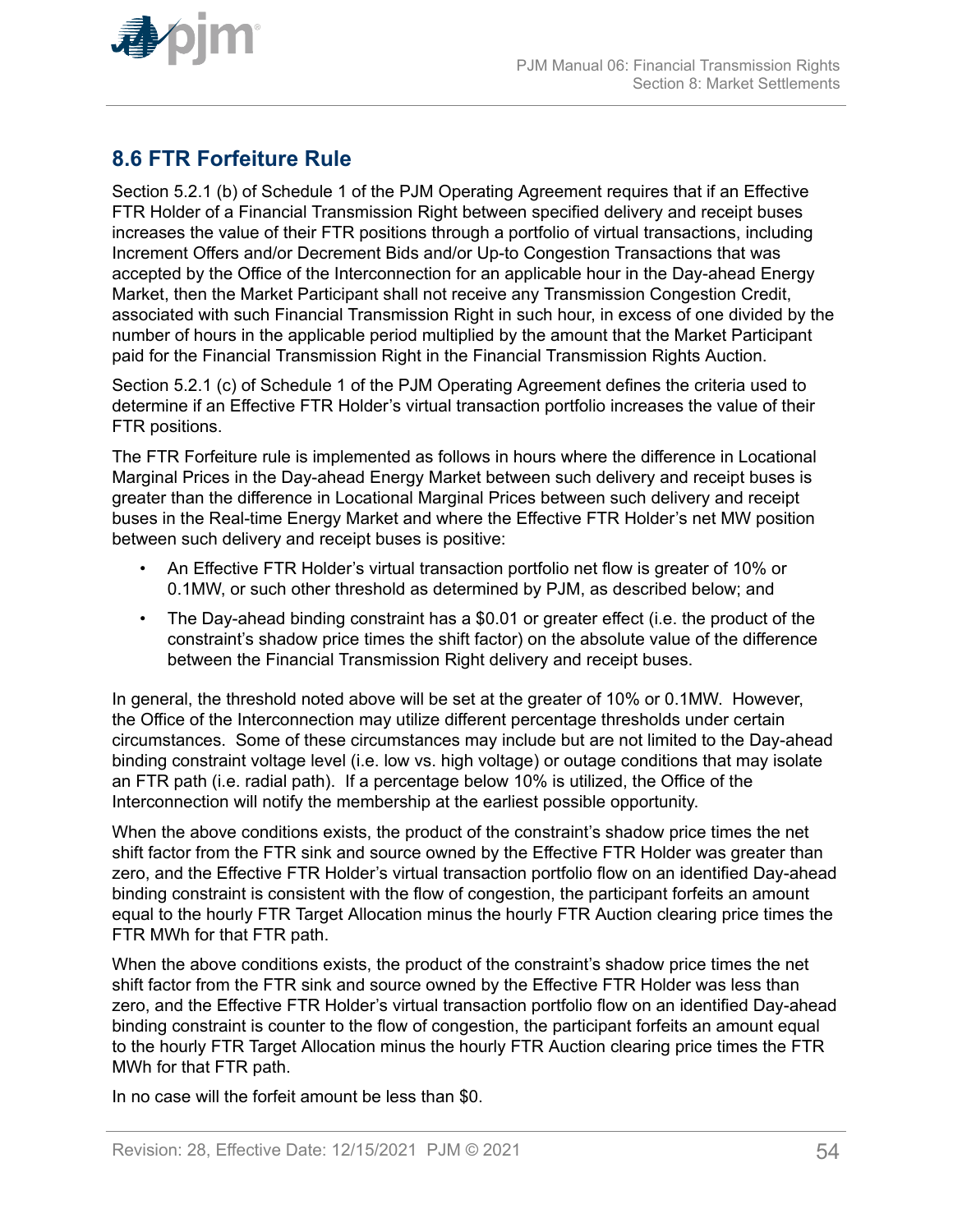## 8.6 FTR Forfeiture Rule

Section 5.2.1 (b) of Schedule 1 of the PJM Operating Agreement requires that if an Effective FTR Holder of a Financial Transmission Right between specified delivery and receipt buses increases the value of their FTR positions through a portfolio of virtual transactions, including Increment Offers and/or Decrement Bids and/or Up-to Congestion Transactions that was accepted by the Office of the Interconnection for an applicable hour in the Day-ahead Energy Market, then the Market Participant shall not receive any Transmission Congestion Credit, associated with such Financial Transmission Right in such hour, in excess of one divided by the number of hours in the applicable period multiplied by the amount that the Market Participant paid for the Financial Transmission Right in the Financial Transmission Rights Auction.

Section 5.2.1 (c) of Schedule 1 of the PJM Operating Agreement defines the criteria used to determine if an Effective FTR Holder's virtual transaction portfolio increases the value of their FTR positions.

The FTR Forfeiture rule is implemented as follows in hours where the difference in Locational Marginal Prices in the Day-ahead Energy Market between such delivery and receipt buses is greater than the difference in Locational Marginal Prices between such delivery and receipt buses in the Real-time Energy Market and where the Effective FTR Holder's net MW position between such delivery and receipt buses is positive:

- An Effective FTR Holder's virtual transaction portfolio net flow is greater of 10% or 0.1MW, or such other threshold as determined by PJM, as described below; and
- The Day-ahead binding constraint has a $0.01 or greater effect (i.e. the product of the constraint's shadow price times the shift factor) on the absolute value of the difference between the Financial Transmission Right delivery and receipt buses.

In general, the threshold noted above will be set at the greater of 10% or 0.1MW. However, the Office of the Interconnection may utilize different percentage thresholds under certain circumstances. Some of these circumstances may include but are not limited to the Day-ahead binding constraint voltage level (i.e. low vs. high voltage) or outage conditions that may isolate an FTR path (i.e. radial path). If a percentage below 10% is utilized, the Office of the Interconnection will notify the membership at the earliest possible opportunity.

When the above conditions exists, the product of the constraint's shadow price times the net shift factor from the FTR sink and source owned by the Effective FTR Holder was greater than zero, and the Effective FTR Holder's virtual transaction portfolio flow on an identified Day-ahead binding constraint is consistent with the flow of congestion, the participant forfeits an amount equal to the hourly FTR Target Allocation minus the hourly FTR Auction clearing price times the FTR MWh for that FTR path.

When the above conditions exists, the product of the constraint's shadow price times the net shift factor from the FTR sink and source owned by the Effective FTR Holder was less than zero, and the Effective FTR Holder's virtual transaction portfolio flow on an identified Day-ahead binding constraint is counter to the flow of congestion, the participant forfeits an amount equal to the hourly FTR Target Allocation minus the hourly FTR Auction clearing price times the FTR MWh for that FTR path.

In no case will the forfeit amount be less than $0.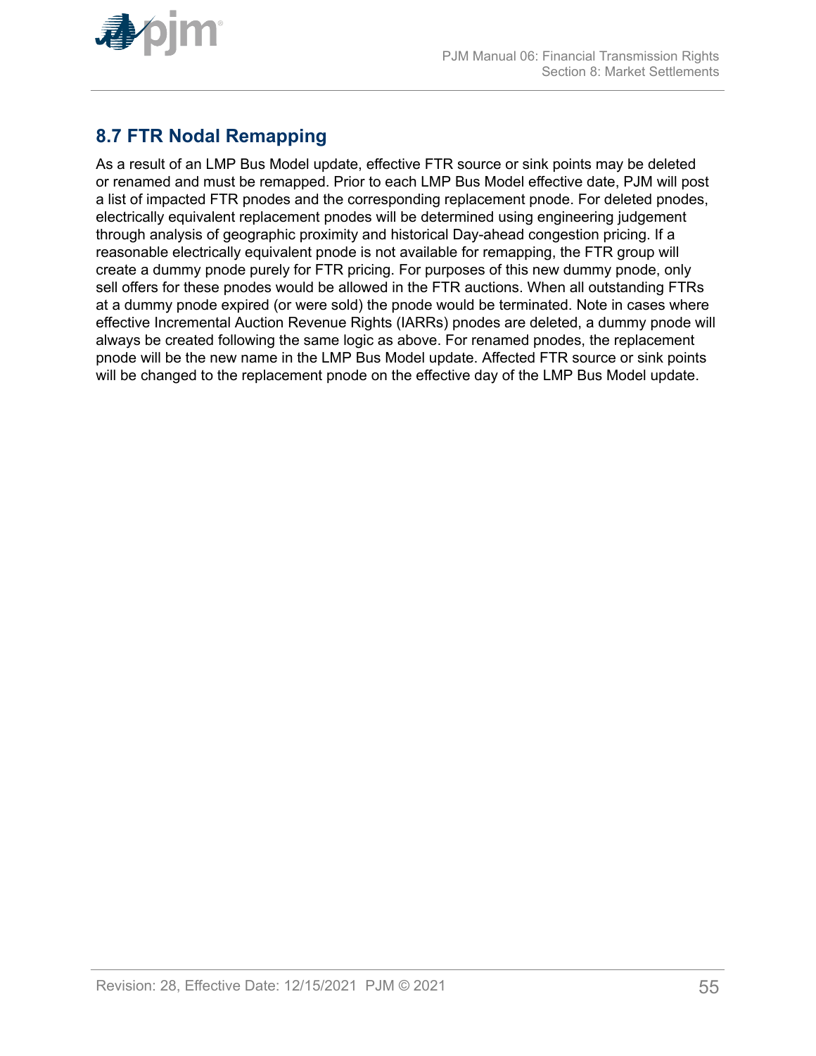## 8.7 FTR Nodal Remapping

As a result of an LMP Bus Model update, effective FTR source or sink points may be deleted or renamed and must be remapped. Prior to each LMP Bus Model effective date, PJM will post a list of impacted FTR pnodes and the corresponding replacement pnode. For deleted pnodes, electrically equivalent replacement pnodes will be determined using engineering judgement through analysis of geographic proximity and historical Day-ahead congestion pricing. If a reasonable electrically equivalent pnode is not available for remapping, the FTR group will create a dummy pnode purely for FTR pricing. For purposes of this new dummy pnode, only sell offers for these pnodes would be allowed in the FTR auctions. When all outstanding FTRs at a dummy pnode expired (or were sold) the pnode would be terminated. Note in cases where effective Incremental Auction Revenue Rights (IARRs) pnodes are deleted, a dummy pnode will always be created following the same logic as above. For renamed pnodes, the replacement pnode will be the new name in the LMP Bus Model update. Affected FTR source or sink points will be changed to the replacement pnode on the effective day of the LMP Bus Model update.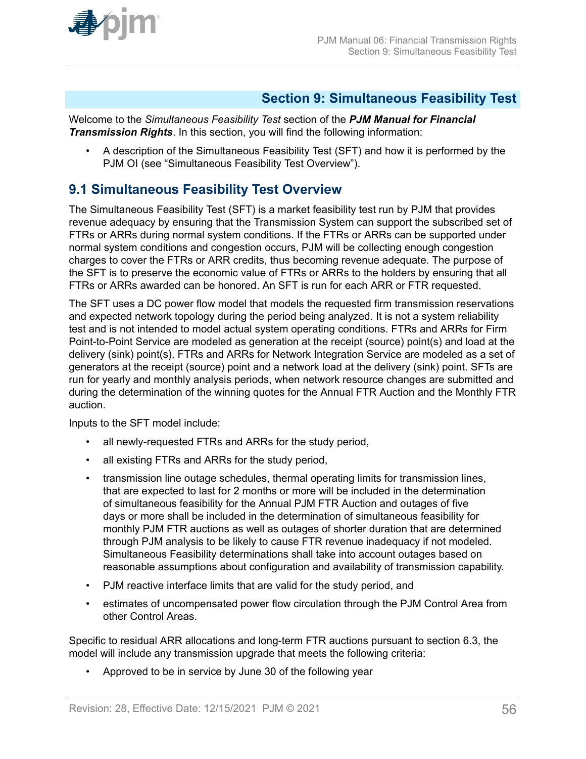# Section 9: Simultaneous Feasibility Test

Welcome to the *Simultaneous Feasibility Test* section of the ***PJM Manual for Financial Transmission Rights***. In this section, you will find the following information:

- A description of the Simultaneous Feasibility Test (SFT) and how it is performed by the PJM OI (see "Simultaneous Feasibility Test Overview").

## 9.1 Simultaneous Feasibility Test Overview

The Simultaneous Feasibility Test (SFT) is a market feasibility test run by PJM that provides revenue adequacy by ensuring that the Transmission System can support the subscribed set of FTRs or ARRs during normal system conditions. If the FTRs or ARRs can be supported under normal system conditions and congestion occurs, PJM will be collecting enough congestion charges to cover the FTRs or ARR credits, thus becoming revenue adequate. The purpose of the SFT is to preserve the economic value of FTRs or ARRs to the holders by ensuring that all FTRs or ARRs awarded can be honored. An SFT is run for each ARR or FTR requested.

The SFT uses a DC power flow model that models the requested firm transmission reservations and expected network topology during the period being analyzed. It is not a system reliability test and is not intended to model actual system operating conditions. FTRs and ARRs for Firm Point-to-Point Service are modeled as generation at the receipt (source) point(s) and load at the delivery (sink) point(s). FTRs and ARRs for Network Integration Service are modeled as a set of generators at the receipt (source) point and a network load at the delivery (sink) point. SFTs are run for yearly and monthly analysis periods, when network resource changes are submitted and during the determination of the winning quotes for the Annual FTR Auction and the Monthly FTR auction.

Inputs to the SFT model include:

- all newly-requested FTRs and ARRs for the study period,
- all existing FTRs and ARRs for the study period,
- transmission line outage schedules, thermal operating limits for transmission lines, that are expected to last for 2 months or more will be included in the determination of simultaneous feasibility for the Annual PJM FTR Auction and outages of five days or more shall be included in the determination of simultaneous feasibility for monthly PJM FTR auctions as well as outages of shorter duration that are determined through PJM analysis to be likely to cause FTR revenue inadequacy if not modeled. Simultaneous Feasibility determinations shall take into account outages based on reasonable assumptions about configuration and availability of transmission capability.
- PJM reactive interface limits that are valid for the study period, and
- estimates of uncompensated power flow circulation through the PJM Control Area from other Control Areas.

Specific to residual ARR allocations and long-term FTR auctions pursuant to section 6.3, the model will include any transmission upgrade that meets the following criteria:

- Approved to be in service by June 30 of the following year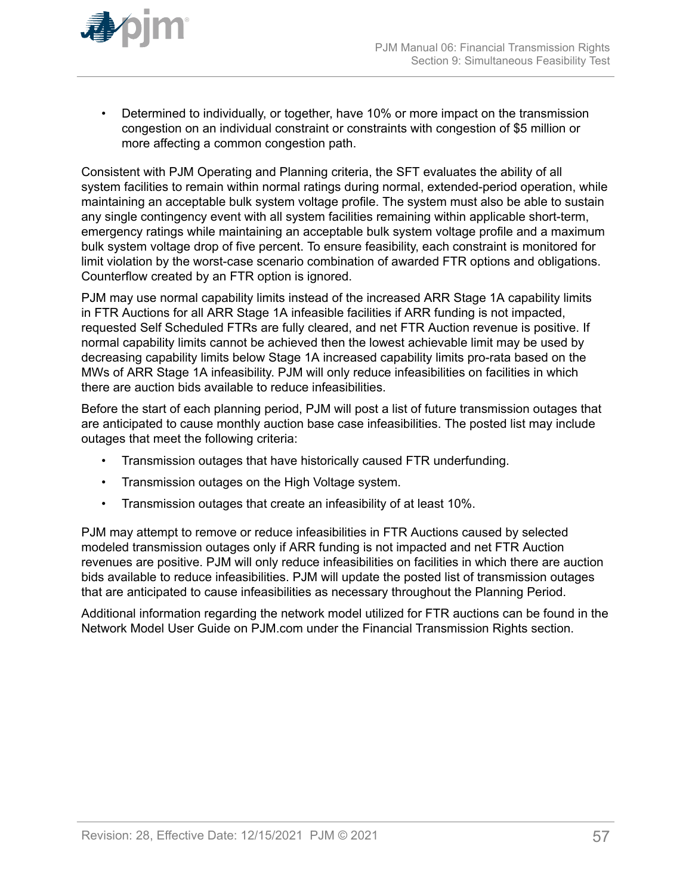- Determined to individually, or together, have 10% or more impact on the transmission congestion on an individual constraint or constraints with congestion of $5 million or more affecting a common congestion path.

Consistent with PJM Operating and Planning criteria, the SFT evaluates the ability of all system facilities to remain within normal ratings during normal, extended-period operation, while maintaining an acceptable bulk system voltage profile. The system must also be able to sustain any single contingency event with all system facilities remaining within applicable short-term, emergency ratings while maintaining an acceptable bulk system voltage profile and a maximum bulk system voltage drop of five percent. To ensure feasibility, each constraint is monitored for limit violation by the worst-case scenario combination of awarded FTR options and obligations. Counterflow created by an FTR option is ignored.

PJM may use normal capability limits instead of the increased ARR Stage 1A capability limits in FTR Auctions for all ARR Stage 1A infeasible facilities if ARR funding is not impacted, requested Self Scheduled FTRs are fully cleared, and net FTR Auction revenue is positive. If normal capability limits cannot be achieved then the lowest achievable limit may be used by decreasing capability limits below Stage 1A increased capability limits pro-rata based on the MWs of ARR Stage 1A infeasibility. PJM will only reduce infeasibilities on facilities in which there are auction bids available to reduce infeasibilities.

Before the start of each planning period, PJM will post a list of future transmission outages that are anticipated to cause monthly auction base case infeasibilities. The posted list may include outages that meet the following criteria:

- Transmission outages that have historically caused FTR underfunding.
- Transmission outages on the High Voltage system.
- Transmission outages that create an infeasibility of at least 10%.

PJM may attempt to remove or reduce infeasibilities in FTR Auctions caused by selected modeled transmission outages only if ARR funding is not impacted and net FTR Auction revenues are positive. PJM will only reduce infeasibilities on facilities in which there are auction bids available to reduce infeasibilities. PJM will update the posted list of transmission outages that are anticipated to cause infeasibilities as necessary throughout the Planning Period.

Additional information regarding the network model utilized for FTR auctions can be found in the Network Model User Guide on PJM.com under the Financial Transmission Rights section.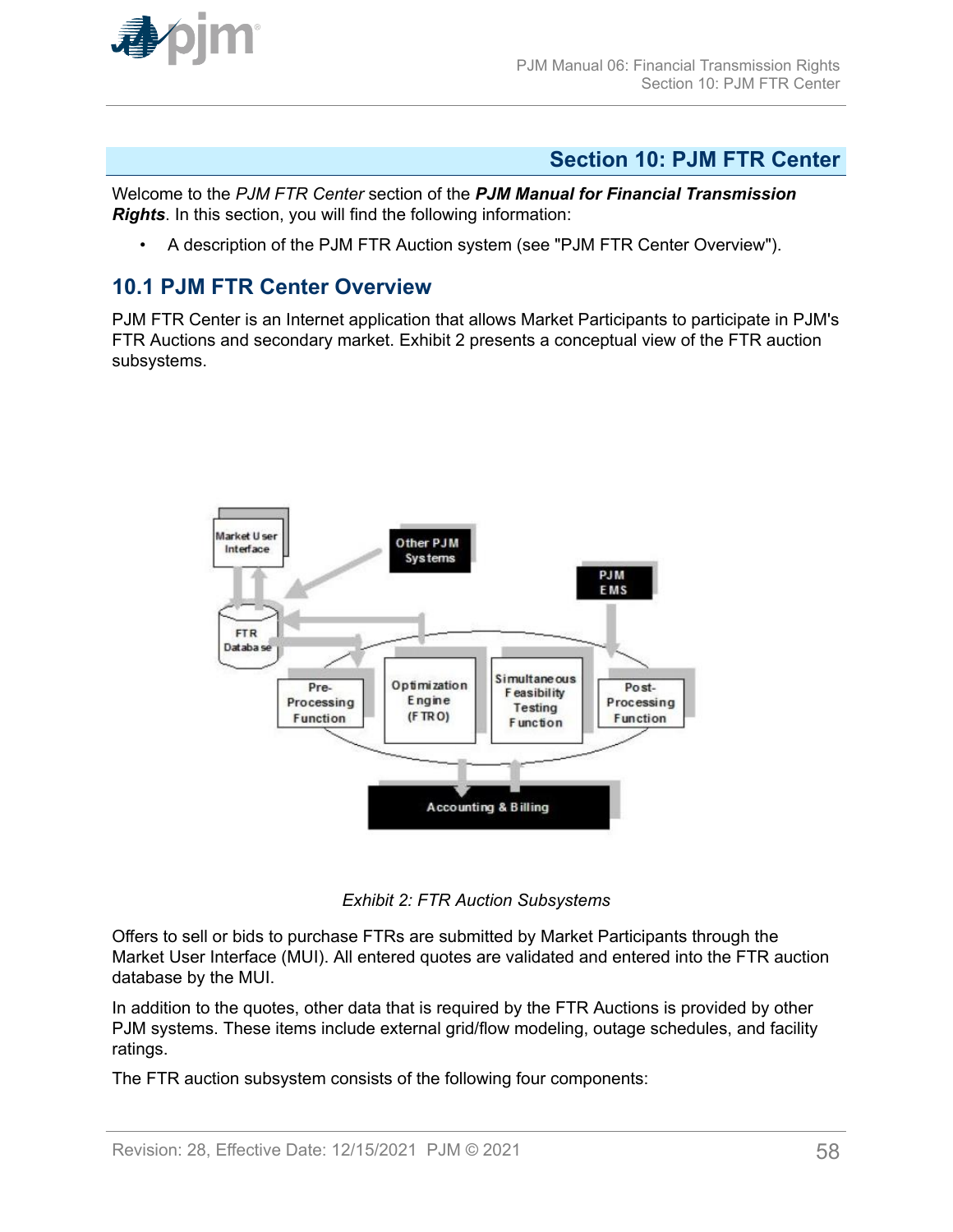# Section 10: PJM FTR Center

Welcome to the *PJM FTR Center* section of the ***PJM Manual for Financial Transmission Rights***. In this section, you will find the following information:

- A description of the PJM FTR Auction system (see "PJM FTR Center Overview").

## 10.1 PJM FTR Center Overview

PJM FTR Center is an Internet application that allows Market Participants to participate in PJM's FTR Auctions and secondary market. Exhibit 2 presents a conceptual view of the FTR auction subsystems.

*Exhibit 2: FTR Auction Subsystems*

Offers to sell or bids to purchase FTRs are submitted by Market Participants through the Market User Interface (MUI). All entered quotes are validated and entered into the FTR auction database by the MUI.

In addition to the quotes, other data that is required by the FTR Auctions is provided by other PJM systems. These items include external grid/flow modeling, outage schedules, and facility ratings.

The FTR auction subsystem consists of the following four components: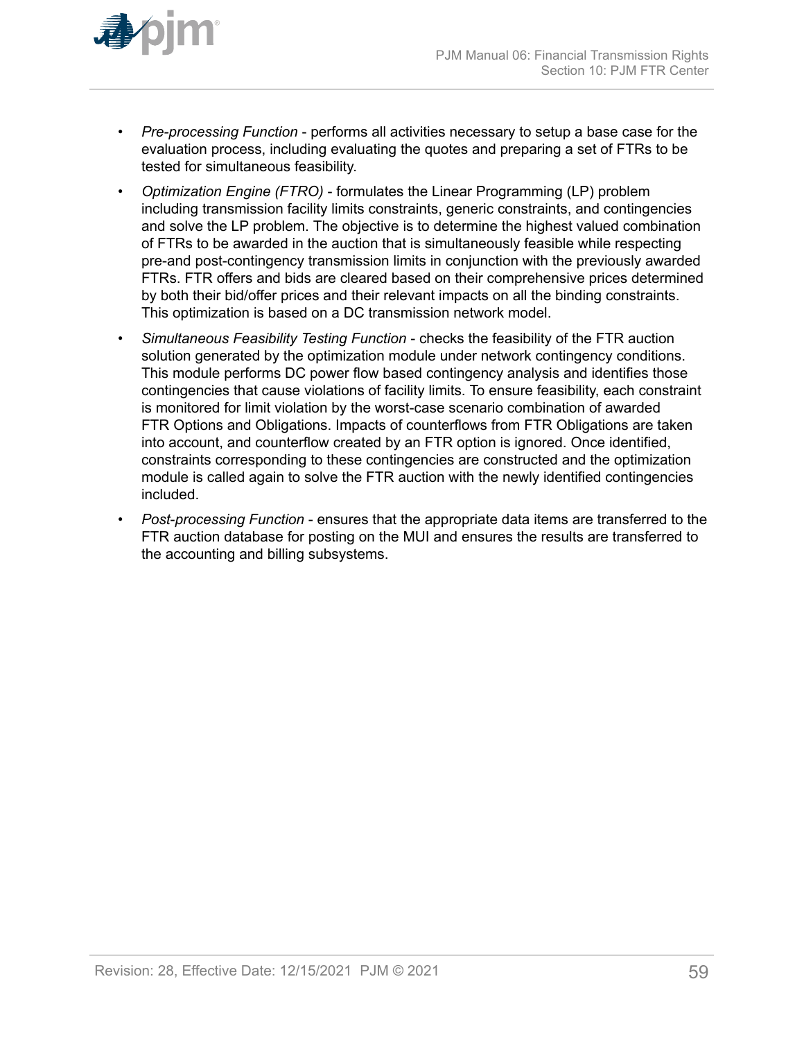- *Pre-processing Function* - performs all activities necessary to setup a base case for the evaluation process, including evaluating the quotes and preparing a set of FTRs to be tested for simultaneous feasibility.
- *Optimization Engine (FTRO)* - formulates the Linear Programming (LP) problem including transmission facility limits constraints, generic constraints, and contingencies and solve the LP problem. The objective is to determine the highest valued combination of FTRs to be awarded in the auction that is simultaneously feasible while respecting pre-and post-contingency transmission limits in conjunction with the previously awarded FTRs. FTR offers and bids are cleared based on their comprehensive prices determined by both their bid/offer prices and their relevant impacts on all the binding constraints. This optimization is based on a DC transmission network model.
- *Simultaneous Feasibility Testing Function* - checks the feasibility of the FTR auction solution generated by the optimization module under network contingency conditions. This module performs DC power flow based contingency analysis and identifies those contingencies that cause violations of facility limits. To ensure feasibility, each constraint is monitored for limit violation by the worst-case scenario combination of awarded FTR Options and Obligations. Impacts of counterflows from FTR Obligations are taken into account, and counterflow created by an FTR option is ignored. Once identified, constraints corresponding to these contingencies are constructed and the optimization module is called again to solve the FTR auction with the newly identified contingencies included.
- *Post-processing Function* - ensures that the appropriate data items are transferred to the FTR auction database for posting on the MUI and ensures the results are transferred to the accounting and billing subsystems.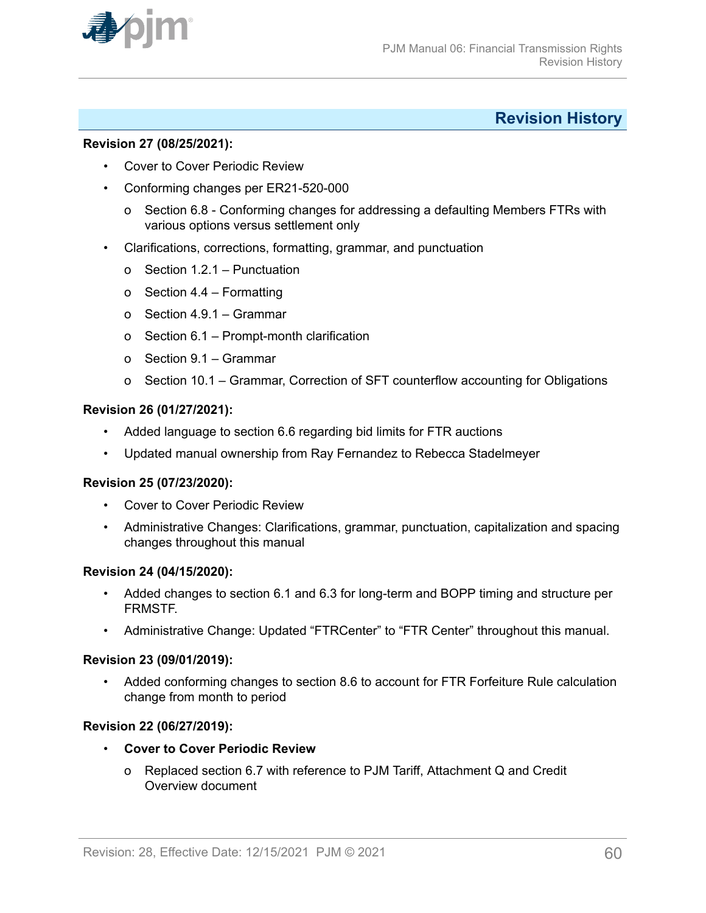# Revision History

**Revision 27 (08/25/2021):**

- Cover to Cover Periodic Review
- Conforming changes per ER21-520-000
  - Section 6.8 - Conforming changes for addressing a defaulting Members FTRs with various options versus settlement only
- Clarifications, corrections, formatting, grammar, and punctuation
  - Section 1.2.1 – Punctuation
  - Section 4.4 – Formatting
  - Section 4.9.1 – Grammar
  - Section 6.1 – Prompt-month clarification
  - Section 9.1 – Grammar
  - Section 10.1 – Grammar, Correction of SFT counterflow accounting for Obligations

**Revision 26 (01/27/2021):**

- Added language to section 6.6 regarding bid limits for FTR auctions
- Updated manual ownership from Ray Fernandez to Rebecca Stadelmeyer

**Revision 25 (07/23/2020):**

- Cover to Cover Periodic Review
- Administrative Changes: Clarifications, grammar, punctuation, capitalization and spacing changes throughout this manual

**Revision 24 (04/15/2020):**

- Added changes to section 6.1 and 6.3 for long-term and BOPP timing and structure per FRMSTF.
- Administrative Change: Updated “FTRCenter” to “FTR Center” throughout this manual.

**Revision 23 (09/01/2019):**

- Added conforming changes to section 8.6 to account for FTR Forfeiture Rule calculation change from month to period

**Revision 22 (06/27/2019):**

- **Cover to Cover Periodic Review**
  - Replaced section 6.7 with reference to PJM Tariff, Attachment Q and Credit Overview document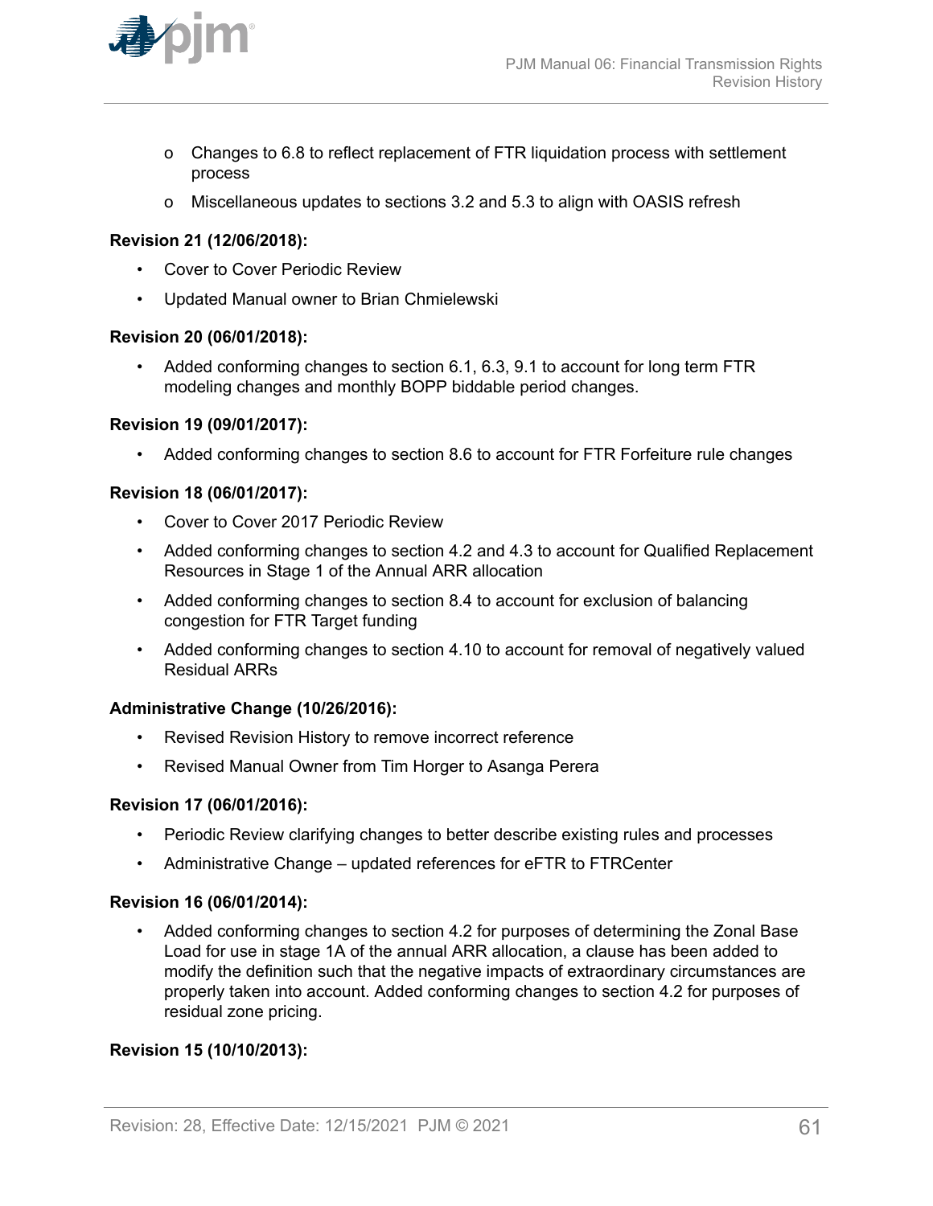- Changes to 6.8 to reflect replacement of FTR liquidation process with settlement process
- Miscellaneous updates to sections 3.2 and 5.3 to align with OASIS refresh

**Revision 21 (12/06/2018):**

- Cover to Cover Periodic Review
- Updated Manual owner to Brian Chmielewski

**Revision 20 (06/01/2018):**

- Added conforming changes to section 6.1, 6.3, 9.1 to account for long term FTR modeling changes and monthly BOPP biddable period changes.

**Revision 19 (09/01/2017):**

- Added conforming changes to section 8.6 to account for FTR Forfeiture rule changes

**Revision 18 (06/01/2017):**

- Cover to Cover 2017 Periodic Review
- Added conforming changes to section 4.2 and 4.3 to account for Qualified Replacement Resources in Stage 1 of the Annual ARR allocation
- Added conforming changes to section 8.4 to account for exclusion of balancing congestion for FTR Target funding
- Added conforming changes to section 4.10 to account for removal of negatively valued Residual ARRs

**Administrative Change (10/26/2016):**

- Revised Revision History to remove incorrect reference
- Revised Manual Owner from Tim Horger to Asanga Perera

**Revision 17 (06/01/2016):**

- Periodic Review clarifying changes to better describe existing rules and processes
- Administrative Change – updated references for eFTR to FTRCenter

**Revision 16 (06/01/2014):**

- Added conforming changes to section 4.2 for purposes of determining the Zonal Base Load for use in stage 1A of the annual ARR allocation, a clause has been added to modify the definition such that the negative impacts of extraordinary circumstances are properly taken into account. Added conforming changes to section 4.2 for purposes of residual zone pricing.

**Revision 15 (10/10/2013):**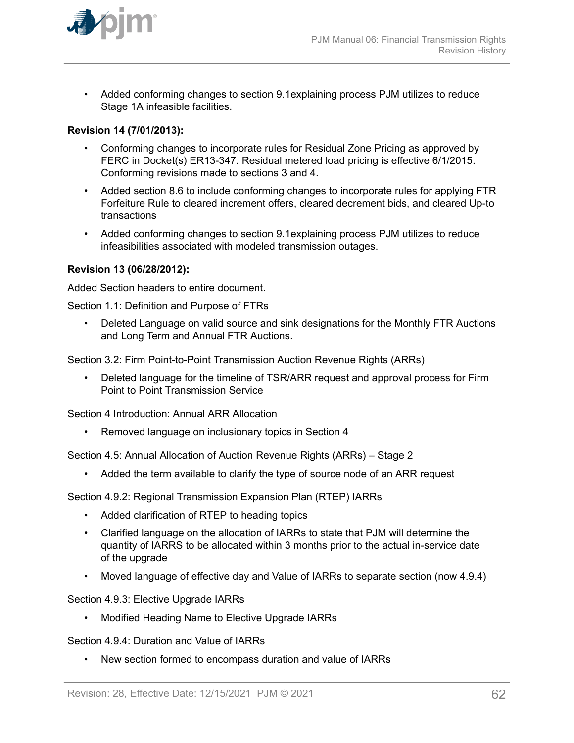- Added conforming changes to section 9.1explaining process PJM utilizes to reduce Stage 1A infeasible facilities.

**Revision 14 (7/01/2013):**

- Conforming changes to incorporate rules for Residual Zone Pricing as approved by FERC in Docket(s) ER13-347. Residual metered load pricing is effective 6/1/2015. Conforming revisions made to sections 3 and 4.
- Added section 8.6 to include conforming changes to incorporate rules for applying FTR Forfeiture Rule to cleared increment offers, cleared decrement bids, and cleared Up-to transactions
- Added conforming changes to section 9.1explaining process PJM utilizes to reduce infeasibilities associated with modeled transmission outages.

**Revision 13 (06/28/2012):**

Added Section headers to entire document.

Section 1.1: Definition and Purpose of FTRs

- Deleted Language on valid source and sink designations for the Monthly FTR Auctions and Long Term and Annual FTR Auctions.

Section 3.2: Firm Point-to-Point Transmission Auction Revenue Rights (ARRs)

- Deleted language for the timeline of TSR/ARR request and approval process for Firm Point to Point Transmission Service

Section 4 Introduction: Annual ARR Allocation

- Removed language on inclusionary topics in Section 4

Section 4.5: Annual Allocation of Auction Revenue Rights (ARRs) – Stage 2

- Added the term available to clarify the type of source node of an ARR request

Section 4.9.2: Regional Transmission Expansion Plan (RTEP) IARRs

- Added clarification of RTEP to heading topics
- Clarified language on the allocation of IARRs to state that PJM will determine the quantity of IARRS to be allocated within 3 months prior to the actual in-service date of the upgrade
- Moved language of effective day and Value of IARRs to separate section (now 4.9.4)

Section 4.9.3: Elective Upgrade IARRs

- Modified Heading Name to Elective Upgrade IARRs

Section 4.9.4: Duration and Value of IARRs

- New section formed to encompass duration and value of IARRs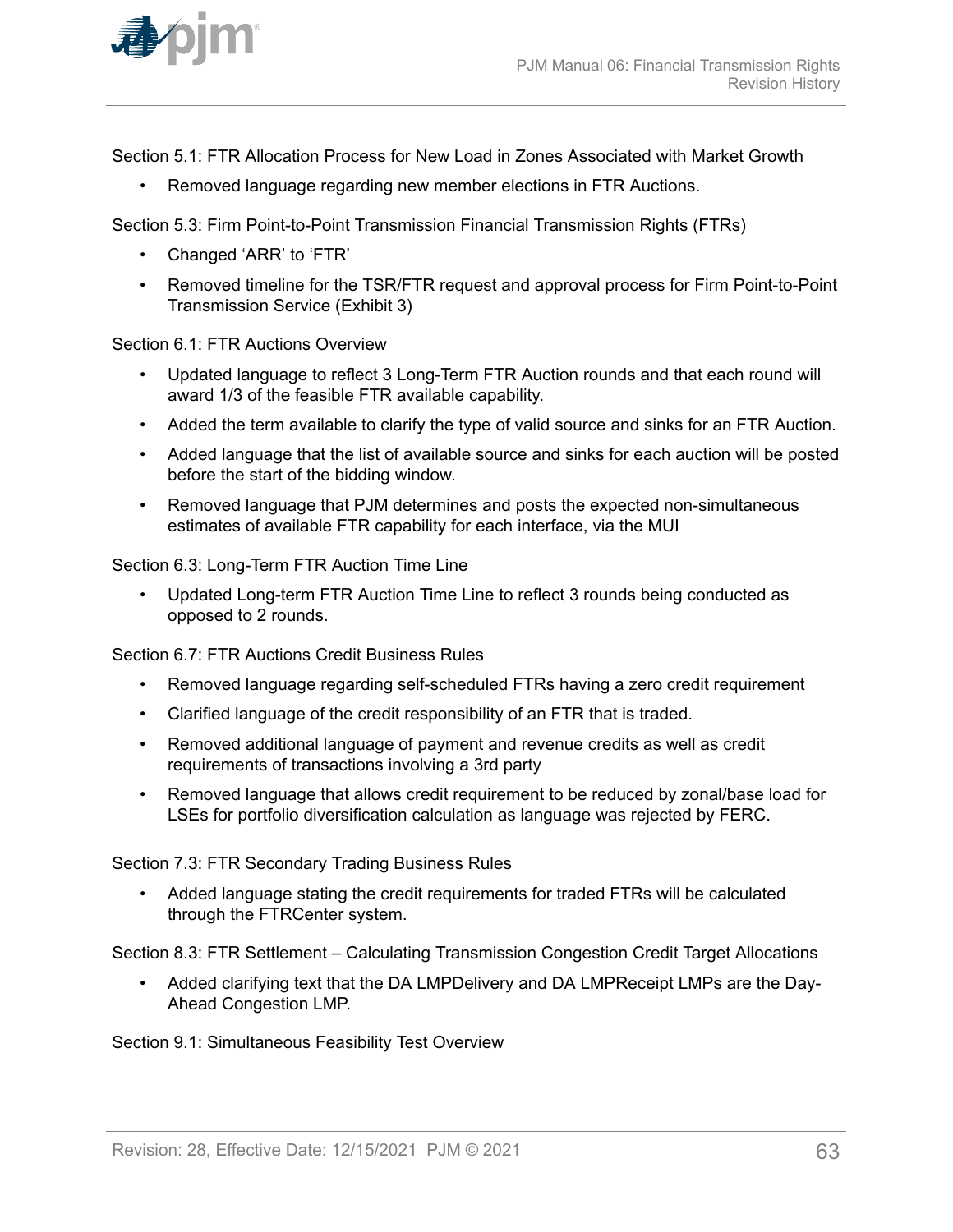Section 5.1: FTR Allocation Process for New Load in Zones Associated with Market Growth

- Removed language regarding new member elections in FTR Auctions.

Section 5.3: Firm Point-to-Point Transmission Financial Transmission Rights (FTRs)

- Changed ‘ARR’ to ‘FTR’
- Removed timeline for the TSR/FTR request and approval process for Firm Point-to-Point Transmission Service (Exhibit 3)

Section 6.1: FTR Auctions Overview

- Updated language to reflect 3 Long-Term FTR Auction rounds and that each round will award 1/3 of the feasible FTR available capability.
- Added the term available to clarify the type of valid source and sinks for an FTR Auction.
- Added language that the list of available source and sinks for each auction will be posted before the start of the bidding window.
- Removed language that PJM determines and posts the expected non-simultaneous estimates of available FTR capability for each interface, via the MUI

Section 6.3: Long-Term FTR Auction Time Line

- Updated Long-term FTR Auction Time Line to reflect 3 rounds being conducted as opposed to 2 rounds.

Section 6.7: FTR Auctions Credit Business Rules

- Removed language regarding self-scheduled FTRs having a zero credit requirement
- Clarified language of the credit responsibility of an FTR that is traded.
- Removed additional language of payment and revenue credits as well as credit requirements of transactions involving a 3rd party
- Removed language that allows credit requirement to be reduced by zonal/base load for LSEs for portfolio diversification calculation as language was rejected by FERC.

Section 7.3: FTR Secondary Trading Business Rules

- Added language stating the credit requirements for traded FTRs will be calculated through the FTRCenter system.

Section 8.3: FTR Settlement – Calculating Transmission Congestion Credit Target Allocations

- Added clarifying text that the DA LMPDelivery and DA LMPReceipt LMPs are the Day-Ahead Congestion LMP.

Section 9.1: Simultaneous Feasibility Test Overview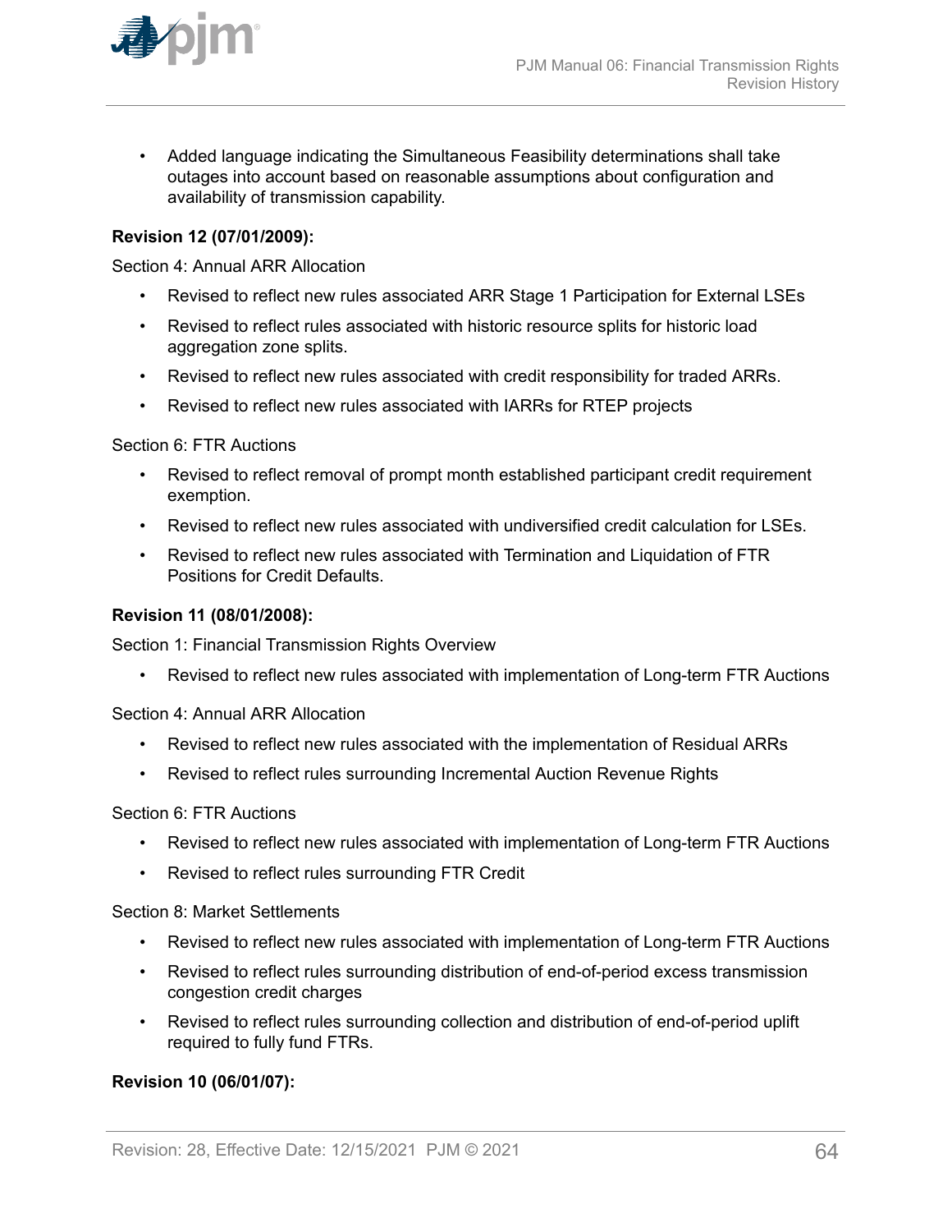- Added language indicating the Simultaneous Feasibility determinations shall take outages into account based on reasonable assumptions about configuration and availability of transmission capability.

**Revision 12 (07/01/2009):**

Section 4: Annual ARR Allocation

- Revised to reflect new rules associated ARR Stage 1 Participation for External LSEs
- Revised to reflect rules associated with historic resource splits for historic load aggregation zone splits.
- Revised to reflect new rules associated with credit responsibility for traded ARRs.
- Revised to reflect new rules associated with IARRs for RTEP projects

Section 6: FTR Auctions

- Revised to reflect removal of prompt month established participant credit requirement exemption.
- Revised to reflect new rules associated with undiversified credit calculation for LSEs.
- Revised to reflect new rules associated with Termination and Liquidation of FTR Positions for Credit Defaults.

**Revision 11 (08/01/2008):**

Section 1: Financial Transmission Rights Overview

- Revised to reflect new rules associated with implementation of Long-term FTR Auctions

Section 4: Annual ARR Allocation

- Revised to reflect new rules associated with the implementation of Residual ARRs
- Revised to reflect rules surrounding Incremental Auction Revenue Rights

Section 6: FTR Auctions

- Revised to reflect new rules associated with implementation of Long-term FTR Auctions
- Revised to reflect rules surrounding FTR Credit

Section 8: Market Settlements

- Revised to reflect new rules associated with implementation of Long-term FTR Auctions
- Revised to reflect rules surrounding distribution of end-of-period excess transmission congestion credit charges
- Revised to reflect rules surrounding collection and distribution of end-of-period uplift required to fully fund FTRs.

**Revision 10 (06/01/07):**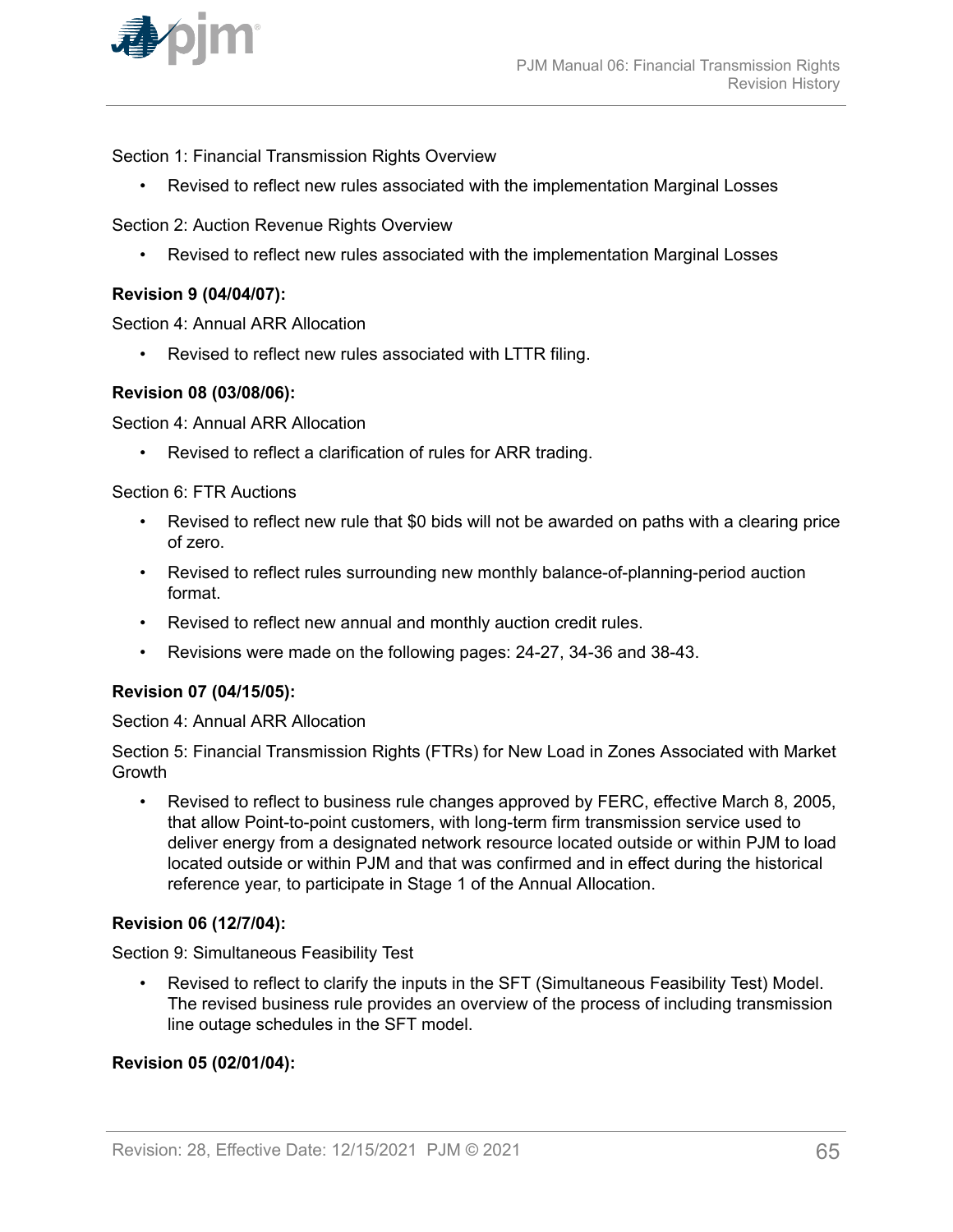Section 1: Financial Transmission Rights Overview

- Revised to reflect new rules associated with the implementation Marginal Losses

Section 2: Auction Revenue Rights Overview

- Revised to reflect new rules associated with the implementation Marginal Losses

**Revision 9 (04/04/07):**

Section 4: Annual ARR Allocation

- Revised to reflect new rules associated with LTTR filing.

**Revision 08 (03/08/06):**

Section 4: Annual ARR Allocation

- Revised to reflect a clarification of rules for ARR trading.

Section 6: FTR Auctions

- Revised to reflect new rule that $0 bids will not be awarded on paths with a clearing price of zero.
- Revised to reflect rules surrounding new monthly balance-of-planning-period auction format.
- Revised to reflect new annual and monthly auction credit rules.
- Revisions were made on the following pages: 24-27, 34-36 and 38-43.

**Revision 07 (04/15/05):**

Section 4: Annual ARR Allocation

Section 5: Financial Transmission Rights (FTRs) for New Load in Zones Associated with Market Growth

- Revised to reflect to business rule changes approved by FERC, effective March 8, 2005, that allow Point-to-point customers, with long-term firm transmission service used to deliver energy from a designated network resource located outside or within PJM to load located outside or within PJM and that was confirmed and in effect during the historical reference year, to participate in Stage 1 of the Annual Allocation.

**Revision 06 (12/7/04):**

Section 9: Simultaneous Feasibility Test

- Revised to reflect to clarify the inputs in the SFT (Simultaneous Feasibility Test) Model. The revised business rule provides an overview of the process of including transmission line outage schedules in the SFT model.

**Revision 05 (02/01/04):**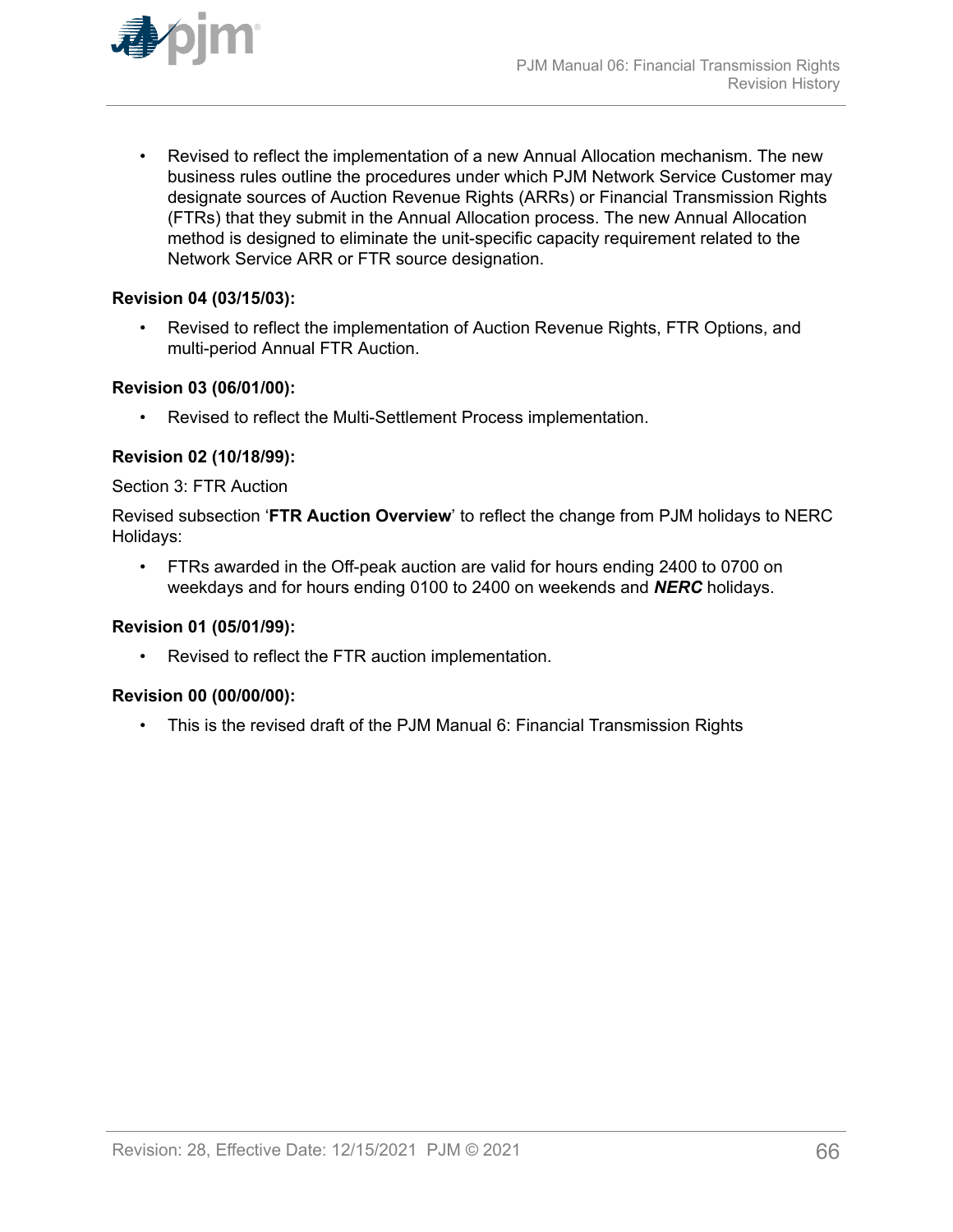- Revised to reflect the implementation of a new Annual Allocation mechanism. The new business rules outline the procedures under which PJM Network Service Customer may designate sources of Auction Revenue Rights (ARRs) or Financial Transmission Rights (FTRs) that they submit in the Annual Allocation process. The new Annual Allocation method is designed to eliminate the unit-specific capacity requirement related to the Network Service ARR or FTR source designation.

**Revision 04 (03/15/03):**

- Revised to reflect the implementation of Auction Revenue Rights, FTR Options, and multi-period Annual FTR Auction.

**Revision 03 (06/01/00):**

- Revised to reflect the Multi-Settlement Process implementation.

**Revision 02 (10/18/99):**

Section 3: FTR Auction

Revised subsection '**FTR Auction Overview**' to reflect the change from PJM holidays to NERC Holidays:

- FTRs awarded in the Off-peak auction are valid for hours ending 2400 to 0700 on weekdays and for hours ending 0100 to 2400 on weekends and ***NERC*** holidays.

**Revision 01 (05/01/99):**

- Revised to reflect the FTR auction implementation.

**Revision 00 (00/00/00):**

- This is the revised draft of the PJM Manual 6: Financial Transmission Rights